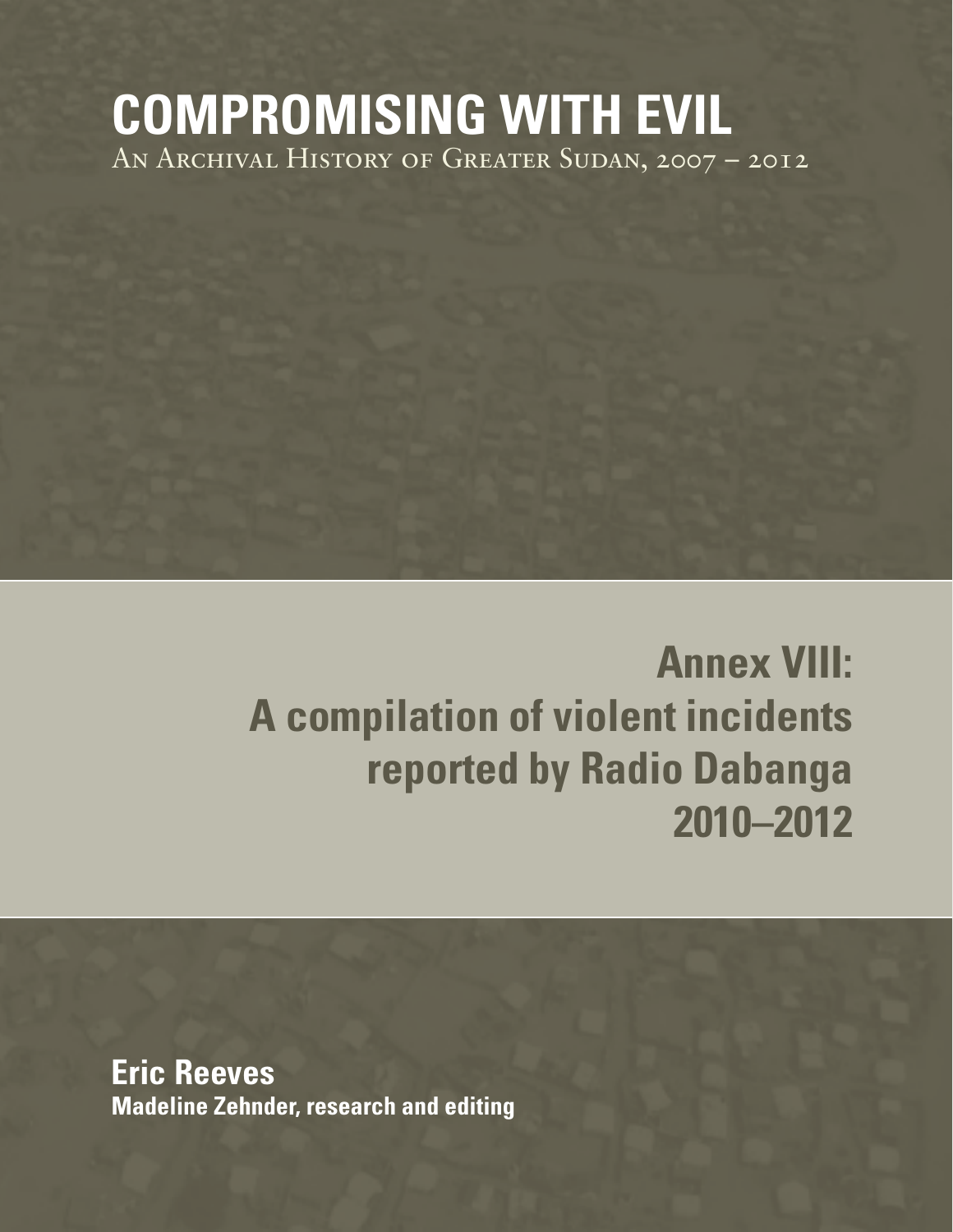# COMPROMISING WITH EVIL

An Archival History of Greater Sudan, 2007 – 2012

## Annex VIII: A compilation of violent incidents reported by Radio Dabanga 2010–2012

**Eric Reeves**

**Madeline Zehnder, research and editing**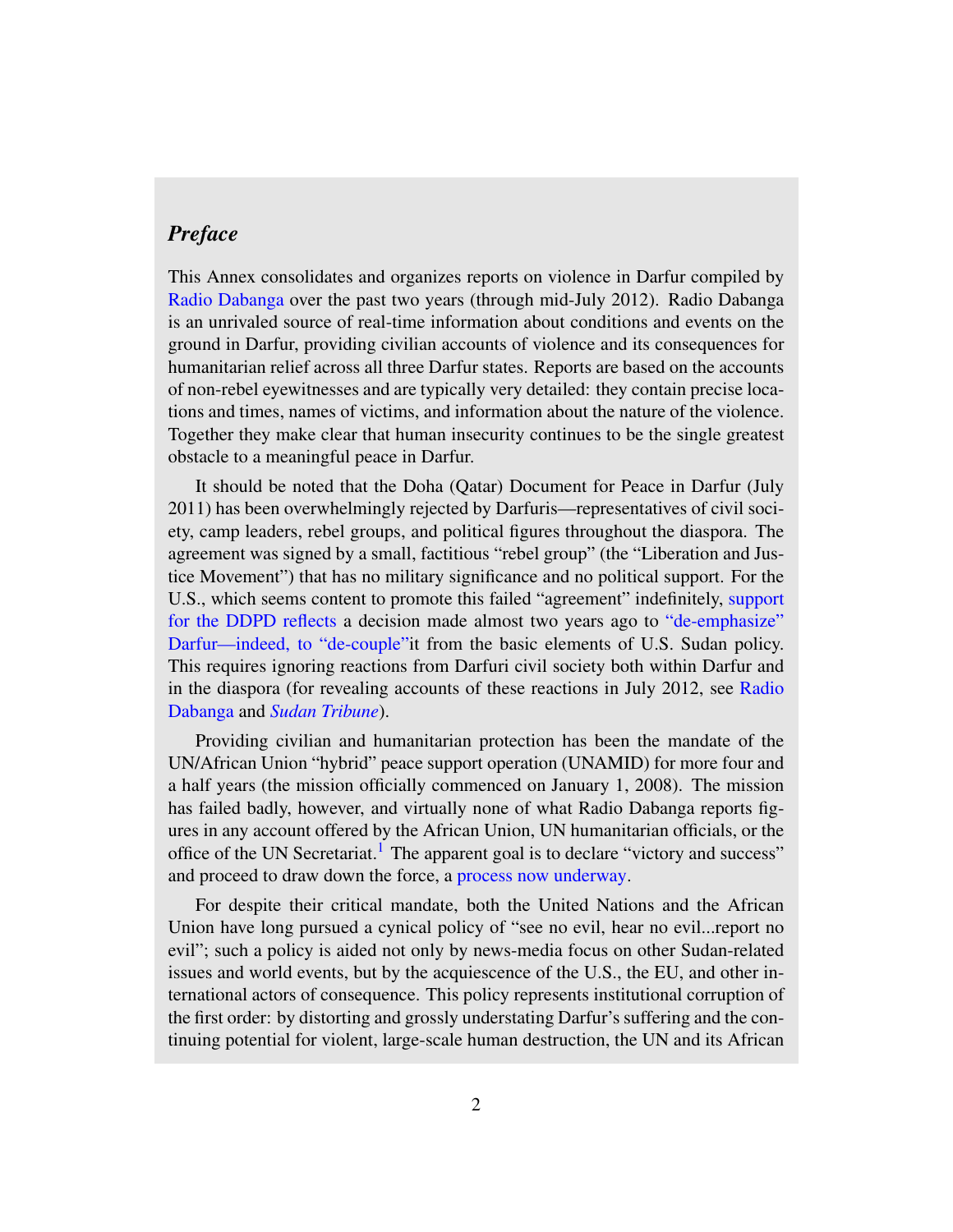## *Preface*

This Annex consolidates and organizes reports on violence in Darfur compiled by Radio Dabanga over the past two years (through mid-July 2012). Radio Dabanga is an unrivaled source of real-time information about conditions and events on the ground in Darfur, providing civilian accounts of violence and its consequences for humanitarian relief across all three Darfur states. Reports are based on the accounts of non-rebel eyewitnesses and are typically very detailed: they contain precise locations and times, names of victims, and information about the nature of the violence. Together they make clear that human insecurity continues to be the single greatest obstacle to a meaningful peace in Darfur.

It should be noted that the Doha (Qatar) Document for Peace in Darfur (July 2011) has been overwhelmingly rejected by Darfuris—representatives of civil society, camp leaders, rebel groups, and political figures throughout the diaspora. The agreement was signed by a small, factitious "rebel group" (the "Liberation and Justice Movement") that has no military significance and no political support. For the U.S., which seems content to promote this failed "agreement" indefinitely, support for the DDPD reflects a decision made almost two years ago to "de-emphasize" Darfur—indeed, to "de-couple"it from the basic elements of U.S. Sudan policy. This requires ignoring reactions from Darfuri civil society both within Darfur and in the diaspora (for revealing accounts of these reactions in July 2012, see Radio Dabanga and *Sudan Tribune*).

Providing civilian and humanitarian protection has been the mandate of the UN/African Union "hybrid" peace support operation (UNAMID) for more four and a half years (the mission officially commenced on January 1, 2008). The mission has failed badly, however, and virtually none of what Radio Dabanga reports figures in any account offered by the African Union, UN humanitarian officials, or the office of the UN Secretariat.[1] The apparent goal is to declare "victory and success" and proceed to draw down the force, a process now underway.

For despite their critical mandate, both the United Nations and the African Union have long pursued a cynical policy of "see no evil, hear no evil...report no evil"; such a policy is aided not only by news-media focus on other Sudan-related issues and world events, but by the acquiescence of the U.S., the EU, and other international actors of consequence. This policy represents institutional corruption of the first order: by distorting and grossly understating Darfur's suffering and the continuing potential for violent, large-scale human destruction, the UN and its African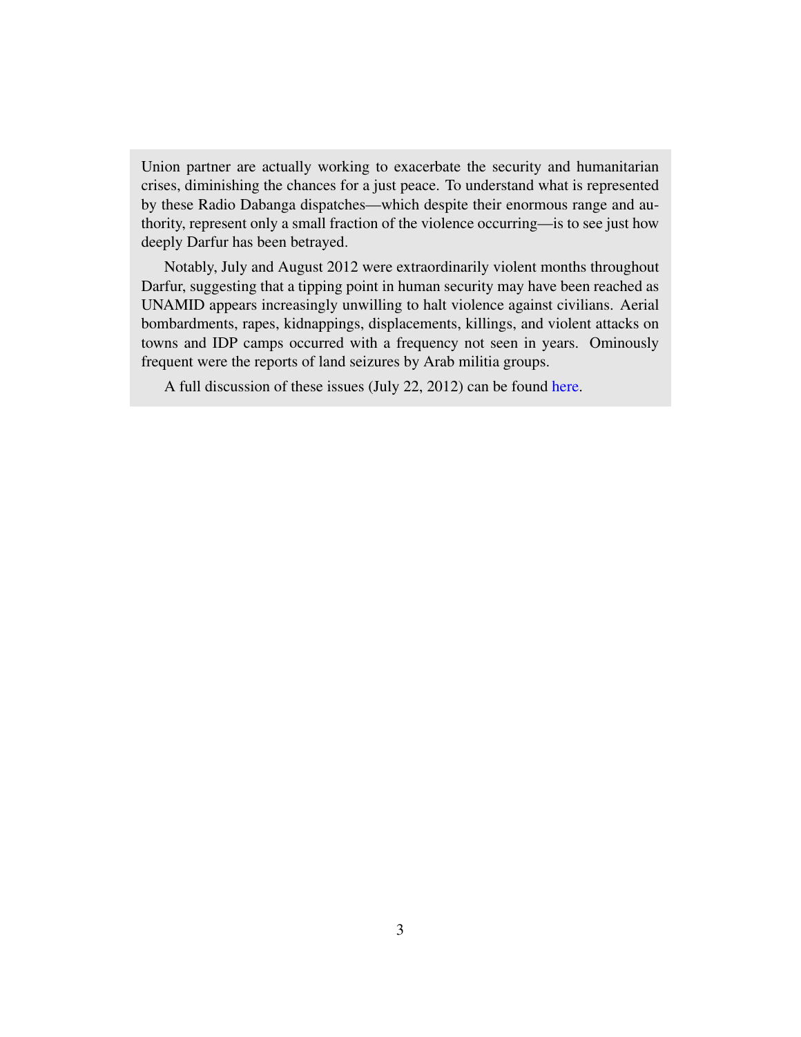Union partner are actually working to exacerbate the security and humanitarian crises, diminishing the chances for a just peace. To understand what is represented by these Radio Dabanga dispatches—which despite their enormous range and authority, represent only a small fraction of the violence occurring—is to see just how deeply Darfur has been betrayed.

Notably, July and August 2012 were extraordinarily violent months throughout Darfur, suggesting that a tipping point in human security may have been reached as UNAMID appears increasingly unwilling to halt violence against civilians. Aerial bombardments, rapes, kidnappings, displacements, killings, and violent attacks on towns and IDP camps occurred with a frequency not seen in years. Ominously frequent were the reports of land seizures by Arab militia groups.

A full discussion of these issues (July 22, 2012) can be found here.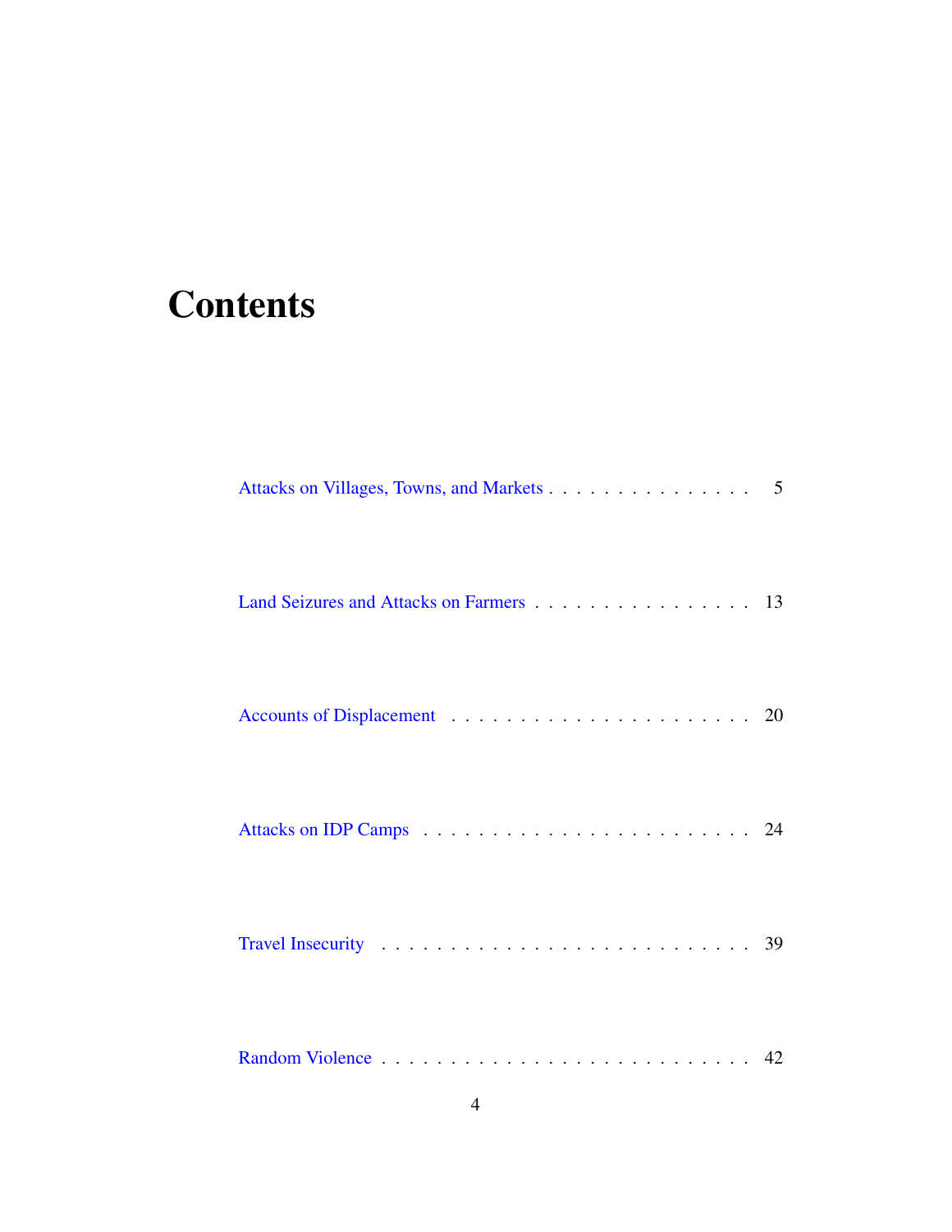# Contents

Attacks on Villages, Towns, and Markets . . . . . . . . . . . . . . . . 5

Land Seizures and Attacks on Farmers . . . . . . . . . . . . . . . . . 13

Accounts of Displacement . . . . . . . . . . . . . . . . . . . . . . . 20

Attacks on IDP Camps . . . . . . . . . . . . . . . . . . . . . . . . . 24

Travel Insecurity . . . . . . . . . . . . . . . . . . . . . . . . . . . 39

Random Violence . . . . . . . . . . . . . . . . . . . . . . . . . . . . 42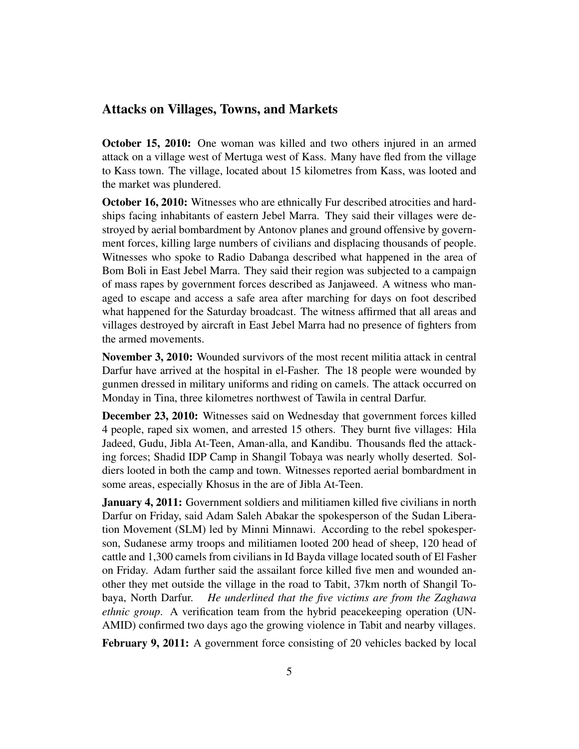## Attacks on Villages, Towns, and Markets

**October 15, 2010:** One woman was killed and two others injured in an armed attack on a village west of Mertuga west of Kass. Many have fled from the village to Kass town. The village, located about 15 kilometres from Kass, was looted and the market was plundered.

**October 16, 2010:** Witnesses who are ethnically Fur described atrocities and hardships facing inhabitants of eastern Jebel Marra. They said their villages were destroyed by aerial bombardment by Antonov planes and ground offensive by government forces, killing large numbers of civilians and displacing thousands of people. Witnesses who spoke to Radio Dabanga described what happened in the area of Bom Boli in East Jebel Marra. They said their region was subjected to a campaign of mass rapes by government forces described as Janjaweed. A witness who managed to escape and access a safe area after marching for days on foot described what happened for the Saturday broadcast. The witness affirmed that all areas and villages destroyed by aircraft in East Jebel Marra had no presence of fighters from the armed movements.

**November 3, 2010:** Wounded survivors of the most recent militia attack in central Darfur have arrived at the hospital in el-Fasher. The 18 people were wounded by gunmen dressed in military uniforms and riding on camels. The attack occurred on Monday in Tina, three kilometres northwest of Tawila in central Darfur.

**December 23, 2010:** Witnesses said on Wednesday that government forces killed 4 people, raped six women, and arrested 15 others. They burnt five villages: Hila Jadeed, Gudu, Jibla At-Teen, Aman-alla, and Kandibu. Thousands fled the attacking forces; Shadid IDP Camp in Shangil Tobaya was nearly wholly deserted. Soldiers looted in both the camp and town. Witnesses reported aerial bombardment in some areas, especially Khosus in the are of Jibla At-Teen.

**January 4, 2011:** Government soldiers and militiamen killed five civilians in north Darfur on Friday, said Adam Saleh Abakar the spokesperson of the Sudan Liberation Movement (SLM) led by Minni Minnawi. According to the rebel spokesperson, Sudanese army troops and militiamen looted 200 head of sheep, 120 head of cattle and 1,300 camels from civilians in Id Bayda village located south of El Fasher on Friday. Adam further said the assailant force killed five men and wounded another they met outside the village in the road to Tabit, 37km north of Shangil Tobaya, North Darfur. *He underlined that the five victims are from the Zaghawa ethnic group*. A verification team from the hybrid peacekeeping operation (UNAMID) confirmed two days ago the growing violence in Tabit and nearby villages.

**February 9, 2011:** A government force consisting of 20 vehicles backed by local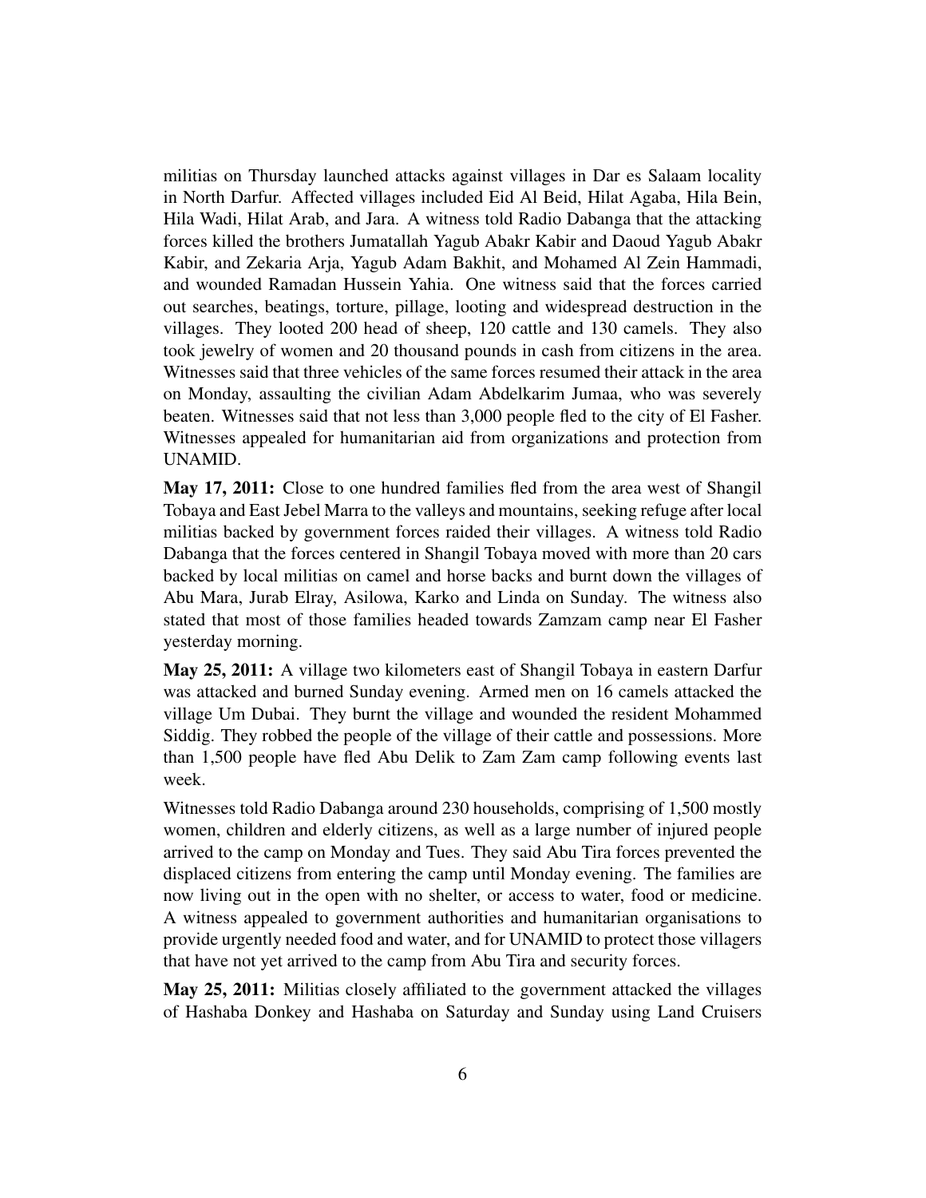militias on Thursday launched attacks against villages in Dar es Salaam locality in North Darfur. Affected villages included Eid Al Beid, Hilat Agaba, Hila Bein, Hila Wadi, Hilat Arab, and Jara. A witness told Radio Dabanga that the attacking forces killed the brothers Jumatallah Yagub Abakr Kabir and Daoud Yagub Abakr Kabir, and Zekaria Arja, Yagub Adam Bakhit, and Mohamed Al Zein Hammadi, and wounded Ramadan Hussein Yahia. One witness said that the forces carried out searches, beatings, torture, pillage, looting and widespread destruction in the villages. They looted 200 head of sheep, 120 cattle and 130 camels. They also took jewelry of women and 20 thousand pounds in cash from citizens in the area. Witnesses said that three vehicles of the same forces resumed their attack in the area on Monday, assaulting the civilian Adam Abdelkarim Jumaa, who was severely beaten. Witnesses said that not less than 3,000 people fled to the city of El Fasher. Witnesses appealed for humanitarian aid from organizations and protection from UNAMID.

**May 17, 2011:** Close to one hundred families fled from the area west of Shangil Tobaya and East Jebel Marra to the valleys and mountains, seeking refuge after local militias backed by government forces raided their villages. A witness told Radio Dabanga that the forces centered in Shangil Tobaya moved with more than 20 cars backed by local militias on camel and horse backs and burnt down the villages of Abu Mara, Jurab Elray, Asilowa, Karko and Linda on Sunday. The witness also stated that most of those families headed towards Zamzam camp near El Fasher yesterday morning.

**May 25, 2011:** A village two kilometers east of Shangil Tobaya in eastern Darfur was attacked and burned Sunday evening. Armed men on 16 camels attacked the village Um Dubai. They burnt the village and wounded the resident Mohammed Siddig. They robbed the people of the village of their cattle and possessions. More than 1,500 people have fled Abu Delik to Zam Zam camp following events last week.

Witnesses told Radio Dabanga around 230 households, comprising of 1,500 mostly women, children and elderly citizens, as well as a large number of injured people arrived to the camp on Monday and Tues. They said Abu Tira forces prevented the displaced citizens from entering the camp until Monday evening. The families are now living out in the open with no shelter, or access to water, food or medicine. A witness appealed to government authorities and humanitarian organisations to provide urgently needed food and water, and for UNAMID to protect those villagers that have not yet arrived to the camp from Abu Tira and security forces.

**May 25, 2011:** Militias closely affiliated to the government attacked the villages of Hashaba Donkey and Hashaba on Saturday and Sunday using Land Cruisers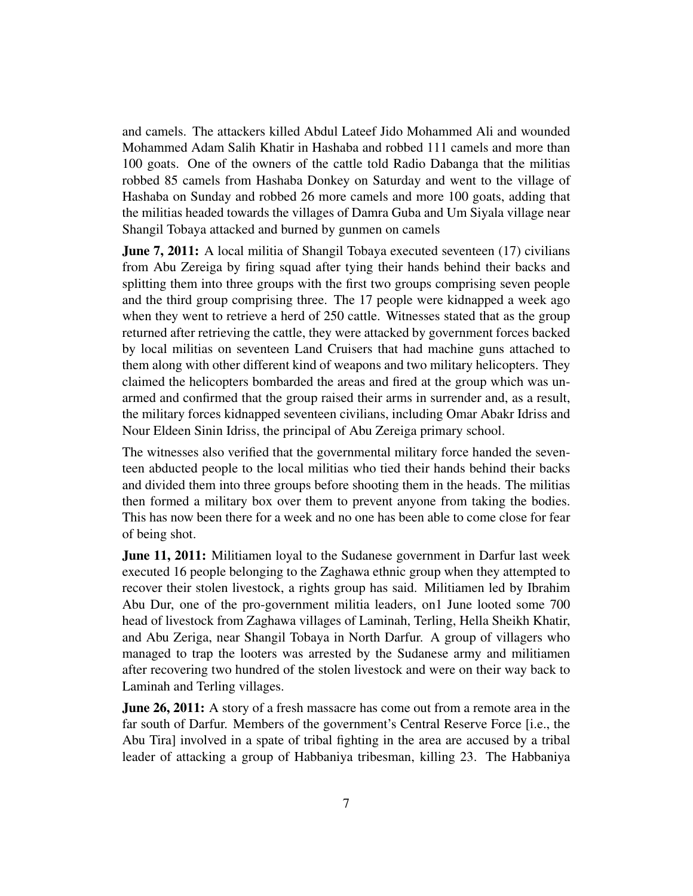and camels. The attackers killed Abdul Lateef Jido Mohammed Ali and wounded Mohammed Adam Salih Khatir in Hashaba and robbed 111 camels and more than 100 goats. One of the owners of the cattle told Radio Dabanga that the militias robbed 85 camels from Hashaba Donkey on Saturday and went to the village of Hashaba on Sunday and robbed 26 more camels and more 100 goats, adding that the militias headed towards the villages of Damra Guba and Um Siyala village near Shangil Tobaya attacked and burned by gunmen on camels

**June 7, 2011:** A local militia of Shangil Tobaya executed seventeen (17) civilians from Abu Zereiga by firing squad after tying their hands behind their backs and splitting them into three groups with the first two groups comprising seven people and the third group comprising three. The 17 people were kidnapped a week ago when they went to retrieve a herd of 250 cattle. Witnesses stated that as the group returned after retrieving the cattle, they were attacked by government forces backed by local militias on seventeen Land Cruisers that had machine guns attached to them along with other different kind of weapons and two military helicopters. They claimed the helicopters bombarded the areas and fired at the group which was unarmed and confirmed that the group raised their arms in surrender and, as a result, the military forces kidnapped seventeen civilians, including Omar Abakr Idriss and Nour Eldeen Sinin Idriss, the principal of Abu Zereiga primary school.

The witnesses also verified that the governmental military force handed the seventeen abducted people to the local militias who tied their hands behind their backs and divided them into three groups before shooting them in the heads. The militias then formed a military box over them to prevent anyone from taking the bodies. This has now been there for a week and no one has been able to come close for fear of being shot.

**June 11, 2011:** Militiamen loyal to the Sudanese government in Darfur last week executed 16 people belonging to the Zaghawa ethnic group when they attempted to recover their stolen livestock, a rights group has said. Militiamen led by Ibrahim Abu Dur, one of the pro-government militia leaders, on1 June looted some 700 head of livestock from Zaghawa villages of Laminah, Terling, Hella Sheikh Khatir, and Abu Zeriga, near Shangil Tobaya in North Darfur. A group of villagers who managed to trap the looters was arrested by the Sudanese army and militiamen after recovering two hundred of the stolen livestock and were on their way back to Laminah and Terling villages.

**June 26, 2011:** A story of a fresh massacre has come out from a remote area in the far south of Darfur. Members of the government's Central Reserve Force [i.e., the Abu Tira] involved in a spate of tribal fighting in the area are accused by a tribal leader of attacking a group of Habbaniya tribesman, killing 23. The Habbaniya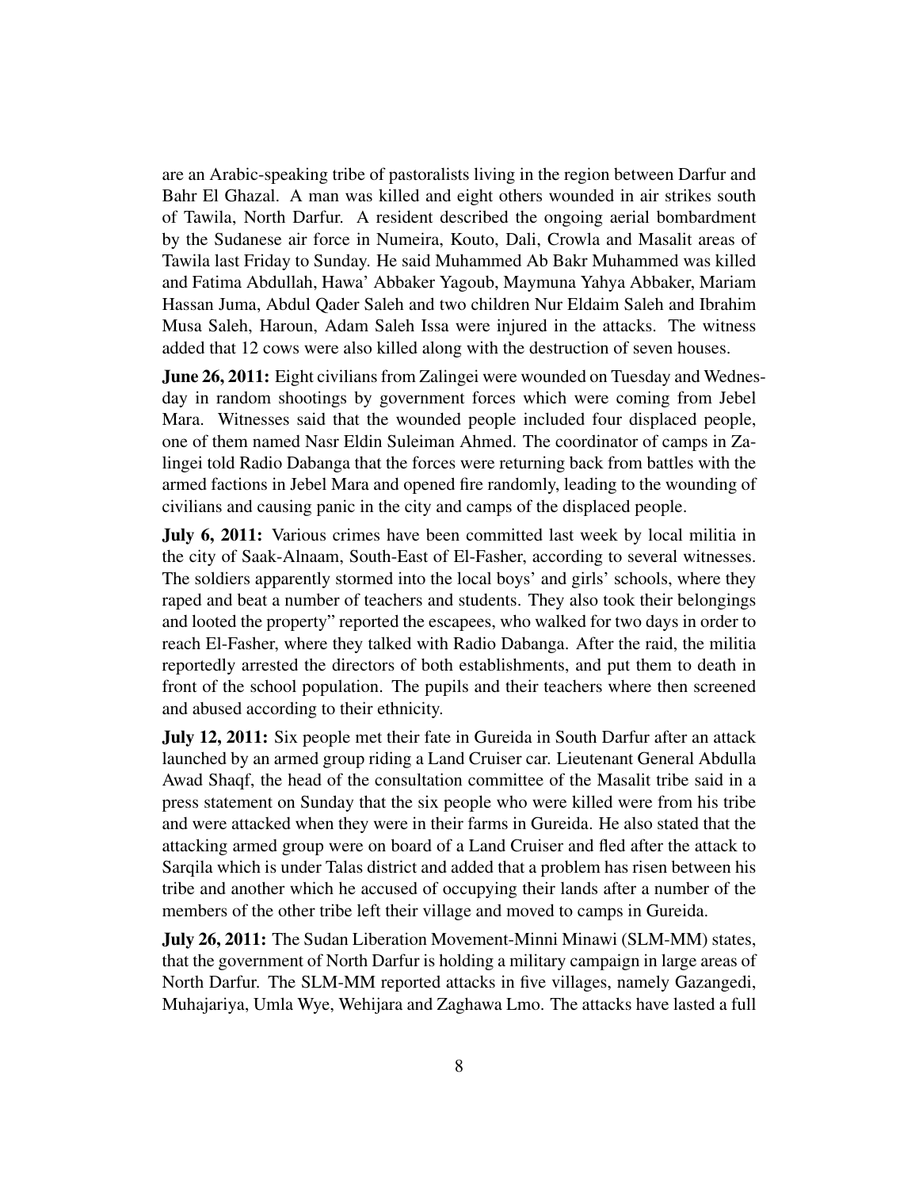are an Arabic-speaking tribe of pastoralists living in the region between Darfur and Bahr El Ghazal. A man was killed and eight others wounded in air strikes south of Tawila, North Darfur. A resident described the ongoing aerial bombardment by the Sudanese air force in Numeira, Kouto, Dali, Crowla and Masalit areas of Tawila last Friday to Sunday. He said Muhammed Ab Bakr Muhammed was killed and Fatima Abdullah, Hawa' Abbaker Yagoub, Maymuna Yahya Abbaker, Mariam Hassan Juma, Abdul Qader Saleh and two children Nur Eldaim Saleh and Ibrahim Musa Saleh, Haroun, Adam Saleh Issa were injured in the attacks. The witness added that 12 cows were also killed along with the destruction of seven houses.

**June 26, 2011:** Eight civilians from Zalingei were wounded on Tuesday and Wednesday in random shootings by government forces which were coming from Jebel Mara. Witnesses said that the wounded people included four displaced people, one of them named Nasr Eldin Suleiman Ahmed. The coordinator of camps in Zalingei told Radio Dabanga that the forces were returning back from battles with the armed factions in Jebel Mara and opened fire randomly, leading to the wounding of civilians and causing panic in the city and camps of the displaced people.

**July 6, 2011:** Various crimes have been committed last week by local militia in the city of Saak-Alnaam, South-East of El-Fasher, according to several witnesses. The soldiers apparently stormed into the local boys' and girls' schools, where they raped and beat a number of teachers and students. They also took their belongings and looted the property" reported the escapees, who walked for two days in order to reach El-Fasher, where they talked with Radio Dabanga. After the raid, the militia reportedly arrested the directors of both establishments, and put them to death in front of the school population. The pupils and their teachers where then screened and abused according to their ethnicity.

**July 12, 2011:** Six people met their fate in Gureida in South Darfur after an attack launched by an armed group riding a Land Cruiser car. Lieutenant General Abdulla Awad Shaqf, the head of the consultation committee of the Masalit tribe said in a press statement on Sunday that the six people who were killed were from his tribe and were attacked when they were in their farms in Gureida. He also stated that the attacking armed group were on board of a Land Cruiser and fled after the attack to Sarqila which is under Talas district and added that a problem has risen between his tribe and another which he accused of occupying their lands after a number of the members of the other tribe left their village and moved to camps in Gureida.

**July 26, 2011:** The Sudan Liberation Movement-Minni Minawi (SLM-MM) states, that the government of North Darfur is holding a military campaign in large areas of North Darfur. The SLM-MM reported attacks in five villages, namely Gazangedi, Muhajariya, Umla Wye, Wehijara and Zaghawa Lmo. The attacks have lasted a full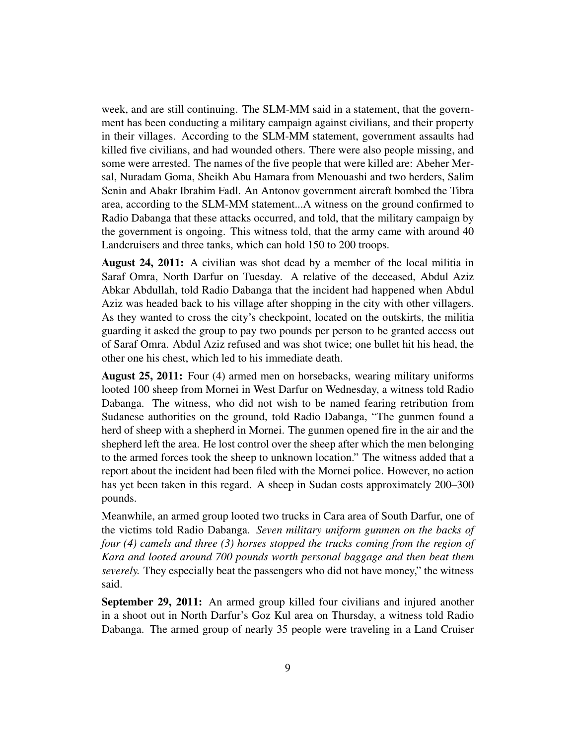week, and are still continuing. The SLM-MM said in a statement, that the government has been conducting a military campaign against civilians, and their property in their villages. According to the SLM-MM statement, government assaults had killed five civilians, and had wounded others. There were also people missing, and some were arrested. The names of the five people that were killed are: Abeher Mersal, Nuradam Goma, Sheikh Abu Hamara from Menouashi and two herders, Salim Senin and Abakr Ibrahim Fadl. An Antonov government aircraft bombed the Tibra area, according to the SLM-MM statement...A witness on the ground confirmed to Radio Dabanga that these attacks occurred, and told, that the military campaign by the government is ongoing. This witness told, that the army came with around 40 Landcruisers and three tanks, which can hold 150 to 200 troops.

**August 24, 2011:** A civilian was shot dead by a member of the local militia in Saraf Omra, North Darfur on Tuesday. A relative of the deceased, Abdul Aziz Abkar Abdullah, told Radio Dabanga that the incident had happened when Abdul Aziz was headed back to his village after shopping in the city with other villagers. As they wanted to cross the city's checkpoint, located on the outskirts, the militia guarding it asked the group to pay two pounds per person to be granted access out of Saraf Omra. Abdul Aziz refused and was shot twice; one bullet hit his head, the other one his chest, which led to his immediate death.

**August 25, 2011:** Four (4) armed men on horsebacks, wearing military uniforms looted 100 sheep from Mornei in West Darfur on Wednesday, a witness told Radio Dabanga. The witness, who did not wish to be named fearing retribution from Sudanese authorities on the ground, told Radio Dabanga, "The gunmen found a herd of sheep with a shepherd in Mornei. The gunmen opened fire in the air and the shepherd left the area. He lost control over the sheep after which the men belonging to the armed forces took the sheep to unknown location." The witness added that a report about the incident had been filed with the Mornei police. However, no action has yet been taken in this regard. A sheep in Sudan costs approximately 200–300 pounds.

Meanwhile, an armed group looted two trucks in Cara area of South Darfur, one of the victims told Radio Dabanga. *Seven military uniform gunmen on the backs of four (4) camels and three (3) horses stopped the trucks coming from the region of Kara and looted around 700 pounds worth personal baggage and then beat them severely.* They especially beat the passengers who did not have money," the witness said.

**September 29, 2011:** An armed group killed four civilians and injured another in a shoot out in North Darfur's Goz Kul area on Thursday, a witness told Radio Dabanga. The armed group of nearly 35 people were traveling in a Land Cruiser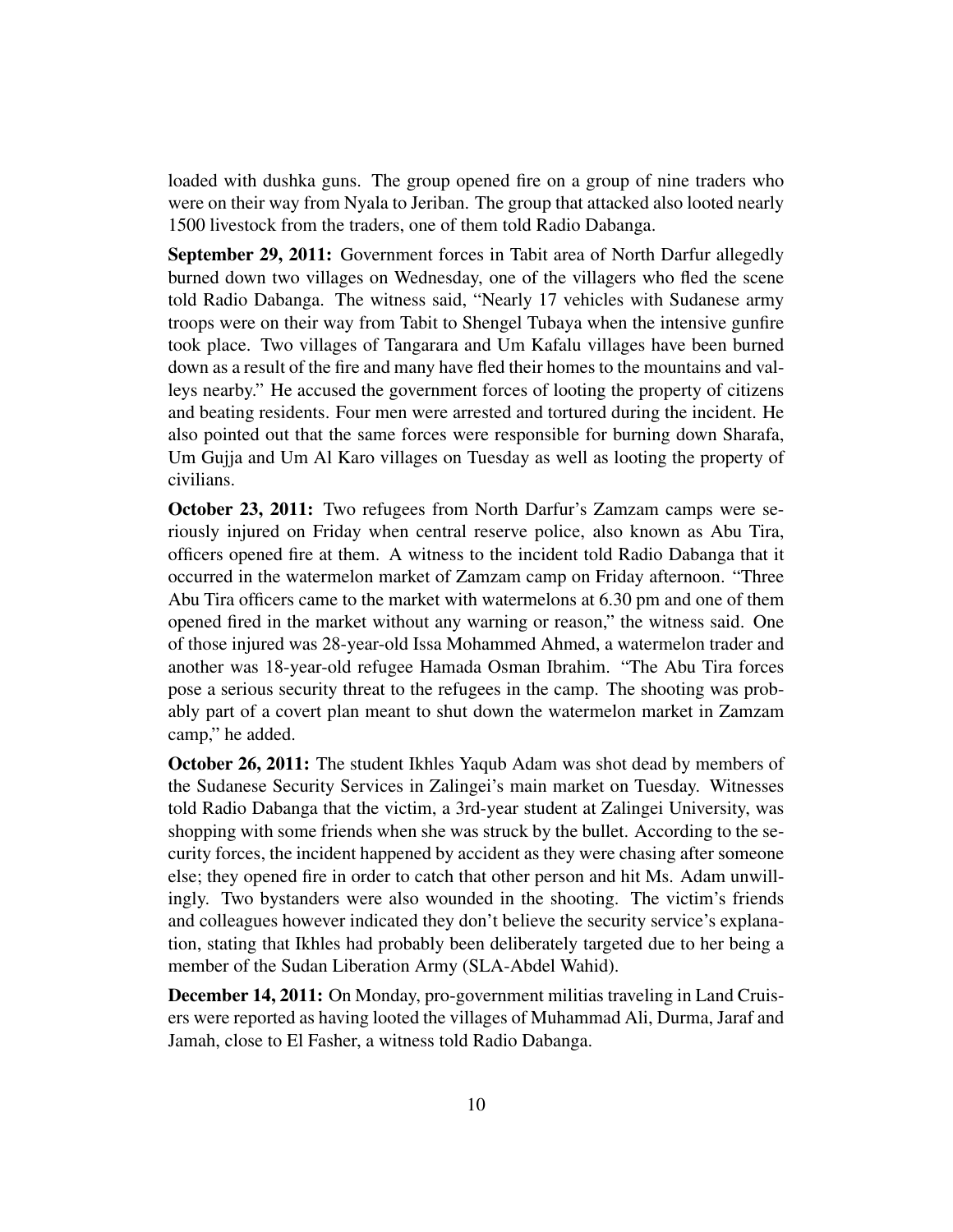loaded with dushka guns. The group opened fire on a group of nine traders who were on their way from Nyala to Jeriban. The group that attacked also looted nearly 1500 livestock from the traders, one of them told Radio Dabanga.

**September 29, 2011:** Government forces in Tabit area of North Darfur allegedly burned down two villages on Wednesday, one of the villagers who fled the scene told Radio Dabanga. The witness said, "Nearly 17 vehicles with Sudanese army troops were on their way from Tabit to Shengel Tubaya when the intensive gunfire took place. Two villages of Tangarara and Um Kafalu villages have been burned down as a result of the fire and many have fled their homes to the mountains and valleys nearby." He accused the government forces of looting the property of citizens and beating residents. Four men were arrested and tortured during the incident. He also pointed out that the same forces were responsible for burning down Sharafa, Um Gujja and Um Al Karo villages on Tuesday as well as looting the property of civilians.

**October 23, 2011:** Two refugees from North Darfur's Zamzam camps were seriously injured on Friday when central reserve police, also known as Abu Tira, officers opened fire at them. A witness to the incident told Radio Dabanga that it occurred in the watermelon market of Zamzam camp on Friday afternoon. "Three Abu Tira officers came to the market with watermelons at 6.30 pm and one of them opened fired in the market without any warning or reason," the witness said. One of those injured was 28-year-old Issa Mohammed Ahmed, a watermelon trader and another was 18-year-old refugee Hamada Osman Ibrahim. "The Abu Tira forces pose a serious security threat to the refugees in the camp. The shooting was probably part of a covert plan meant to shut down the watermelon market in Zamzam camp," he added.

**October 26, 2011:** The student Ikhles Yaqub Adam was shot dead by members of the Sudanese Security Services in Zalingei's main market on Tuesday. Witnesses told Radio Dabanga that the victim, a 3rd-year student at Zalingei University, was shopping with some friends when she was struck by the bullet. According to the security forces, the incident happened by accident as they were chasing after someone else; they opened fire in order to catch that other person and hit Ms. Adam unwillingly. Two bystanders were also wounded in the shooting. The victim's friends and colleagues however indicated they don't believe the security service's explanation, stating that Ikhles had probably been deliberately targeted due to her being a member of the Sudan Liberation Army (SLA-Abdel Wahid).

**December 14, 2011:** On Monday, pro-government militias traveling in Land Cruisers were reported as having looted the villages of Muhammad Ali, Durma, Jaraf and Jamah, close to El Fasher, a witness told Radio Dabanga.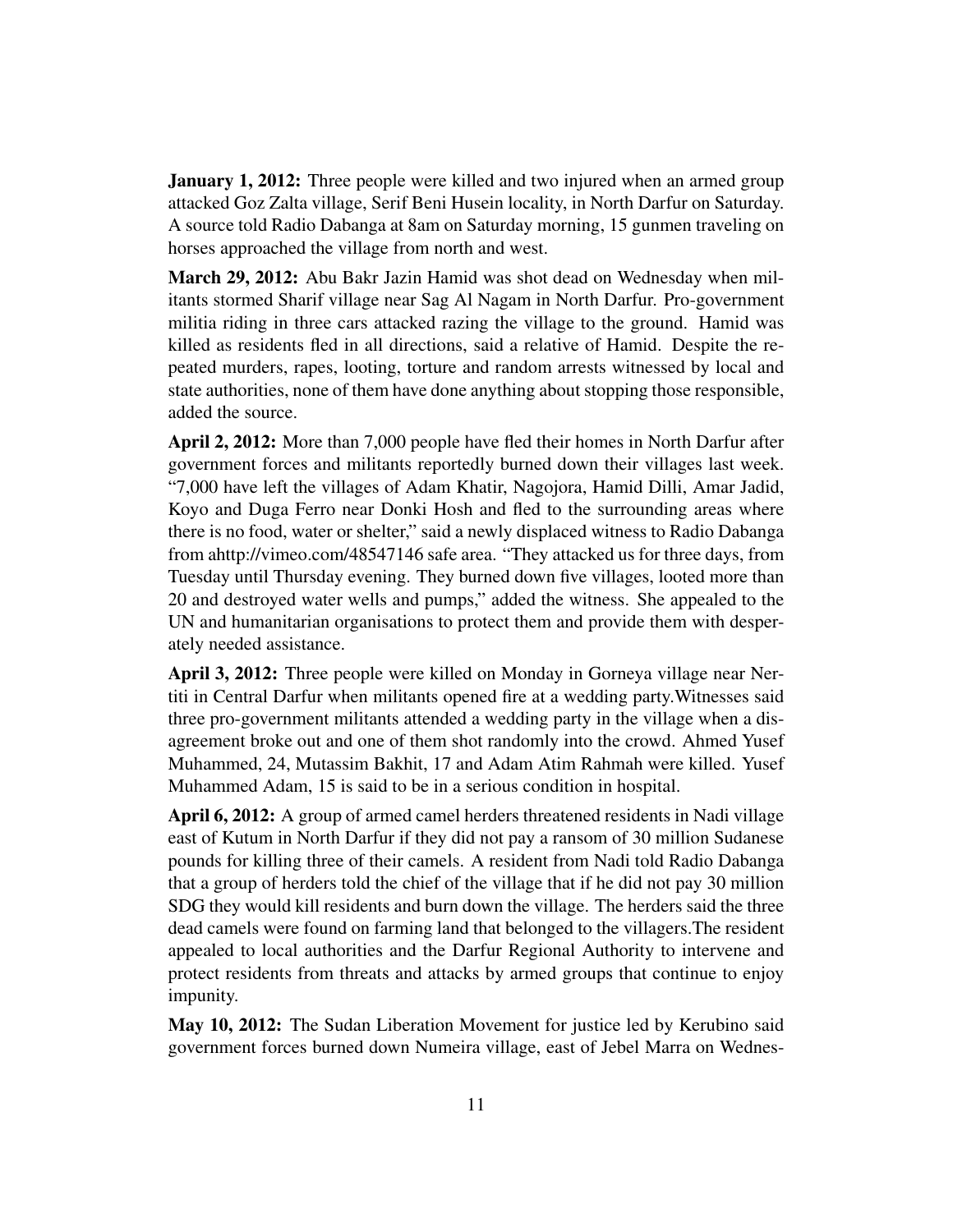**January 1, 2012:** Three people were killed and two injured when an armed group attacked Goz Zalta village, Serif Beni Husein locality, in North Darfur on Saturday. A source told Radio Dabanga at 8am on Saturday morning, 15 gunmen traveling on horses approached the village from north and west.

**March 29, 2012:** Abu Bakr Jazin Hamid was shot dead on Wednesday when militants stormed Sharif village near Sag Al Nagam in North Darfur. Pro-government militia riding in three cars attacked razing the village to the ground. Hamid was killed as residents fled in all directions, said a relative of Hamid. Despite the repeated murders, rapes, looting, torture and random arrests witnessed by local and state authorities, none of them have done anything about stopping those responsible, added the source.

**April 2, 2012:** More than 7,000 people have fled their homes in North Darfur after government forces and militants reportedly burned down their villages last week. "7,000 have left the villages of Adam Khatir, Nagojora, Hamid Dilli, Amar Jadid, Koyo and Duga Ferro near Donki Hosh and fled to the surrounding areas where there is no food, water or shelter," said a newly displaced witness to Radio Dabanga from ahttp://vimeo.com/48547146 safe area. "They attacked us for three days, from Tuesday until Thursday evening. They burned down five villages, looted more than 20 and destroyed water wells and pumps," added the witness. She appealed to the UN and humanitarian organisations to protect them and provide them with desperately needed assistance.

**April 3, 2012:** Three people were killed on Monday in Gorneya village near Nertiti in Central Darfur when militants opened fire at a wedding party.Witnesses said three pro-government militants attended a wedding party in the village when a disagreement broke out and one of them shot randomly into the crowd. Ahmed Yusef Muhammed, 24, Mutassim Bakhit, 17 and Adam Atim Rahmah were killed. Yusef Muhammed Adam, 15 is said to be in a serious condition in hospital.

**April 6, 2012:** A group of armed camel herders threatened residents in Nadi village east of Kutum in North Darfur if they did not pay a ransom of 30 million Sudanese pounds for killing three of their camels. A resident from Nadi told Radio Dabanga that a group of herders told the chief of the village that if he did not pay 30 million SDG they would kill residents and burn down the village. The herders said the three dead camels were found on farming land that belonged to the villagers.The resident appealed to local authorities and the Darfur Regional Authority to intervene and protect residents from threats and attacks by armed groups that continue to enjoy impunity.

**May 10, 2012:** The Sudan Liberation Movement for justice led by Kerubino said government forces burned down Numeira village, east of Jebel Marra on Wednes-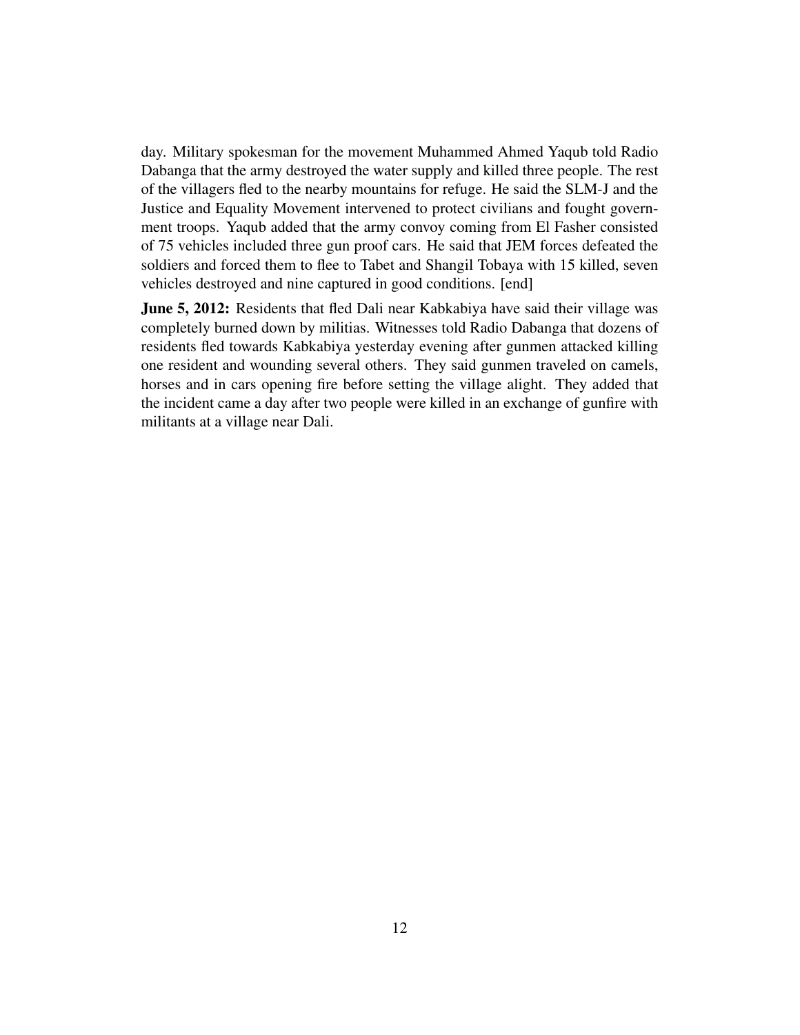day. Military spokesman for the movement Muhammed Ahmed Yaqub told Radio Dabanga that the army destroyed the water supply and killed three people. The rest of the villagers fled to the nearby mountains for refuge. He said the SLM-J and the Justice and Equality Movement intervened to protect civilians and fought government troops. Yaqub added that the army convoy coming from El Fasher consisted of 75 vehicles included three gun proof cars. He said that JEM forces defeated the soldiers and forced them to flee to Tabet and Shangil Tobaya with 15 killed, seven vehicles destroyed and nine captured in good conditions. [end]

**June 5, 2012:** Residents that fled Dali near Kabkabiya have said their village was completely burned down by militias. Witnesses told Radio Dabanga that dozens of residents fled towards Kabkabiya yesterday evening after gunmen attacked killing one resident and wounding several others. They said gunmen traveled on camels, horses and in cars opening fire before setting the village alight. They added that the incident came a day after two people were killed in an exchange of gunfire with militants at a village near Dali.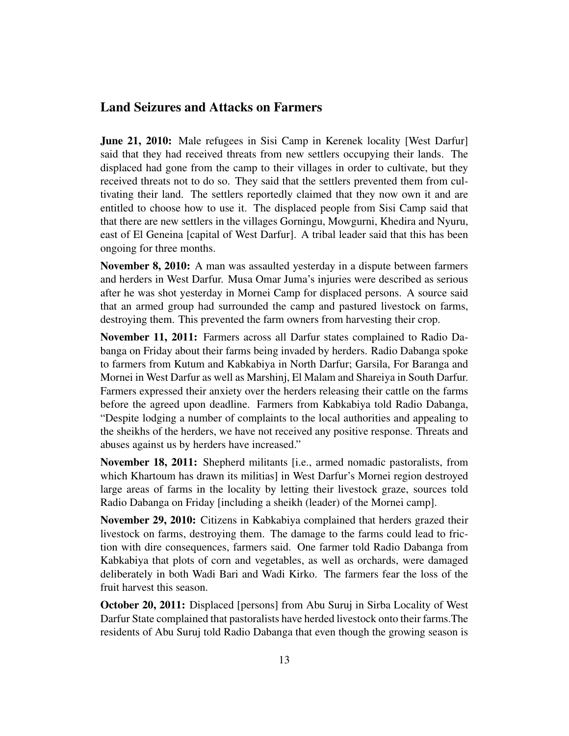## Land Seizures and Attacks on Farmers

**June 21, 2010:** Male refugees in Sisi Camp in Kerenek locality [West Darfur] said that they had received threats from new settlers occupying their lands. The displaced had gone from the camp to their villages in order to cultivate, but they received threats not to do so. They said that the settlers prevented them from cultivating their land. The settlers reportedly claimed that they now own it and are entitled to choose how to use it. The displaced people from Sisi Camp said that that there are new settlers in the villages Gorningu, Mowgurni, Khedira and Nyuru, east of El Geneina [capital of West Darfur]. A tribal leader said that this has been ongoing for three months.

**November 8, 2010:** A man was assaulted yesterday in a dispute between farmers and herders in West Darfur. Musa Omar Juma's injuries were described as serious after he was shot yesterday in Mornei Camp for displaced persons. A source said that an armed group had surrounded the camp and pastured livestock on farms, destroying them. This prevented the farm owners from harvesting their crop.

**November 11, 2011:** Farmers across all Darfur states complained to Radio Dabanga on Friday about their farms being invaded by herders. Radio Dabanga spoke to farmers from Kutum and Kabkabiya in North Darfur; Garsila, For Baranga and Mornei in West Darfur as well as Marshinj, El Malam and Shareiya in South Darfur. Farmers expressed their anxiety over the herders releasing their cattle on the farms before the agreed upon deadline. Farmers from Kabkabiya told Radio Dabanga, "Despite lodging a number of complaints to the local authorities and appealing to the sheikhs of the herders, we have not received any positive response. Threats and abuses against us by herders have increased."

**November 18, 2011:** Shepherd militants [i.e., armed nomadic pastoralists, from which Khartoum has drawn its militias] in West Darfur's Mornei region destroyed large areas of farms in the locality by letting their livestock graze, sources told Radio Dabanga on Friday [including a sheikh (leader) of the Mornei camp].

**November 29, 2010:** Citizens in Kabkabiya complained that herders grazed their livestock on farms, destroying them. The damage to the farms could lead to friction with dire consequences, farmers said. One farmer told Radio Dabanga from Kabkabiya that plots of corn and vegetables, as well as orchards, were damaged deliberately in both Wadi Bari and Wadi Kirko. The farmers fear the loss of the fruit harvest this season.

**October 20, 2011:** Displaced [persons] from Abu Suruj in Sirba Locality of West Darfur State complained that pastoralists have herded livestock onto their farms.The residents of Abu Suruj told Radio Dabanga that even though the growing season is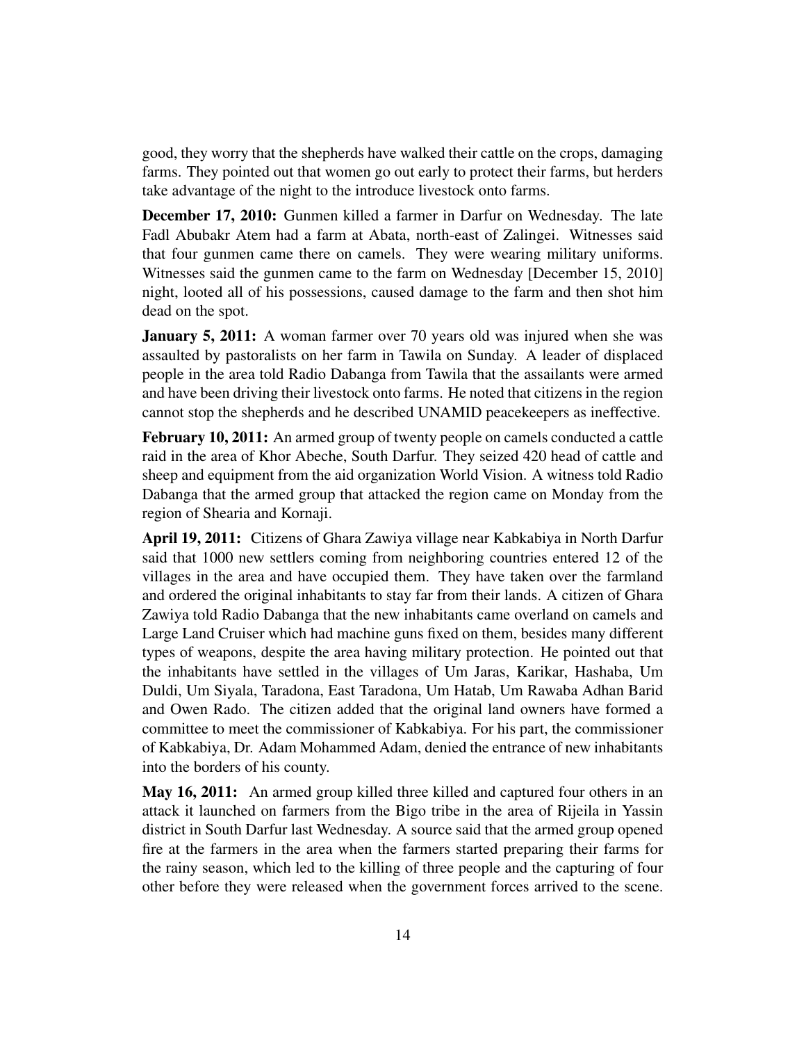good, they worry that the shepherds have walked their cattle on the crops, damaging farms. They pointed out that women go out early to protect their farms, but herders take advantage of the night to the introduce livestock onto farms.

**December 17, 2010:** Gunmen killed a farmer in Darfur on Wednesday. The late Fadl Abubakr Atem had a farm at Abata, north-east of Zalingei. Witnesses said that four gunmen came there on camels. They were wearing military uniforms. Witnesses said the gunmen came to the farm on Wednesday [December 15, 2010] night, looted all of his possessions, caused damage to the farm and then shot him dead on the spot.

**January 5, 2011:** A woman farmer over 70 years old was injured when she was assaulted by pastoralists on her farm in Tawila on Sunday. A leader of displaced people in the area told Radio Dabanga from Tawila that the assailants were armed and have been driving their livestock onto farms. He noted that citizens in the region cannot stop the shepherds and he described UNAMID peacekeepers as ineffective.

**February 10, 2011:** An armed group of twenty people on camels conducted a cattle raid in the area of Khor Abeche, South Darfur. They seized 420 head of cattle and sheep and equipment from the aid organization World Vision. A witness told Radio Dabanga that the armed group that attacked the region came on Monday from the region of Shearia and Kornaji.

**April 19, 2011:** Citizens of Ghara Zawiya village near Kabkabiya in North Darfur said that 1000 new settlers coming from neighboring countries entered 12 of the villages in the area and have occupied them. They have taken over the farmland and ordered the original inhabitants to stay far from their lands. A citizen of Ghara Zawiya told Radio Dabanga that the new inhabitants came overland on camels and Large Land Cruiser which had machine guns fixed on them, besides many different types of weapons, despite the area having military protection. He pointed out that the inhabitants have settled in the villages of Um Jaras, Karikar, Hashaba, Um Duldi, Um Siyala, Taradona, East Taradona, Um Hatab, Um Rawaba Adhan Barid and Owen Rado. The citizen added that the original land owners have formed a committee to meet the commissioner of Kabkabiya. For his part, the commissioner of Kabkabiya, Dr. Adam Mohammed Adam, denied the entrance of new inhabitants into the borders of his county.

**May 16, 2011:** An armed group killed three killed and captured four others in an attack it launched on farmers from the Bigo tribe in the area of Rijeila in Yassin district in South Darfur last Wednesday. A source said that the armed group opened fire at the farmers in the area when the farmers started preparing their farms for the rainy season, which led to the killing of three people and the capturing of four other before they were released when the government forces arrived to the scene.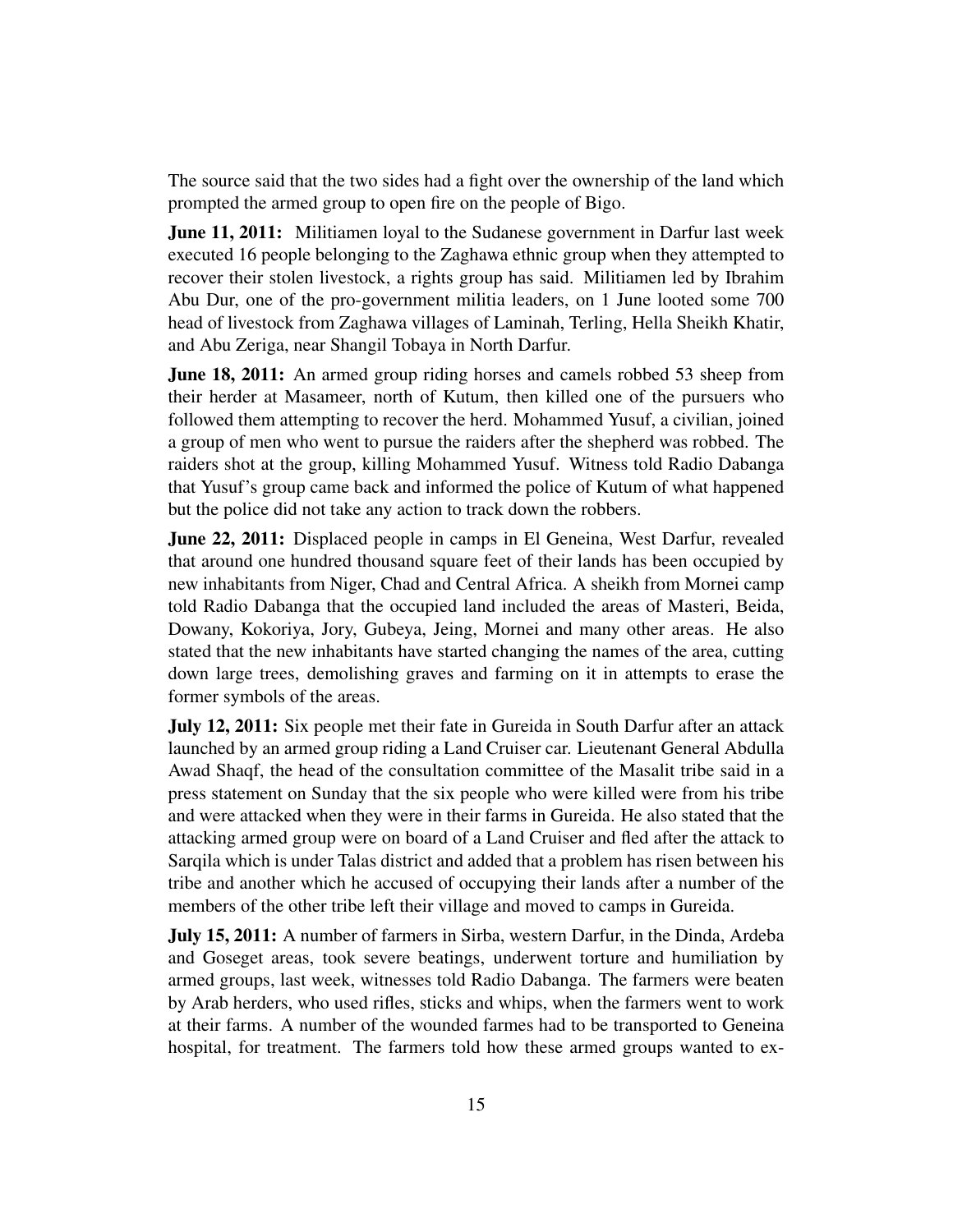The source said that the two sides had a fight over the ownership of the land which prompted the armed group to open fire on the people of Bigo.

**June 11, 2011:** Militiamen loyal to the Sudanese government in Darfur last week executed 16 people belonging to the Zaghawa ethnic group when they attempted to recover their stolen livestock, a rights group has said. Militiamen led by Ibrahim Abu Dur, one of the pro-government militia leaders, on 1 June looted some 700 head of livestock from Zaghawa villages of Laminah, Terling, Hella Sheikh Khatir, and Abu Zeriga, near Shangil Tobaya in North Darfur.

**June 18, 2011:** An armed group riding horses and camels robbed 53 sheep from their herder at Masameer, north of Kutum, then killed one of the pursuers who followed them attempting to recover the herd. Mohammed Yusuf, a civilian, joined a group of men who went to pursue the raiders after the shepherd was robbed. The raiders shot at the group, killing Mohammed Yusuf. Witness told Radio Dabanga that Yusuf's group came back and informed the police of Kutum of what happened but the police did not take any action to track down the robbers.

**June 22, 2011:** Displaced people in camps in El Geneina, West Darfur, revealed that around one hundred thousand square feet of their lands has been occupied by new inhabitants from Niger, Chad and Central Africa. A sheikh from Mornei camp told Radio Dabanga that the occupied land included the areas of Masteri, Beida, Dowany, Kokoriya, Jory, Gubeya, Jeing, Mornei and many other areas. He also stated that the new inhabitants have started changing the names of the area, cutting down large trees, demolishing graves and farming on it in attempts to erase the former symbols of the areas.

**July 12, 2011:** Six people met their fate in Gureida in South Darfur after an attack launched by an armed group riding a Land Cruiser car. Lieutenant General Abdulla Awad Shaqf, the head of the consultation committee of the Masalit tribe said in a press statement on Sunday that the six people who were killed were from his tribe and were attacked when they were in their farms in Gureida. He also stated that the attacking armed group were on board of a Land Cruiser and fled after the attack to Sarqila which is under Talas district and added that a problem has risen between his tribe and another which he accused of occupying their lands after a number of the members of the other tribe left their village and moved to camps in Gureida.

**July 15, 2011:** A number of farmers in Sirba, western Darfur, in the Dinda, Ardeba and Goseget areas, took severe beatings, underwent torture and humiliation by armed groups, last week, witnesses told Radio Dabanga. The farmers were beaten by Arab herders, who used rifles, sticks and whips, when the farmers went to work at their farms. A number of the wounded farmes had to be transported to Geneina hospital, for treatment. The farmers told how these armed groups wanted to ex-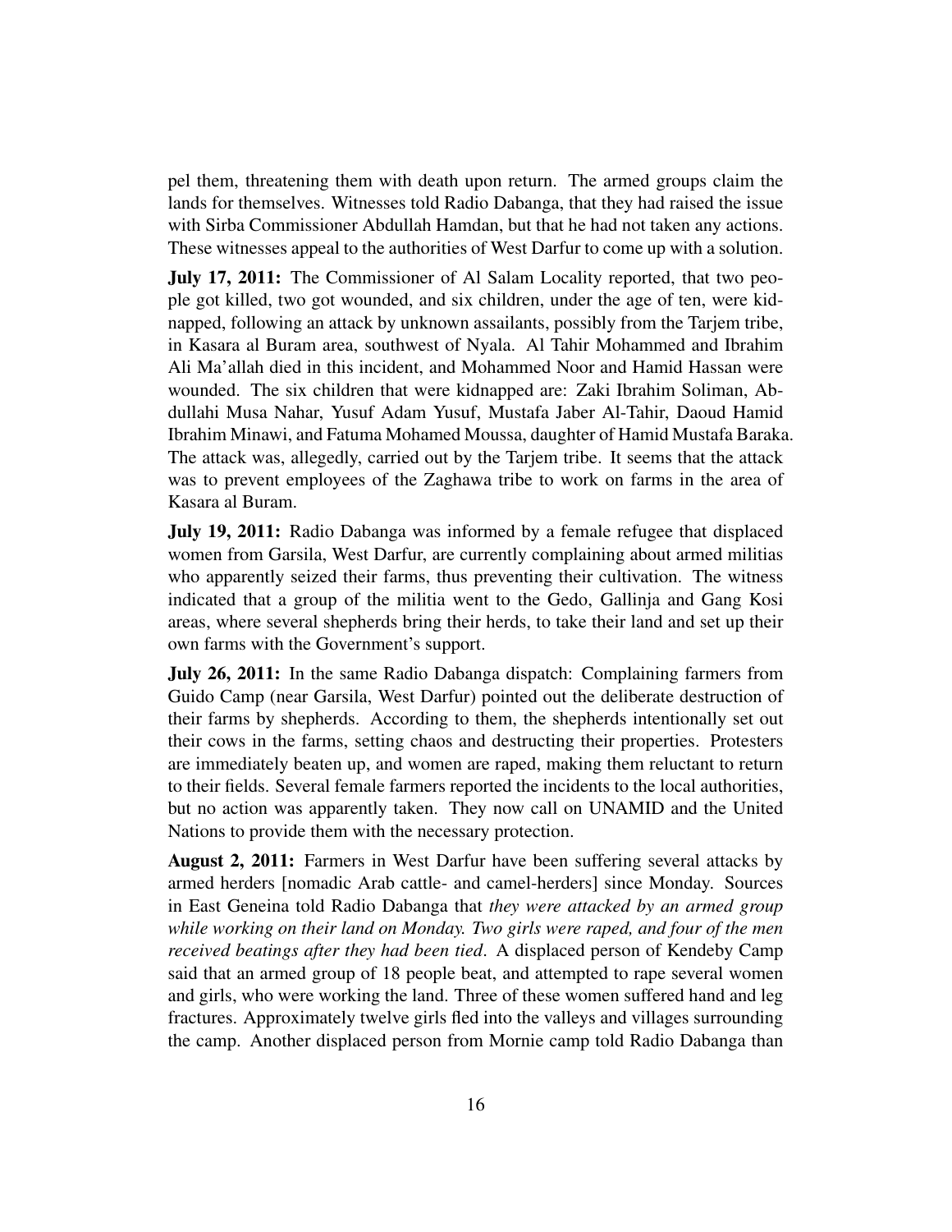pel them, threatening them with death upon return. The armed groups claim the lands for themselves. Witnesses told Radio Dabanga, that they had raised the issue with Sirba Commissioner Abdullah Hamdan, but that he had not taken any actions. These witnesses appeal to the authorities of West Darfur to come up with a solution.

**July 17, 2011:** The Commissioner of Al Salam Locality reported, that two people got killed, two got wounded, and six children, under the age of ten, were kidnapped, following an attack by unknown assailants, possibly from the Tarjem tribe, in Kasara al Buram area, southwest of Nyala. Al Tahir Mohammed and Ibrahim Ali Ma'allah died in this incident, and Mohammed Noor and Hamid Hassan were wounded. The six children that were kidnapped are: Zaki Ibrahim Soliman, Abdullahi Musa Nahar, Yusuf Adam Yusuf, Mustafa Jaber Al-Tahir, Daoud Hamid Ibrahim Minawi, and Fatuma Mohamed Moussa, daughter of Hamid Mustafa Baraka. The attack was, allegedly, carried out by the Tarjem tribe. It seems that the attack was to prevent employees of the Zaghawa tribe to work on farms in the area of Kasara al Buram.

**July 19, 2011:** Radio Dabanga was informed by a female refugee that displaced women from Garsila, West Darfur, are currently complaining about armed militias who apparently seized their farms, thus preventing their cultivation. The witness indicated that a group of the militia went to the Gedo, Gallinja and Gang Kosi areas, where several shepherds bring their herds, to take their land and set up their own farms with the Government's support.

**July 26, 2011:** In the same Radio Dabanga dispatch: Complaining farmers from Guido Camp (near Garsila, West Darfur) pointed out the deliberate destruction of their farms by shepherds. According to them, the shepherds intentionally set out their cows in the farms, setting chaos and destructing their properties. Protesters are immediately beaten up, and women are raped, making them reluctant to return to their fields. Several female farmers reported the incidents to the local authorities, but no action was apparently taken. They now call on UNAMID and the United Nations to provide them with the necessary protection.

**August 2, 2011:** Farmers in West Darfur have been suffering several attacks by armed herders [nomadic Arab cattle- and camel-herders] since Monday. Sources in East Geneina told Radio Dabanga that *they were attacked by an armed group while working on their land on Monday. Two girls were raped, and four of the men received beatings after they had been tied*. A displaced person of Kendeby Camp said that an armed group of 18 people beat, and attempted to rape several women and girls, who were working the land. Three of these women suffered hand and leg fractures. Approximately twelve girls fled into the valleys and villages surrounding the camp. Another displaced person from Mornie camp told Radio Dabanga than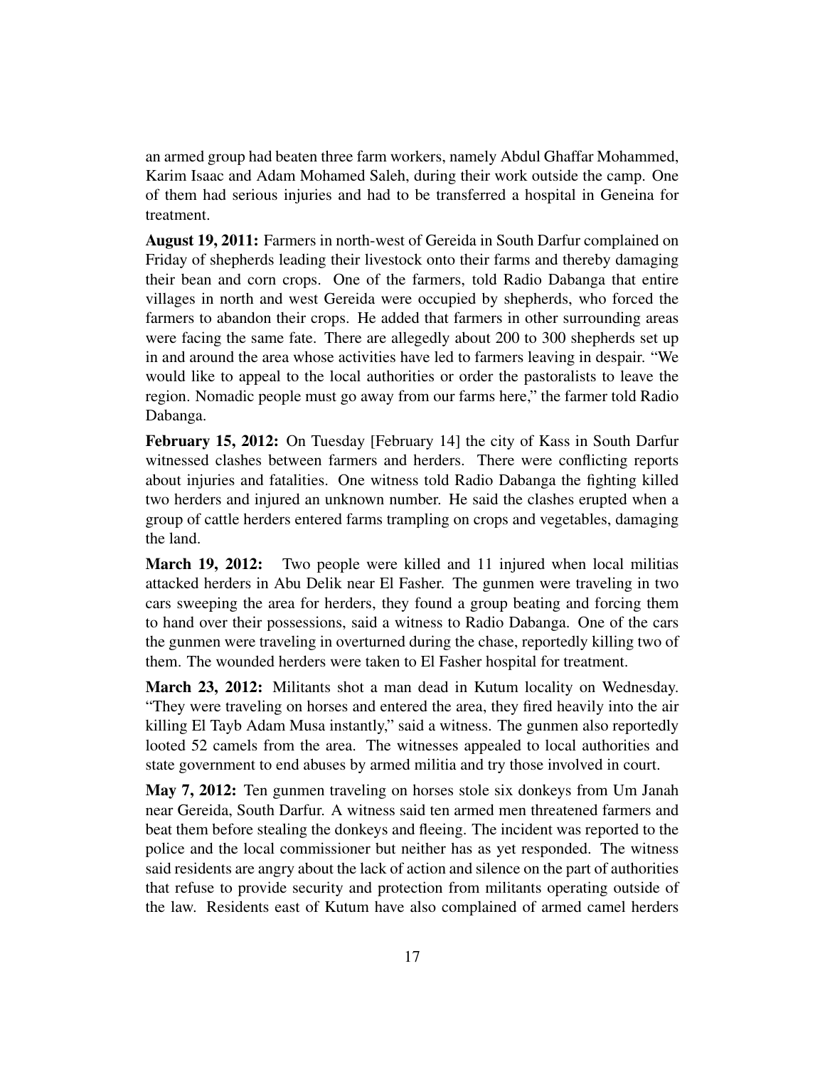an armed group had beaten three farm workers, namely Abdul Ghaffar Mohammed, Karim Isaac and Adam Mohamed Saleh, during their work outside the camp. One of them had serious injuries and had to be transferred a hospital in Geneina for treatment.

**August 19, 2011:** Farmers in north-west of Gereida in South Darfur complained on Friday of shepherds leading their livestock onto their farms and thereby damaging their bean and corn crops. One of the farmers, told Radio Dabanga that entire villages in north and west Gereida were occupied by shepherds, who forced the farmers to abandon their crops. He added that farmers in other surrounding areas were facing the same fate. There are allegedly about 200 to 300 shepherds set up in and around the area whose activities have led to farmers leaving in despair. "We would like to appeal to the local authorities or order the pastoralists to leave the region. Nomadic people must go away from our farms here," the farmer told Radio Dabanga.

**February 15, 2012:** On Tuesday [February 14] the city of Kass in South Darfur witnessed clashes between farmers and herders. There were conflicting reports about injuries and fatalities. One witness told Radio Dabanga the fighting killed two herders and injured an unknown number. He said the clashes erupted when a group of cattle herders entered farms trampling on crops and vegetables, damaging the land.

**March 19, 2012:** Two people were killed and 11 injured when local militias attacked herders in Abu Delik near El Fasher. The gunmen were traveling in two cars sweeping the area for herders, they found a group beating and forcing them to hand over their possessions, said a witness to Radio Dabanga. One of the cars the gunmen were traveling in overturned during the chase, reportedly killing two of them. The wounded herders were taken to El Fasher hospital for treatment.

**March 23, 2012:** Militants shot a man dead in Kutum locality on Wednesday. "They were traveling on horses and entered the area, they fired heavily into the air killing El Tayb Adam Musa instantly," said a witness. The gunmen also reportedly looted 52 camels from the area. The witnesses appealed to local authorities and state government to end abuses by armed militia and try those involved in court.

**May 7, 2012:** Ten gunmen traveling on horses stole six donkeys from Um Janah near Gereida, South Darfur. A witness said ten armed men threatened farmers and beat them before stealing the donkeys and fleeing. The incident was reported to the police and the local commissioner but neither has as yet responded. The witness said residents are angry about the lack of action and silence on the part of authorities that refuse to provide security and protection from militants operating outside of the law. Residents east of Kutum have also complained of armed camel herders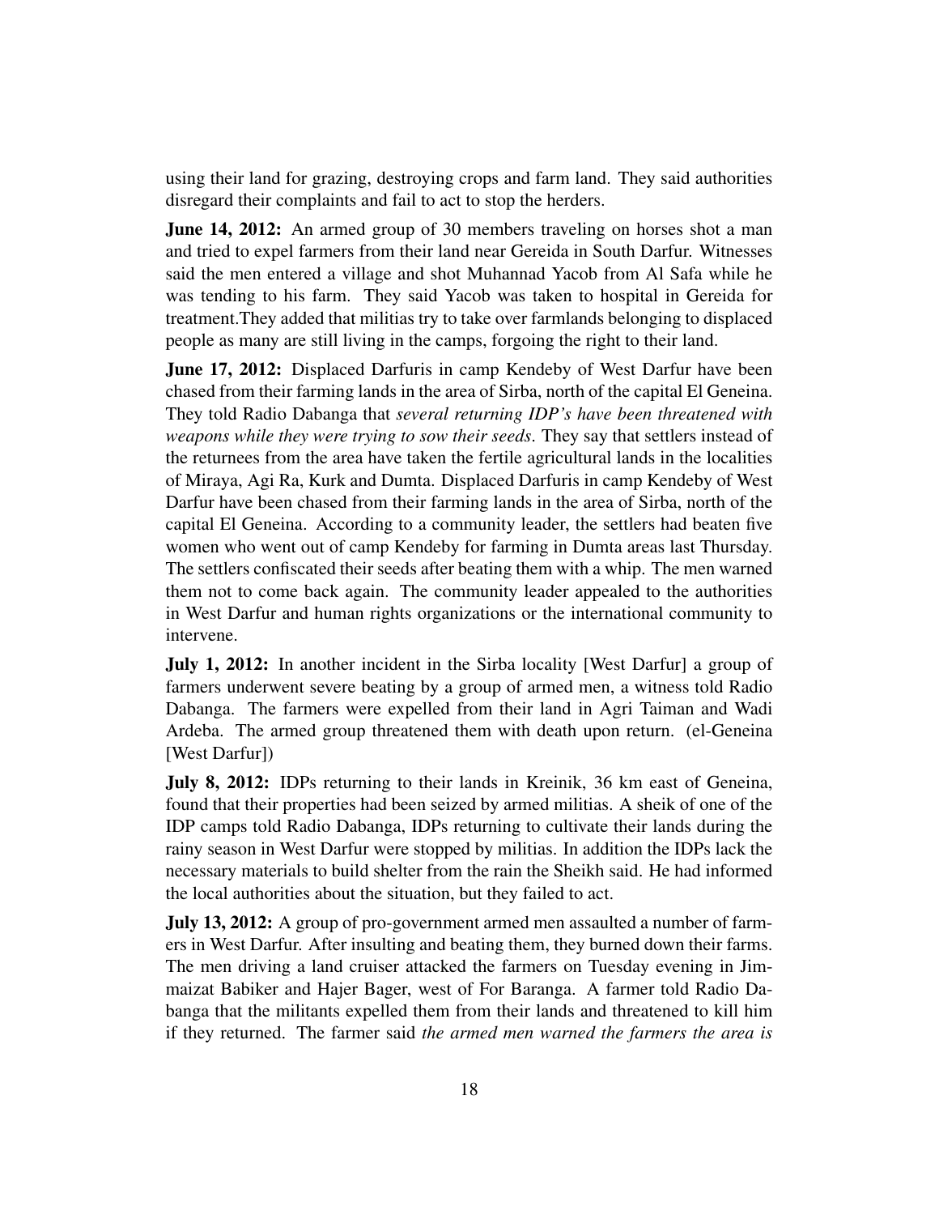using their land for grazing, destroying crops and farm land. They said authorities disregard their complaints and fail to act to stop the herders.

**June 14, 2012:** An armed group of 30 members traveling on horses shot a man and tried to expel farmers from their land near Gereida in South Darfur. Witnesses said the men entered a village and shot Muhannad Yacob from Al Safa while he was tending to his farm. They said Yacob was taken to hospital in Gereida for treatment.They added that militias try to take over farmlands belonging to displaced people as many are still living in the camps, forgoing the right to their land.

**June 17, 2012:** Displaced Darfuris in camp Kendeby of West Darfur have been chased from their farming lands in the area of Sirba, north of the capital El Geneina. They told Radio Dabanga that *several returning IDP's have been threatened with weapons while they were trying to sow their seeds*. They say that settlers instead of the returnees from the area have taken the fertile agricultural lands in the localities of Miraya, Agi Ra, Kurk and Dumta. Displaced Darfuris in camp Kendeby of West Darfur have been chased from their farming lands in the area of Sirba, north of the capital El Geneina. According to a community leader, the settlers had beaten five women who went out of camp Kendeby for farming in Dumta areas last Thursday. The settlers confiscated their seeds after beating them with a whip. The men warned them not to come back again. The community leader appealed to the authorities in West Darfur and human rights organizations or the international community to intervene.

**July 1, 2012:** In another incident in the Sirba locality [West Darfur] a group of farmers underwent severe beating by a group of armed men, a witness told Radio Dabanga. The farmers were expelled from their land in Agri Taiman and Wadi Ardeba. The armed group threatened them with death upon return. (el-Geneina [West Darfur])

**July 8, 2012:** IDPs returning to their lands in Kreinik, 36 km east of Geneina, found that their properties had been seized by armed militias. A sheik of one of the IDP camps told Radio Dabanga, IDPs returning to cultivate their lands during the rainy season in West Darfur were stopped by militias. In addition the IDPs lack the necessary materials to build shelter from the rain the Sheikh said. He had informed the local authorities about the situation, but they failed to act.

**July 13, 2012:** A group of pro-government armed men assaulted a number of farmers in West Darfur. After insulting and beating them, they burned down their farms. The men driving a land cruiser attacked the farmers on Tuesday evening in Jimmaizat Babiker and Hajer Bager, west of For Baranga. A farmer told Radio Dabanga that the militants expelled them from their lands and threatened to kill him if they returned. The farmer said *the armed men warned the farmers the area is*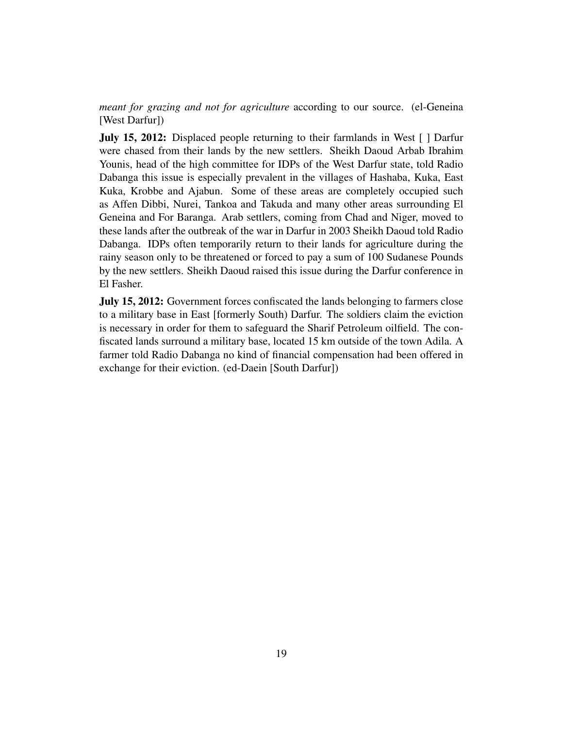*meant for grazing and not for agriculture* according to our source. (el-Geneina [West Darfur])

**July 15, 2012:** Displaced people returning to their farmlands in West [ ] Darfur were chased from their lands by the new settlers. Sheikh Daoud Arbab Ibrahim Younis, head of the high committee for IDPs of the West Darfur state, told Radio Dabanga this issue is especially prevalent in the villages of Hashaba, Kuka, East Kuka, Krobbe and Ajabun. Some of these areas are completely occupied such as Affen Dibbi, Nurei, Tankoa and Takuda and many other areas surrounding El Geneina and For Baranga. Arab settlers, coming from Chad and Niger, moved to these lands after the outbreak of the war in Darfur in 2003 Sheikh Daoud told Radio Dabanga. IDPs often temporarily return to their lands for agriculture during the rainy season only to be threatened or forced to pay a sum of 100 Sudanese Pounds by the new settlers. Sheikh Daoud raised this issue during the Darfur conference in El Fasher.

**July 15, 2012:** Government forces confiscated the lands belonging to farmers close to a military base in East [formerly South) Darfur. The soldiers claim the eviction is necessary in order for them to safeguard the Sharif Petroleum oilfield. The confiscated lands surround a military base, located 15 km outside of the town Adila. A farmer told Radio Dabanga no kind of financial compensation had been offered in exchange for their eviction. (ed-Daein [South Darfur])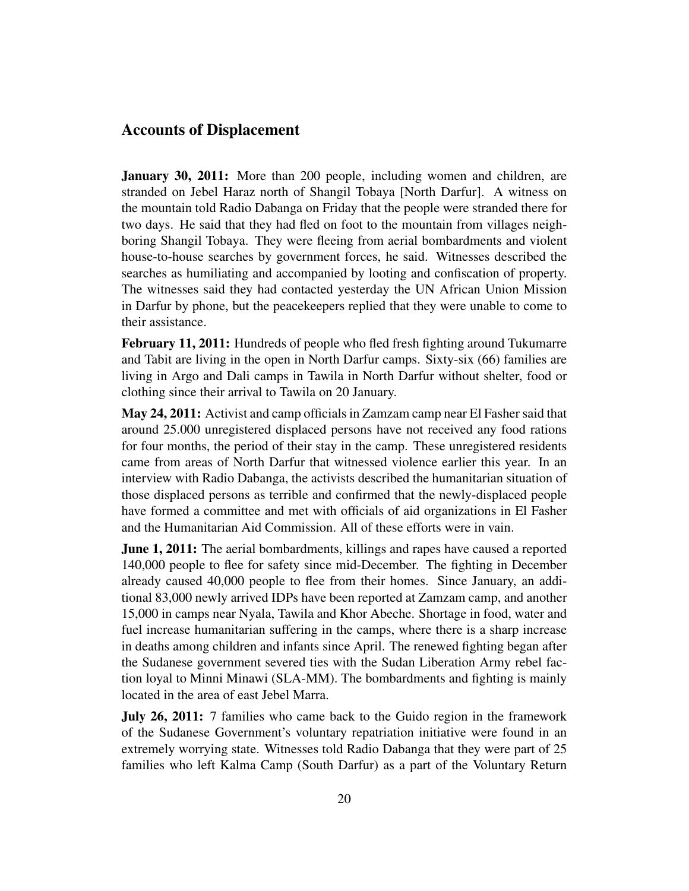## Accounts of Displacement

**January 30, 2011:** More than 200 people, including women and children, are stranded on Jebel Haraz north of Shangil Tobaya [North Darfur]. A witness on the mountain told Radio Dabanga on Friday that the people were stranded there for two days. He said that they had fled on foot to the mountain from villages neighboring Shangil Tobaya. They were fleeing from aerial bombardments and violent house-to-house searches by government forces, he said. Witnesses described the searches as humiliating and accompanied by looting and confiscation of property. The witnesses said they had contacted yesterday the UN African Union Mission in Darfur by phone, but the peacekeepers replied that they were unable to come to their assistance.

**February 11, 2011:** Hundreds of people who fled fresh fighting around Tukumarre and Tabit are living in the open in North Darfur camps. Sixty-six (66) families are living in Argo and Dali camps in Tawila in North Darfur without shelter, food or clothing since their arrival to Tawila on 20 January.

**May 24, 2011:** Activist and camp officials in Zamzam camp near El Fasher said that around 25.000 unregistered displaced persons have not received any food rations for four months, the period of their stay in the camp. These unregistered residents came from areas of North Darfur that witnessed violence earlier this year. In an interview with Radio Dabanga, the activists described the humanitarian situation of those displaced persons as terrible and confirmed that the newly-displaced people have formed a committee and met with officials of aid organizations in El Fasher and the Humanitarian Aid Commission. All of these efforts were in vain.

**June 1, 2011:** The aerial bombardments, killings and rapes have caused a reported 140,000 people to flee for safety since mid-December. The fighting in December already caused 40,000 people to flee from their homes. Since January, an additional 83,000 newly arrived IDPs have been reported at Zamzam camp, and another 15,000 in camps near Nyala, Tawila and Khor Abeche. Shortage in food, water and fuel increase humanitarian suffering in the camps, where there is a sharp increase in deaths among children and infants since April. The renewed fighting began after the Sudanese government severed ties with the Sudan Liberation Army rebel faction loyal to Minni Minawi (SLA-MM). The bombardments and fighting is mainly located in the area of east Jebel Marra.

**July 26, 2011:** 7 families who came back to the Guido region in the framework of the Sudanese Government's voluntary repatriation initiative were found in an extremely worrying state. Witnesses told Radio Dabanga that they were part of 25 families who left Kalma Camp (South Darfur) as a part of the Voluntary Return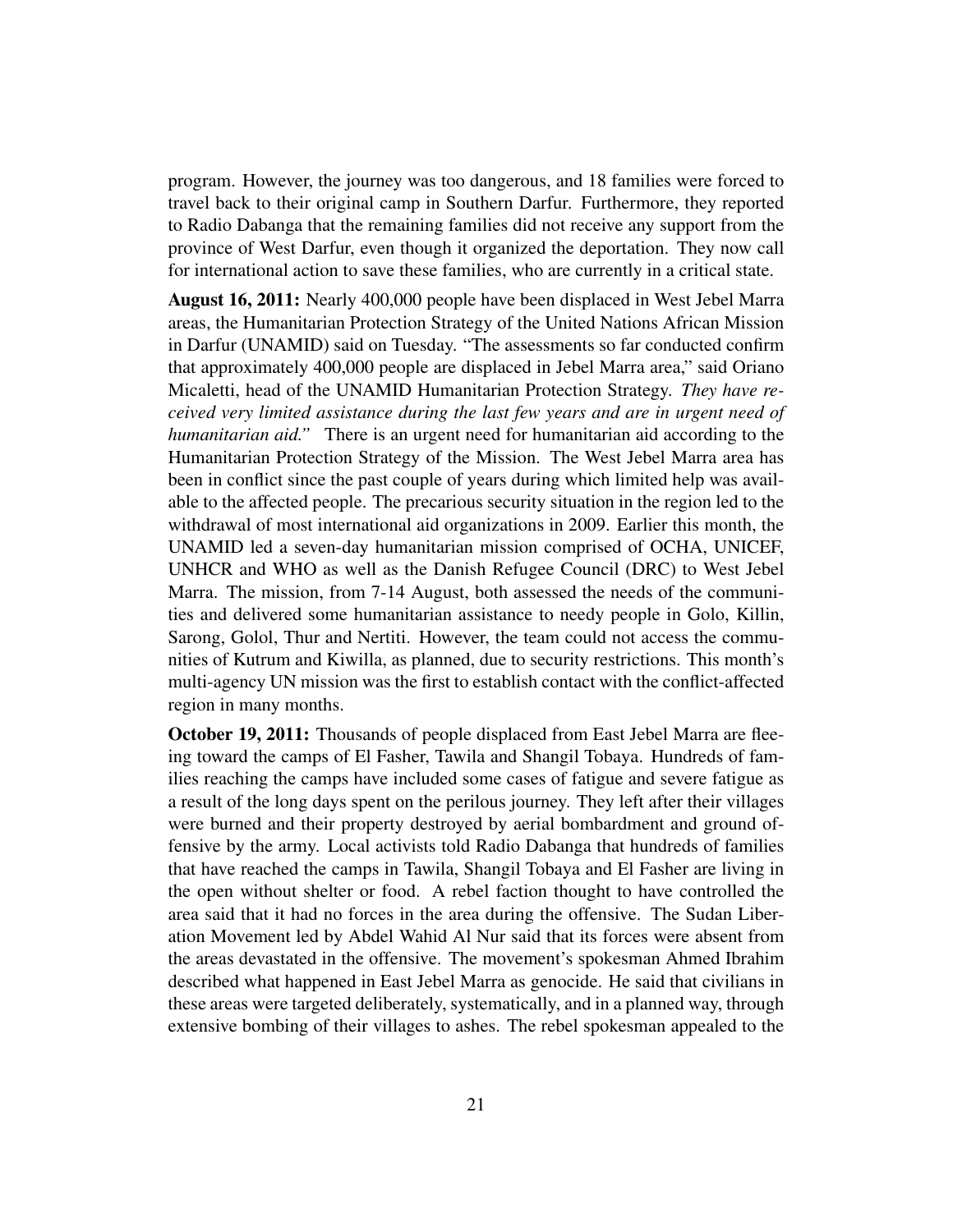program. However, the journey was too dangerous, and 18 families were forced to travel back to their original camp in Southern Darfur. Furthermore, they reported to Radio Dabanga that the remaining families did not receive any support from the province of West Darfur, even though it organized the deportation. They now call for international action to save these families, who are currently in a critical state.

**August 16, 2011:** Nearly 400,000 people have been displaced in West Jebel Marra areas, the Humanitarian Protection Strategy of the United Nations African Mission in Darfur (UNAMID) said on Tuesday. "The assessments so far conducted confirm that approximately 400,000 people are displaced in Jebel Marra area," said Oriano Micaletti, head of the UNAMID Humanitarian Protection Strategy. *They have received very limited assistance during the last few years and are in urgent need of humanitarian aid."* There is an urgent need for humanitarian aid according to the Humanitarian Protection Strategy of the Mission. The West Jebel Marra area has been in conflict since the past couple of years during which limited help was available to the affected people. The precarious security situation in the region led to the withdrawal of most international aid organizations in 2009. Earlier this month, the UNAMID led a seven-day humanitarian mission comprised of OCHA, UNICEF, UNHCR and WHO as well as the Danish Refugee Council (DRC) to West Jebel Marra. The mission, from 7-14 August, both assessed the needs of the communities and delivered some humanitarian assistance to needy people in Golo, Killin, Sarong, Golol, Thur and Nertiti. However, the team could not access the communities of Kutrum and Kiwilla, as planned, due to security restrictions. This month's multi-agency UN mission was the first to establish contact with the conflict-affected region in many months.

**October 19, 2011:** Thousands of people displaced from East Jebel Marra are fleeing toward the camps of El Fasher, Tawila and Shangil Tobaya. Hundreds of families reaching the camps have included some cases of fatigue and severe fatigue as a result of the long days spent on the perilous journey. They left after their villages were burned and their property destroyed by aerial bombardment and ground offensive by the army. Local activists told Radio Dabanga that hundreds of families that have reached the camps in Tawila, Shangil Tobaya and El Fasher are living in the open without shelter or food. A rebel faction thought to have controlled the area said that it had no forces in the area during the offensive. The Sudan Liberation Movement led by Abdel Wahid Al Nur said that its forces were absent from the areas devastated in the offensive. The movement's spokesman Ahmed Ibrahim described what happened in East Jebel Marra as genocide. He said that civilians in these areas were targeted deliberately, systematically, and in a planned way, through extensive bombing of their villages to ashes. The rebel spokesman appealed to the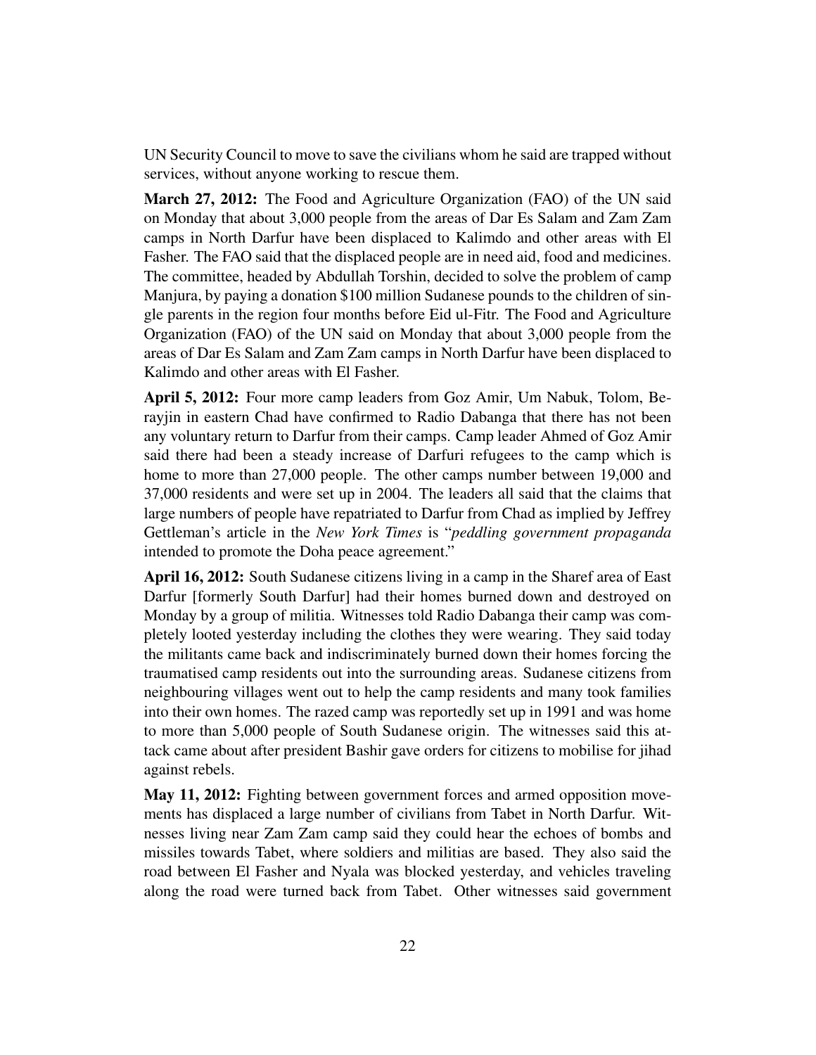UN Security Council to move to save the civilians whom he said are trapped without services, without anyone working to rescue them.

**March 27, 2012:** The Food and Agriculture Organization (FAO) of the UN said on Monday that about 3,000 people from the areas of Dar Es Salam and Zam Zam camps in North Darfur have been displaced to Kalimdo and other areas with El Fasher. The FAO said that the displaced people are in need aid, food and medicines. The committee, headed by Abdullah Torshin, decided to solve the problem of camp Manjura, by paying a donation $100 million Sudanese pounds to the children of single parents in the region four months before Eid ul-Fitr. The Food and Agriculture Organization (FAO) of the UN said on Monday that about 3,000 people from the areas of Dar Es Salam and Zam Zam camps in North Darfur have been displaced to Kalimdo and other areas with El Fasher.

**April 5, 2012:** Four more camp leaders from Goz Amir, Um Nabuk, Tolom, Berayjin in eastern Chad have confirmed to Radio Dabanga that there has not been any voluntary return to Darfur from their camps. Camp leader Ahmed of Goz Amir said there had been a steady increase of Darfuri refugees to the camp which is home to more than 27,000 people. The other camps number between 19,000 and 37,000 residents and were set up in 2004. The leaders all said that the claims that large numbers of people have repatriated to Darfur from Chad as implied by Jeffrey Gettleman's article in the *New York Times* is "*peddling government propaganda* intended to promote the Doha peace agreement."

**April 16, 2012:** South Sudanese citizens living in a camp in the Sharef area of East Darfur [formerly South Darfur] had their homes burned down and destroyed on Monday by a group of militia. Witnesses told Radio Dabanga their camp was completely looted yesterday including the clothes they were wearing. They said today the militants came back and indiscriminately burned down their homes forcing the traumatised camp residents out into the surrounding areas. Sudanese citizens from neighbouring villages went out to help the camp residents and many took families into their own homes. The razed camp was reportedly set up in 1991 and was home to more than 5,000 people of South Sudanese origin. The witnesses said this attack came about after president Bashir gave orders for citizens to mobilise for jihad against rebels.

**May 11, 2012:** Fighting between government forces and armed opposition movements has displaced a large number of civilians from Tabet in North Darfur. Witnesses living near Zam Zam camp said they could hear the echoes of bombs and missiles towards Tabet, where soldiers and militias are based. They also said the road between El Fasher and Nyala was blocked yesterday, and vehicles traveling along the road were turned back from Tabet. Other witnesses said government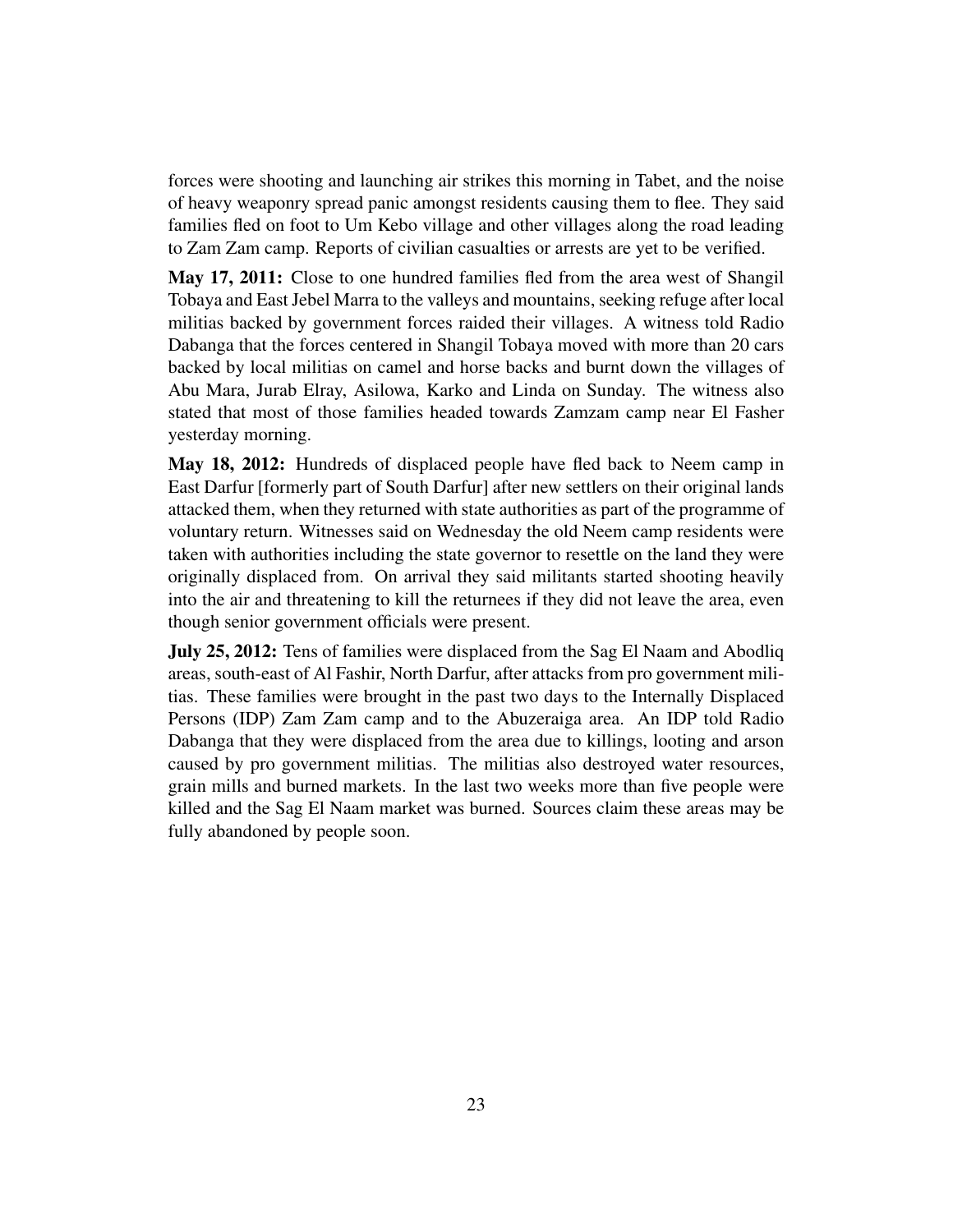forces were shooting and launching air strikes this morning in Tabet, and the noise of heavy weaponry spread panic amongst residents causing them to flee. They said families fled on foot to Um Kebo village and other villages along the road leading to Zam Zam camp. Reports of civilian casualties or arrests are yet to be verified.

**May 17, 2011:** Close to one hundred families fled from the area west of Shangil Tobaya and East Jebel Marra to the valleys and mountains, seeking refuge after local militias backed by government forces raided their villages. A witness told Radio Dabanga that the forces centered in Shangil Tobaya moved with more than 20 cars backed by local militias on camel and horse backs and burnt down the villages of Abu Mara, Jurab Elray, Asilowa, Karko and Linda on Sunday. The witness also stated that most of those families headed towards Zamzam camp near El Fasher yesterday morning.

**May 18, 2012:** Hundreds of displaced people have fled back to Neem camp in East Darfur [formerly part of South Darfur] after new settlers on their original lands attacked them, when they returned with state authorities as part of the programme of voluntary return. Witnesses said on Wednesday the old Neem camp residents were taken with authorities including the state governor to resettle on the land they were originally displaced from. On arrival they said militants started shooting heavily into the air and threatening to kill the returnees if they did not leave the area, even though senior government officials were present.

**July 25, 2012:** Tens of families were displaced from the Sag El Naam and Abodliq areas, south-east of Al Fashir, North Darfur, after attacks from pro government militias. These families were brought in the past two days to the Internally Displaced Persons (IDP) Zam Zam camp and to the Abuzeraiga area. An IDP told Radio Dabanga that they were displaced from the area due to killings, looting and arson caused by pro government militias. The militias also destroyed water resources, grain mills and burned markets. In the last two weeks more than five people were killed and the Sag El Naam market was burned. Sources claim these areas may be fully abandoned by people soon.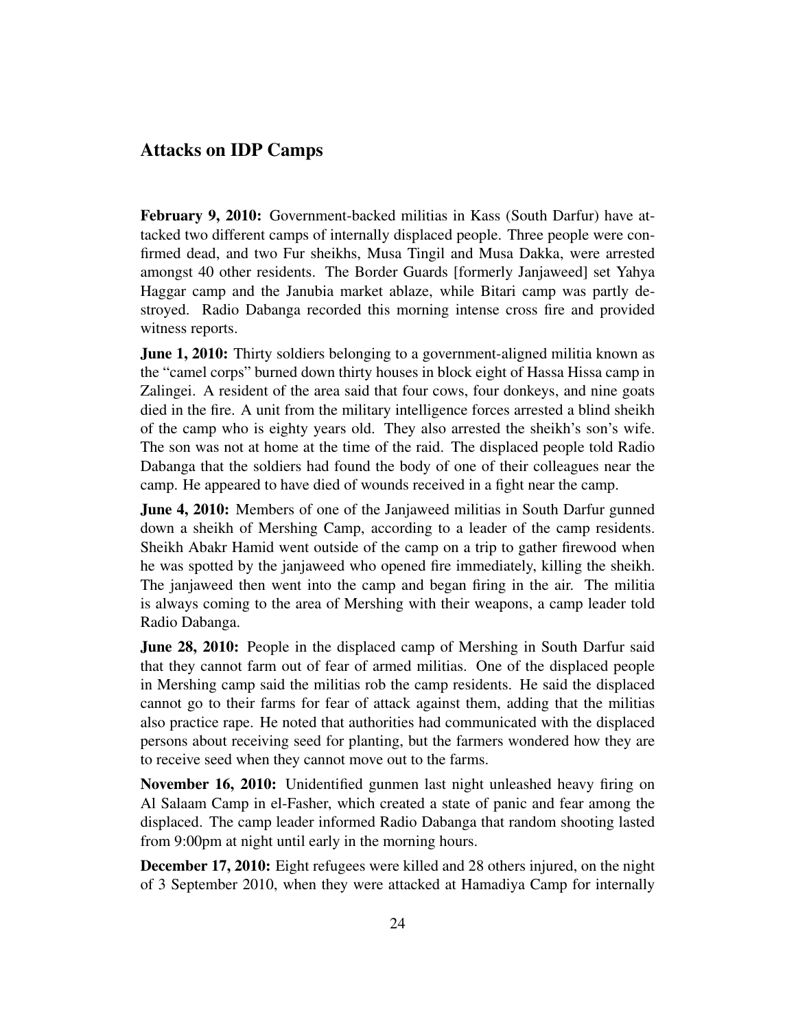## Attacks on IDP Camps

**February 9, 2010:** Government-backed militias in Kass (South Darfur) have attacked two different camps of internally displaced people. Three people were confirmed dead, and two Fur sheikhs, Musa Tingil and Musa Dakka, were arrested amongst 40 other residents. The Border Guards [formerly Janjaweed] set Yahya Haggar camp and the Janubia market ablaze, while Bitari camp was partly destroyed. Radio Dabanga recorded this morning intense cross fire and provided witness reports.

**June 1, 2010:** Thirty soldiers belonging to a government-aligned militia known as the "camel corps" burned down thirty houses in block eight of Hassa Hissa camp in Zalingei. A resident of the area said that four cows, four donkeys, and nine goats died in the fire. A unit from the military intelligence forces arrested a blind sheikh of the camp who is eighty years old. They also arrested the sheikh's son's wife. The son was not at home at the time of the raid. The displaced people told Radio Dabanga that the soldiers had found the body of one of their colleagues near the camp. He appeared to have died of wounds received in a fight near the camp.

**June 4, 2010:** Members of one of the Janjaweed militias in South Darfur gunned down a sheikh of Mershing Camp, according to a leader of the camp residents. Sheikh Abakr Hamid went outside of the camp on a trip to gather firewood when he was spotted by the janjaweed who opened fire immediately, killing the sheikh. The janjaweed then went into the camp and began firing in the air. The militia is always coming to the area of Mershing with their weapons, a camp leader told Radio Dabanga.

**June 28, 2010:** People in the displaced camp of Mershing in South Darfur said that they cannot farm out of fear of armed militias. One of the displaced people in Mershing camp said the militias rob the camp residents. He said the displaced cannot go to their farms for fear of attack against them, adding that the militias also practice rape. He noted that authorities had communicated with the displaced persons about receiving seed for planting, but the farmers wondered how they are to receive seed when they cannot move out to the farms.

**November 16, 2010:** Unidentified gunmen last night unleashed heavy firing on Al Salaam Camp in el-Fasher, which created a state of panic and fear among the displaced. The camp leader informed Radio Dabanga that random shooting lasted from 9:00pm at night until early in the morning hours.

**December 17, 2010:** Eight refugees were killed and 28 others injured, on the night of 3 September 2010, when they were attacked at Hamadiya Camp for internally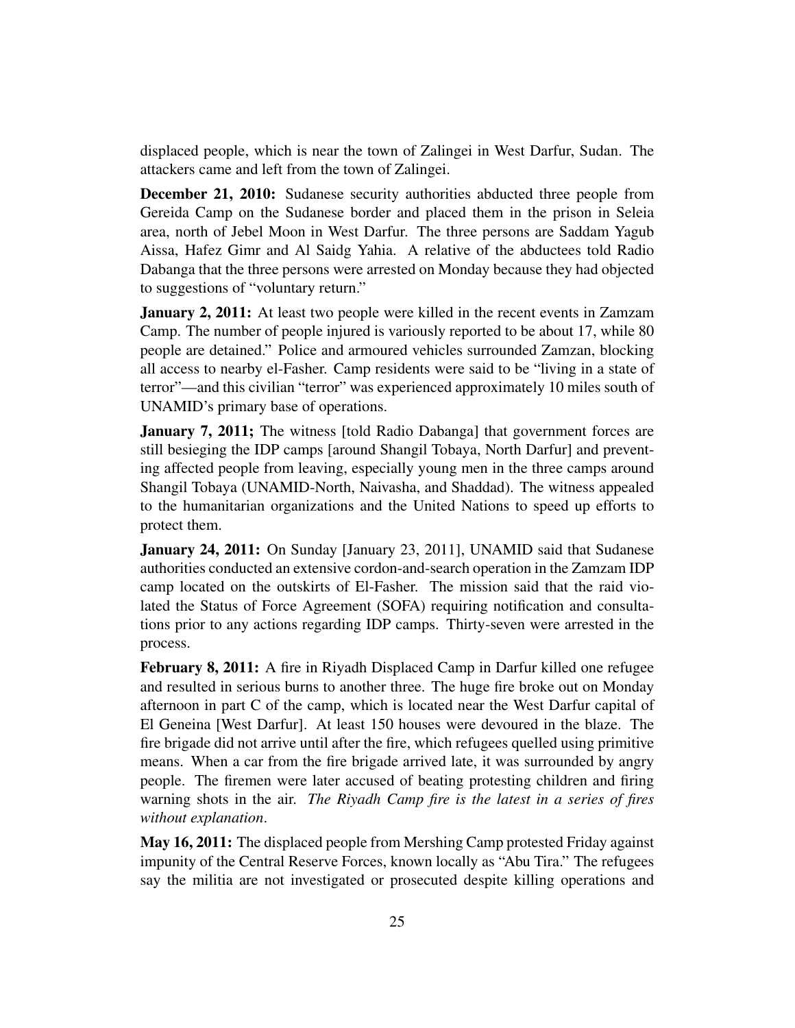displaced people, which is near the town of Zalingei in West Darfur, Sudan. The attackers came and left from the town of Zalingei.

**December 21, 2010:** Sudanese security authorities abducted three people from Gereida Camp on the Sudanese border and placed them in the prison in Seleia area, north of Jebel Moon in West Darfur. The three persons are Saddam Yagub Aissa, Hafez Gimr and Al Saidg Yahia. A relative of the abductees told Radio Dabanga that the three persons were arrested on Monday because they had objected to suggestions of "voluntary return."

**January 2, 2011:** At least two people were killed in the recent events in Zamzam Camp. The number of people injured is variously reported to be about 17, while 80 people are detained." Police and armoured vehicles surrounded Zamzan, blocking all access to nearby el-Fasher. Camp residents were said to be "living in a state of terror"—and this civilian "terror" was experienced approximately 10 miles south of UNAMID's primary base of operations.

**January 7, 2011;** The witness [told Radio Dabanga] that government forces are still besieging the IDP camps [around Shangil Tobaya, North Darfur] and preventing affected people from leaving, especially young men in the three camps around Shangil Tobaya (UNAMID-North, Naivasha, and Shaddad). The witness appealed to the humanitarian organizations and the United Nations to speed up efforts to protect them.

**January 24, 2011:** On Sunday [January 23, 2011], UNAMID said that Sudanese authorities conducted an extensive cordon-and-search operation in the Zamzam IDP camp located on the outskirts of El-Fasher. The mission said that the raid violated the Status of Force Agreement (SOFA) requiring notification and consultations prior to any actions regarding IDP camps. Thirty-seven were arrested in the process.

**February 8, 2011:** A fire in Riyadh Displaced Camp in Darfur killed one refugee and resulted in serious burns to another three. The huge fire broke out on Monday afternoon in part C of the camp, which is located near the West Darfur capital of El Geneina [West Darfur]. At least 150 houses were devoured in the blaze. The fire brigade did not arrive until after the fire, which refugees quelled using primitive means. When a car from the fire brigade arrived late, it was surrounded by angry people. The firemen were later accused of beating protesting children and firing warning shots in the air. *The Riyadh Camp fire is the latest in a series of fires without explanation*.

**May 16, 2011:** The displaced people from Mershing Camp protested Friday against impunity of the Central Reserve Forces, known locally as "Abu Tira." The refugees say the militia are not investigated or prosecuted despite killing operations and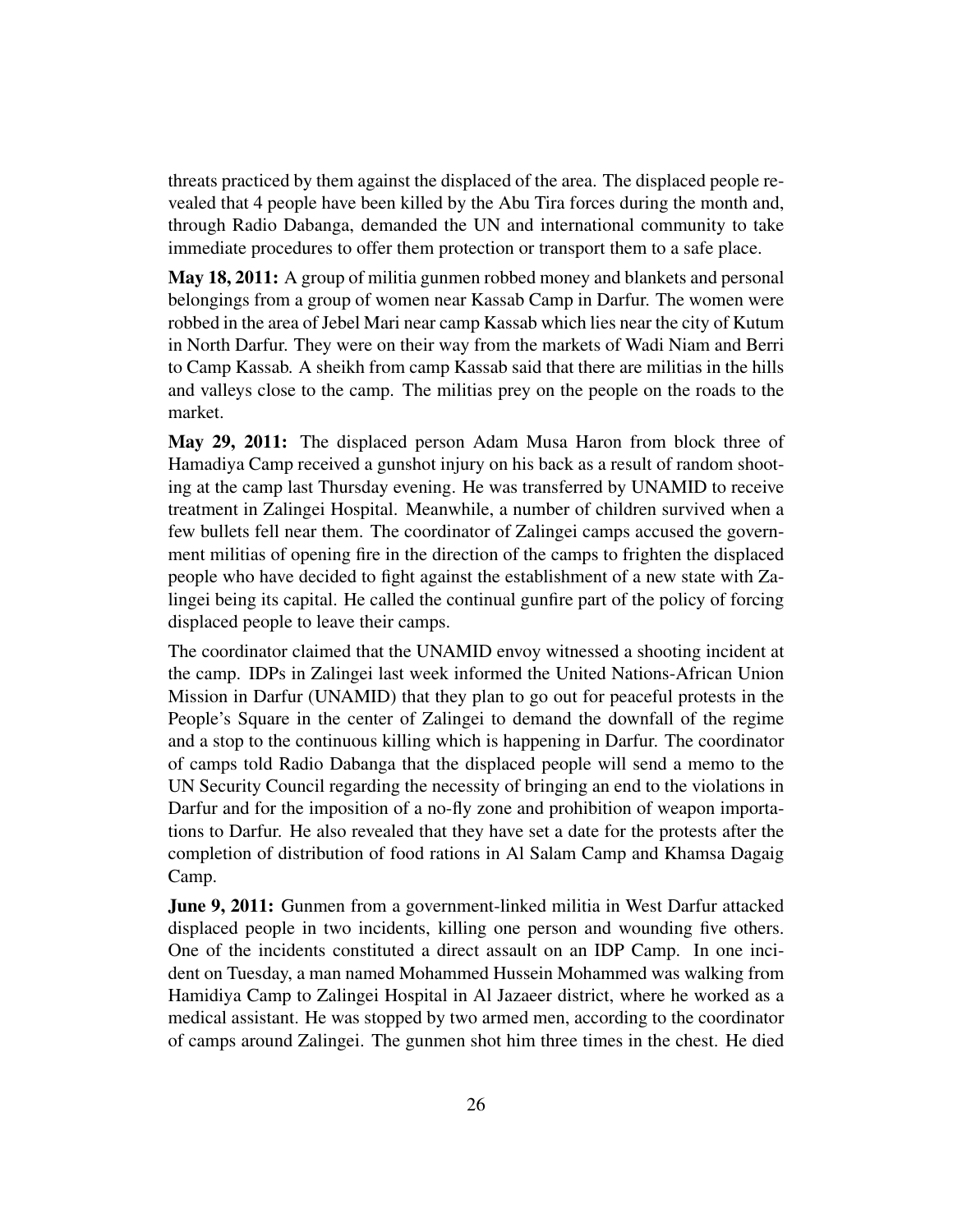threats practiced by them against the displaced of the area. The displaced people revealed that 4 people have been killed by the Abu Tira forces during the month and, through Radio Dabanga, demanded the UN and international community to take immediate procedures to offer them protection or transport them to a safe place.

**May 18, 2011:** A group of militia gunmen robbed money and blankets and personal belongings from a group of women near Kassab Camp in Darfur. The women were robbed in the area of Jebel Mari near camp Kassab which lies near the city of Kutum in North Darfur. They were on their way from the markets of Wadi Niam and Berri to Camp Kassab. A sheikh from camp Kassab said that there are militias in the hills and valleys close to the camp. The militias prey on the people on the roads to the market.

**May 29, 2011:** The displaced person Adam Musa Haron from block three of Hamadiya Camp received a gunshot injury on his back as a result of random shooting at the camp last Thursday evening. He was transferred by UNAMID to receive treatment in Zalingei Hospital. Meanwhile, a number of children survived when a few bullets fell near them. The coordinator of Zalingei camps accused the government militias of opening fire in the direction of the camps to frighten the displaced people who have decided to fight against the establishment of a new state with Zalingei being its capital. He called the continual gunfire part of the policy of forcing displaced people to leave their camps.

The coordinator claimed that the UNAMID envoy witnessed a shooting incident at the camp. IDPs in Zalingei last week informed the United Nations-African Union Mission in Darfur (UNAMID) that they plan to go out for peaceful protests in the People's Square in the center of Zalingei to demand the downfall of the regime and a stop to the continuous killing which is happening in Darfur. The coordinator of camps told Radio Dabanga that the displaced people will send a memo to the UN Security Council regarding the necessity of bringing an end to the violations in Darfur and for the imposition of a no-fly zone and prohibition of weapon importations to Darfur. He also revealed that they have set a date for the protests after the completion of distribution of food rations in Al Salam Camp and Khamsa Dagaig Camp.

**June 9, 2011:** Gunmen from a government-linked militia in West Darfur attacked displaced people in two incidents, killing one person and wounding five others. One of the incidents constituted a direct assault on an IDP Camp. In one incident on Tuesday, a man named Mohammed Hussein Mohammed was walking from Hamidiya Camp to Zalingei Hospital in Al Jazaeer district, where he worked as a medical assistant. He was stopped by two armed men, according to the coordinator of camps around Zalingei. The gunmen shot him three times in the chest. He died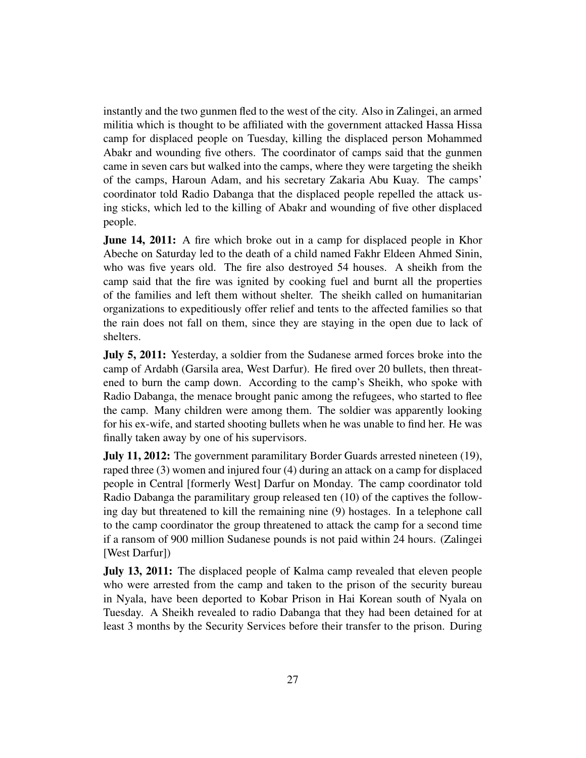instantly and the two gunmen fled to the west of the city. Also in Zalingei, an armed militia which is thought to be affiliated with the government attacked Hassa Hissa camp for displaced people on Tuesday, killing the displaced person Mohammed Abakr and wounding five others. The coordinator of camps said that the gunmen came in seven cars but walked into the camps, where they were targeting the sheikh of the camps, Haroun Adam, and his secretary Zakaria Abu Kuay. The camps' coordinator told Radio Dabanga that the displaced people repelled the attack using sticks, which led to the killing of Abakr and wounding of five other displaced people.

**June 14, 2011:** A fire which broke out in a camp for displaced people in Khor Abeche on Saturday led to the death of a child named Fakhr Eldeen Ahmed Sinin, who was five years old. The fire also destroyed 54 houses. A sheikh from the camp said that the fire was ignited by cooking fuel and burnt all the properties of the families and left them without shelter. The sheikh called on humanitarian organizations to expeditiously offer relief and tents to the affected families so that the rain does not fall on them, since they are staying in the open due to lack of shelters.

**July 5, 2011:** Yesterday, a soldier from the Sudanese armed forces broke into the camp of Ardabh (Garsila area, West Darfur). He fired over 20 bullets, then threatened to burn the camp down. According to the camp's Sheikh, who spoke with Radio Dabanga, the menace brought panic among the refugees, who started to flee the camp. Many children were among them. The soldier was apparently looking for his ex-wife, and started shooting bullets when he was unable to find her. He was finally taken away by one of his supervisors.

**July 11, 2012:** The government paramilitary Border Guards arrested nineteen (19), raped three (3) women and injured four (4) during an attack on a camp for displaced people in Central [formerly West] Darfur on Monday. The camp coordinator told Radio Dabanga the paramilitary group released ten (10) of the captives the following day but threatened to kill the remaining nine (9) hostages. In a telephone call to the camp coordinator the group threatened to attack the camp for a second time if a ransom of 900 million Sudanese pounds is not paid within 24 hours. (Zalingei [West Darfur])

**July 13, 2011:** The displaced people of Kalma camp revealed that eleven people who were arrested from the camp and taken to the prison of the security bureau in Nyala, have been deported to Kobar Prison in Hai Korean south of Nyala on Tuesday. A Sheikh revealed to radio Dabanga that they had been detained for at least 3 months by the Security Services before their transfer to the prison. During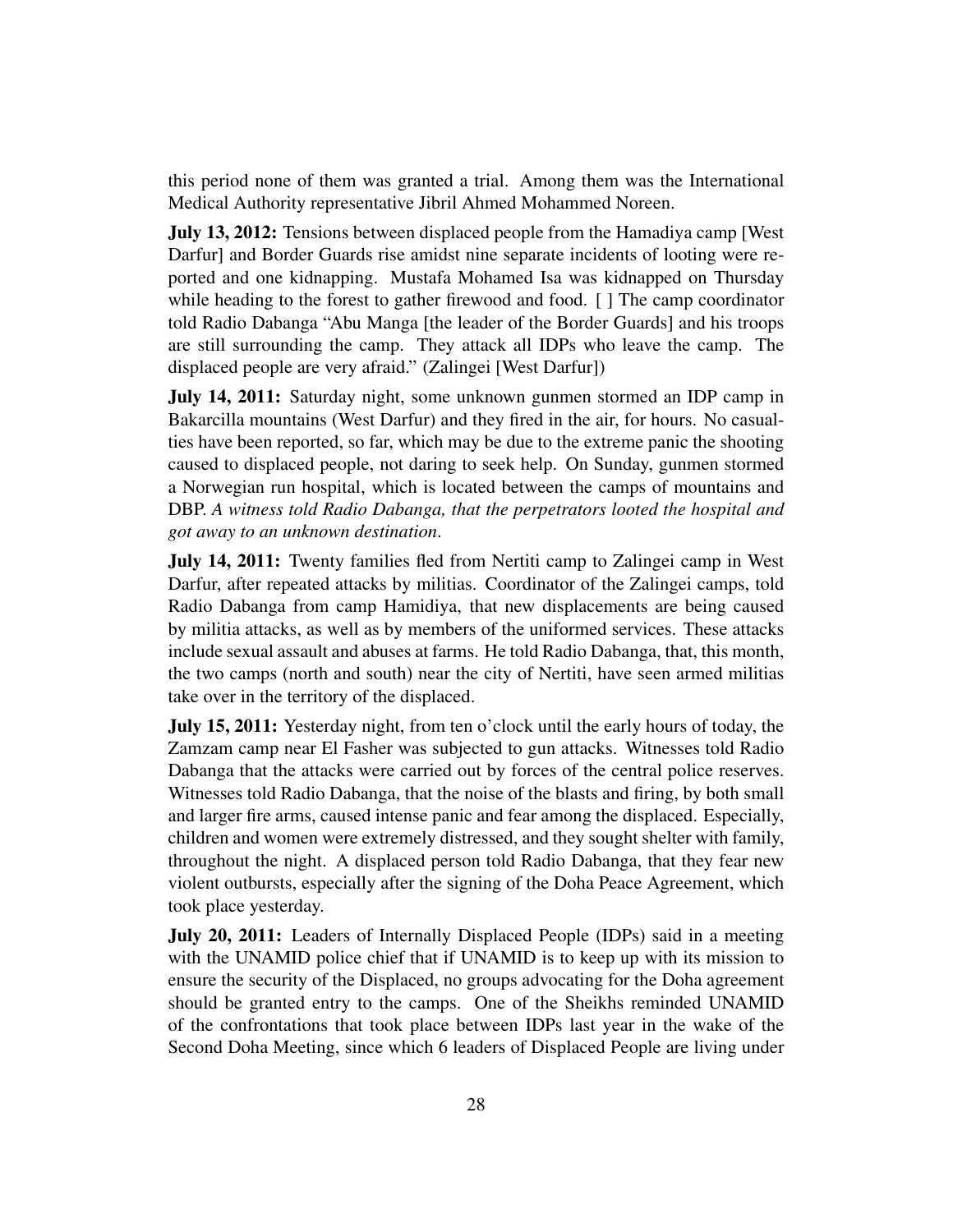this period none of them was granted a trial. Among them was the International Medical Authority representative Jibril Ahmed Mohammed Noreen.

**July 13, 2012:** Tensions between displaced people from the Hamadiya camp [West Darfur] and Border Guards rise amidst nine separate incidents of looting were reported and one kidnapping. Mustafa Mohamed Isa was kidnapped on Thursday while heading to the forest to gather firewood and food. [ ] The camp coordinator told Radio Dabanga "Abu Manga [the leader of the Border Guards] and his troops are still surrounding the camp. They attack all IDPs who leave the camp. The displaced people are very afraid." (Zalingei [West Darfur])

**July 14, 2011:** Saturday night, some unknown gunmen stormed an IDP camp in Bakarcilla mountains (West Darfur) and they fired in the air, for hours. No casualties have been reported, so far, which may be due to the extreme panic the shooting caused to displaced people, not daring to seek help. On Sunday, gunmen stormed a Norwegian run hospital, which is located between the camps of mountains and DBP. *A witness told Radio Dabanga, that the perpetrators looted the hospital and got away to an unknown destination*.

**July 14, 2011:** Twenty families fled from Nertiti camp to Zalingei camp in West Darfur, after repeated attacks by militias. Coordinator of the Zalingei camps, told Radio Dabanga from camp Hamidiya, that new displacements are being caused by militia attacks, as well as by members of the uniformed services. These attacks include sexual assault and abuses at farms. He told Radio Dabanga, that, this month, the two camps (north and south) near the city of Nertiti, have seen armed militias take over in the territory of the displaced.

**July 15, 2011:** Yesterday night, from ten o'clock until the early hours of today, the Zamzam camp near El Fasher was subjected to gun attacks. Witnesses told Radio Dabanga that the attacks were carried out by forces of the central police reserves. Witnesses told Radio Dabanga, that the noise of the blasts and firing, by both small and larger fire arms, caused intense panic and fear among the displaced. Especially, children and women were extremely distressed, and they sought shelter with family, throughout the night. A displaced person told Radio Dabanga, that they fear new violent outbursts, especially after the signing of the Doha Peace Agreement, which took place yesterday.

**July 20, 2011:** Leaders of Internally Displaced People (IDPs) said in a meeting with the UNAMID police chief that if UNAMID is to keep up with its mission to ensure the security of the Displaced, no groups advocating for the Doha agreement should be granted entry to the camps. One of the Sheikhs reminded UNAMID of the confrontations that took place between IDPs last year in the wake of the Second Doha Meeting, since which 6 leaders of Displaced People are living under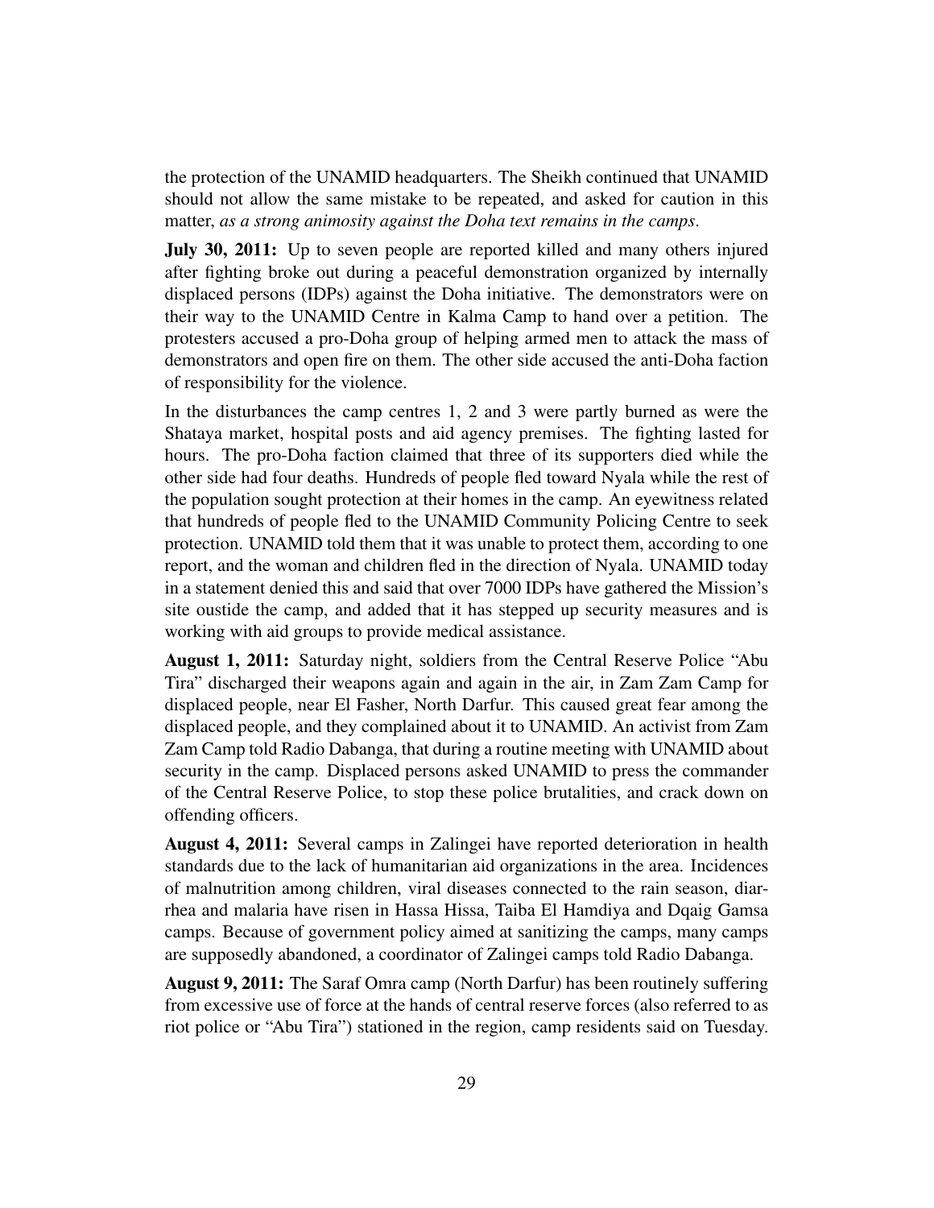the protection of the UNAMID headquarters. The Sheikh continued that UNAMID should not allow the same mistake to be repeated, and asked for caution in this matter, *as a strong animosity against the Doha text remains in the camps*.

**July 30, 2011:** Up to seven people are reported killed and many others injured after fighting broke out during a peaceful demonstration organized by internally displaced persons (IDPs) against the Doha initiative. The demonstrators were on their way to the UNAMID Centre in Kalma Camp to hand over a petition. The protesters accused a pro-Doha group of helping armed men to attack the mass of demonstrators and open fire on them. The other side accused the anti-Doha faction of responsibility for the violence.

In the disturbances the camp centres 1, 2 and 3 were partly burned as were the Shataya market, hospital posts and aid agency premises. The fighting lasted for hours. The pro-Doha faction claimed that three of its supporters died while the other side had four deaths. Hundreds of people fled toward Nyala while the rest of the population sought protection at their homes in the camp. An eyewitness related that hundreds of people fled to the UNAMID Community Policing Centre to seek protection. UNAMID told them that it was unable to protect them, according to one report, and the woman and children fled in the direction of Nyala. UNAMID today in a statement denied this and said that over 7000 IDPs have gathered the Mission's site oustide the camp, and added that it has stepped up security measures and is working with aid groups to provide medical assistance.

**August 1, 2011:** Saturday night, soldiers from the Central Reserve Police "Abu Tira" discharged their weapons again and again in the air, in Zam Zam Camp for displaced people, near El Fasher, North Darfur. This caused great fear among the displaced people, and they complained about it to UNAMID. An activist from Zam Zam Camp told Radio Dabanga, that during a routine meeting with UNAMID about security in the camp. Displaced persons asked UNAMID to press the commander of the Central Reserve Police, to stop these police brutalities, and crack down on offending officers.

**August 4, 2011:** Several camps in Zalingei have reported deterioration in health standards due to the lack of humanitarian aid organizations in the area. Incidences of malnutrition among children, viral diseases connected to the rain season, diarrhea and malaria have risen in Hassa Hissa, Taiba El Hamdiya and Dqaig Gamsa camps. Because of government policy aimed at sanitizing the camps, many camps are supposedly abandoned, a coordinator of Zalingei camps told Radio Dabanga.

**August 9, 2011:** The Saraf Omra camp (North Darfur) has been routinely suffering from excessive use of force at the hands of central reserve forces (also referred to as riot police or "Abu Tira") stationed in the region, camp residents said on Tuesday.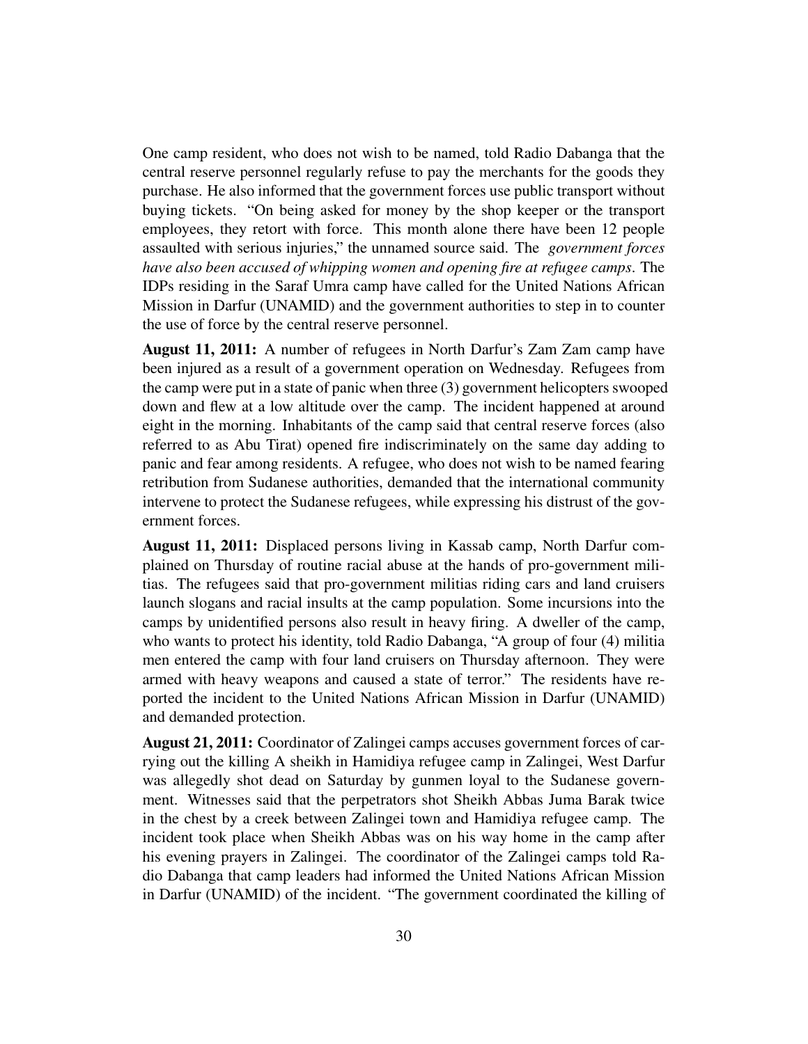One camp resident, who does not wish to be named, told Radio Dabanga that the central reserve personnel regularly refuse to pay the merchants for the goods they purchase. He also informed that the government forces use public transport without buying tickets. "On being asked for money by the shop keeper or the transport employees, they retort with force. This month alone there have been 12 people assaulted with serious injuries," the unnamed source said. The *government forces have also been accused of whipping women and opening fire at refugee camps*. The IDPs residing in the Saraf Umra camp have called for the United Nations African Mission in Darfur (UNAMID) and the government authorities to step in to counter the use of force by the central reserve personnel.

**August 11, 2011:** A number of refugees in North Darfur's Zam Zam camp have been injured as a result of a government operation on Wednesday. Refugees from the camp were put in a state of panic when three (3) government helicopters swooped down and flew at a low altitude over the camp. The incident happened at around eight in the morning. Inhabitants of the camp said that central reserve forces (also referred to as Abu Tirat) opened fire indiscriminately on the same day adding to panic and fear among residents. A refugee, who does not wish to be named fearing retribution from Sudanese authorities, demanded that the international community intervene to protect the Sudanese refugees, while expressing his distrust of the government forces.

**August 11, 2011:** Displaced persons living in Kassab camp, North Darfur complained on Thursday of routine racial abuse at the hands of pro-government militias. The refugees said that pro-government militias riding cars and land cruisers launch slogans and racial insults at the camp population. Some incursions into the camps by unidentified persons also result in heavy firing. A dweller of the camp, who wants to protect his identity, told Radio Dabanga, "A group of four (4) militia men entered the camp with four land cruisers on Thursday afternoon. They were armed with heavy weapons and caused a state of terror." The residents have reported the incident to the United Nations African Mission in Darfur (UNAMID) and demanded protection.

**August 21, 2011:** Coordinator of Zalingei camps accuses government forces of carrying out the killing A sheikh in Hamidiya refugee camp in Zalingei, West Darfur was allegedly shot dead on Saturday by gunmen loyal to the Sudanese government. Witnesses said that the perpetrators shot Sheikh Abbas Juma Barak twice in the chest by a creek between Zalingei town and Hamidiya refugee camp. The incident took place when Sheikh Abbas was on his way home in the camp after his evening prayers in Zalingei. The coordinator of the Zalingei camps told Radio Dabanga that camp leaders had informed the United Nations African Mission in Darfur (UNAMID) of the incident. "The government coordinated the killing of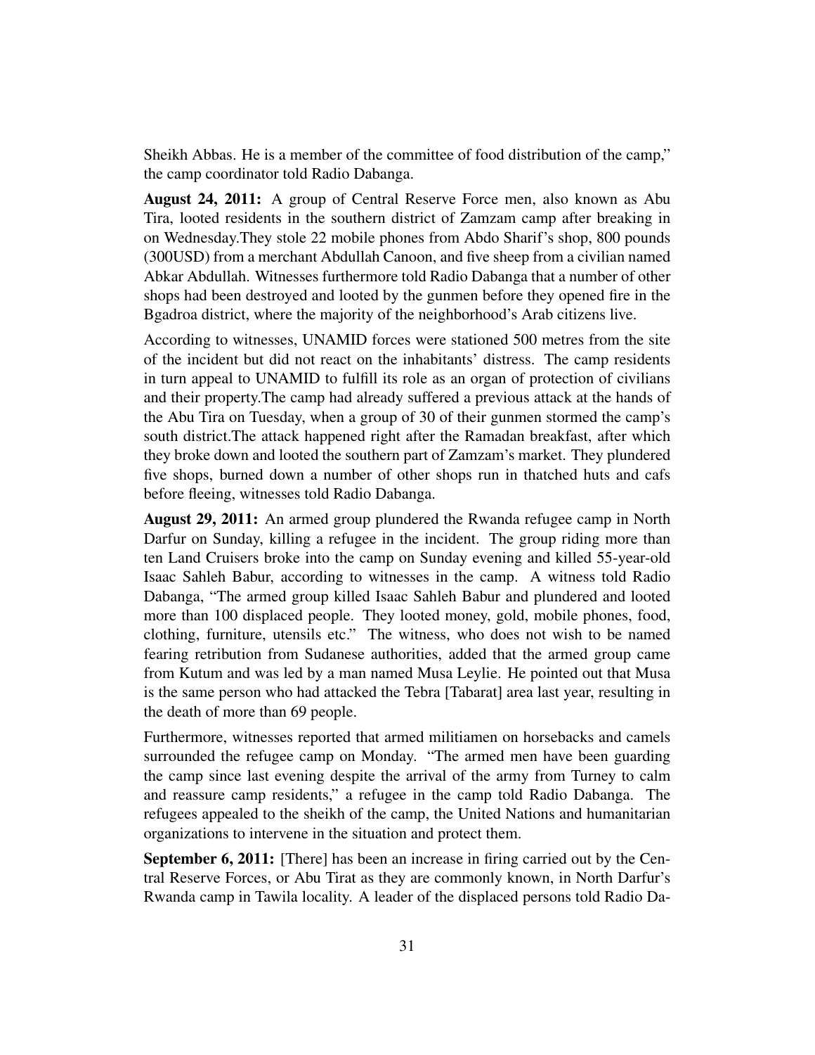Sheikh Abbas. He is a member of the committee of food distribution of the camp," the camp coordinator told Radio Dabanga.

**August 24, 2011:** A group of Central Reserve Force men, also known as Abu Tira, looted residents in the southern district of Zamzam camp after breaking in on Wednesday.They stole 22 mobile phones from Abdo Sharif's shop, 800 pounds (300USD) from a merchant Abdullah Canoon, and five sheep from a civilian named Abkar Abdullah. Witnesses furthermore told Radio Dabanga that a number of other shops had been destroyed and looted by the gunmen before they opened fire in the Bgadroa district, where the majority of the neighborhood's Arab citizens live.

According to witnesses, UNAMID forces were stationed 500 metres from the site of the incident but did not react on the inhabitants' distress. The camp residents in turn appeal to UNAMID to fulfill its role as an organ of protection of civilians and their property.The camp had already suffered a previous attack at the hands of the Abu Tira on Tuesday, when a group of 30 of their gunmen stormed the camp's south district.The attack happened right after the Ramadan breakfast, after which they broke down and looted the southern part of Zamzam's market. They plundered five shops, burned down a number of other shops run in thatched huts and cafs before fleeing, witnesses told Radio Dabanga.

**August 29, 2011:** An armed group plundered the Rwanda refugee camp in North Darfur on Sunday, killing a refugee in the incident. The group riding more than ten Land Cruisers broke into the camp on Sunday evening and killed 55-year-old Isaac Sahleh Babur, according to witnesses in the camp. A witness told Radio Dabanga, "The armed group killed Isaac Sahleh Babur and plundered and looted more than 100 displaced people. They looted money, gold, mobile phones, food, clothing, furniture, utensils etc." The witness, who does not wish to be named fearing retribution from Sudanese authorities, added that the armed group came from Kutum and was led by a man named Musa Leylie. He pointed out that Musa is the same person who had attacked the Tebra [Tabarat] area last year, resulting in the death of more than 69 people.

Furthermore, witnesses reported that armed militiamen on horsebacks and camels surrounded the refugee camp on Monday. "The armed men have been guarding the camp since last evening despite the arrival of the army from Turney to calm and reassure camp residents," a refugee in the camp told Radio Dabanga. The refugees appealed to the sheikh of the camp, the United Nations and humanitarian organizations to intervene in the situation and protect them.

**September 6, 2011:** [There] has been an increase in firing carried out by the Central Reserve Forces, or Abu Tirat as they are commonly known, in North Darfur's Rwanda camp in Tawila locality. A leader of the displaced persons told Radio Da-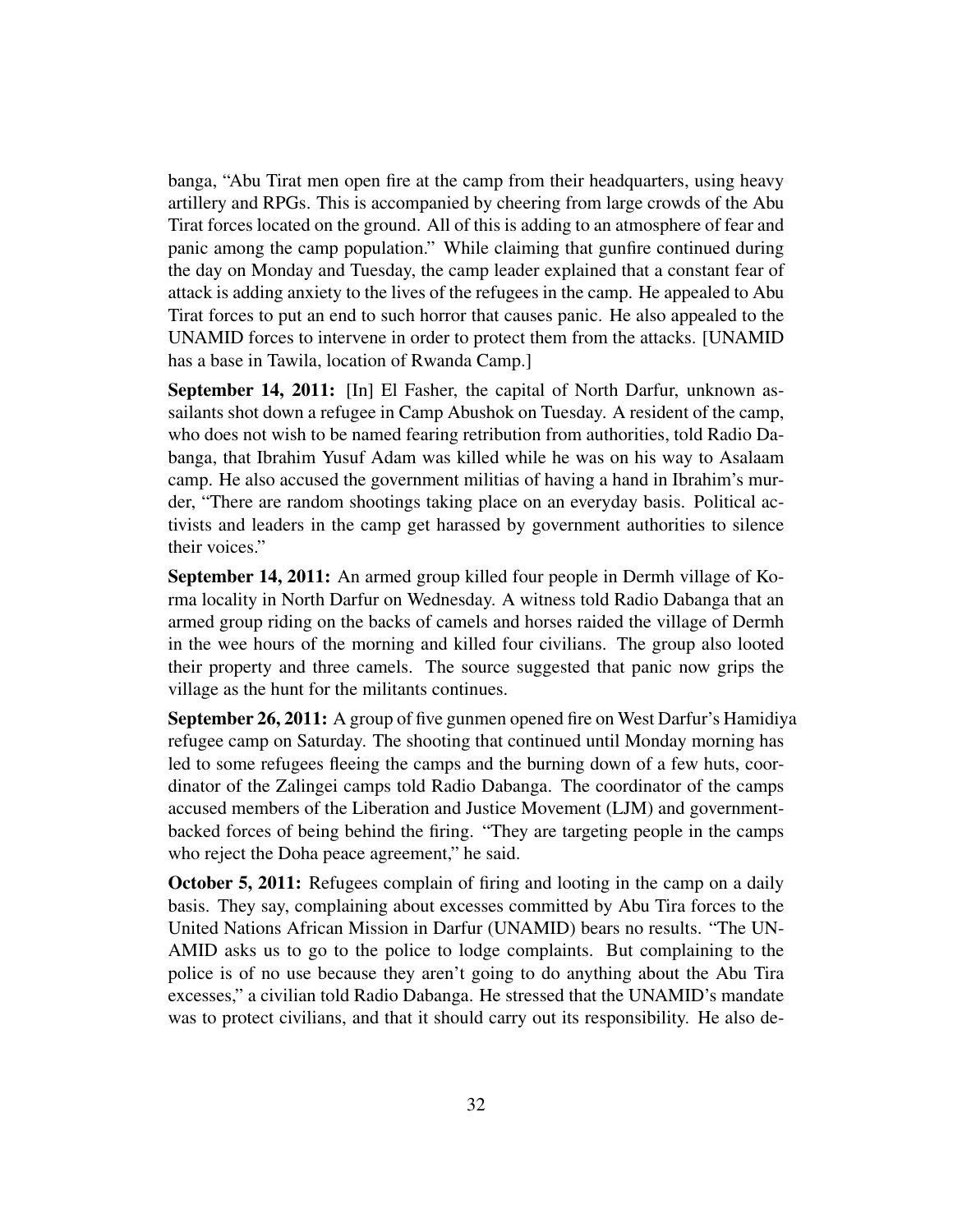banga, "Abu Tirat men open fire at the camp from their headquarters, using heavy artillery and RPGs. This is accompanied by cheering from large crowds of the Abu Tirat forces located on the ground. All of this is adding to an atmosphere of fear and panic among the camp population." While claiming that gunfire continued during the day on Monday and Tuesday, the camp leader explained that a constant fear of attack is adding anxiety to the lives of the refugees in the camp. He appealed to Abu Tirat forces to put an end to such horror that causes panic. He also appealed to the UNAMID forces to intervene in order to protect them from the attacks. [UNAMID has a base in Tawila, location of Rwanda Camp.]

**September 14, 2011:** [In] El Fasher, the capital of North Darfur, unknown assailants shot down a refugee in Camp Abushok on Tuesday. A resident of the camp, who does not wish to be named fearing retribution from authorities, told Radio Dabanga, that Ibrahim Yusuf Adam was killed while he was on his way to Asalaam camp. He also accused the government militias of having a hand in Ibrahim's murder, "There are random shootings taking place on an everyday basis. Political activists and leaders in the camp get harassed by government authorities to silence their voices."

**September 14, 2011:** An armed group killed four people in Dermh village of Korma locality in North Darfur on Wednesday. A witness told Radio Dabanga that an armed group riding on the backs of camels and horses raided the village of Dermh in the wee hours of the morning and killed four civilians. The group also looted their property and three camels. The source suggested that panic now grips the village as the hunt for the militants continues.

**September 26, 2011:** A group of five gunmen opened fire on West Darfur's Hamidiya refugee camp on Saturday. The shooting that continued until Monday morning has led to some refugees fleeing the camps and the burning down of a few huts, coordinator of the Zalingei camps told Radio Dabanga. The coordinator of the camps accused members of the Liberation and Justice Movement (LJM) and government-backed forces of being behind the firing. "They are targeting people in the camps who reject the Doha peace agreement," he said.

**October 5, 2011:** Refugees complain of firing and looting in the camp on a daily basis. They say, complaining about excesses committed by Abu Tira forces to the United Nations African Mission in Darfur (UNAMID) bears no results. "The UNAMID asks us to go to the police to lodge complaints. But complaining to the police is of no use because they aren't going to do anything about the Abu Tira excesses," a civilian told Radio Dabanga. He stressed that the UNAMID's mandate was to protect civilians, and that it should carry out its responsibility. He also de-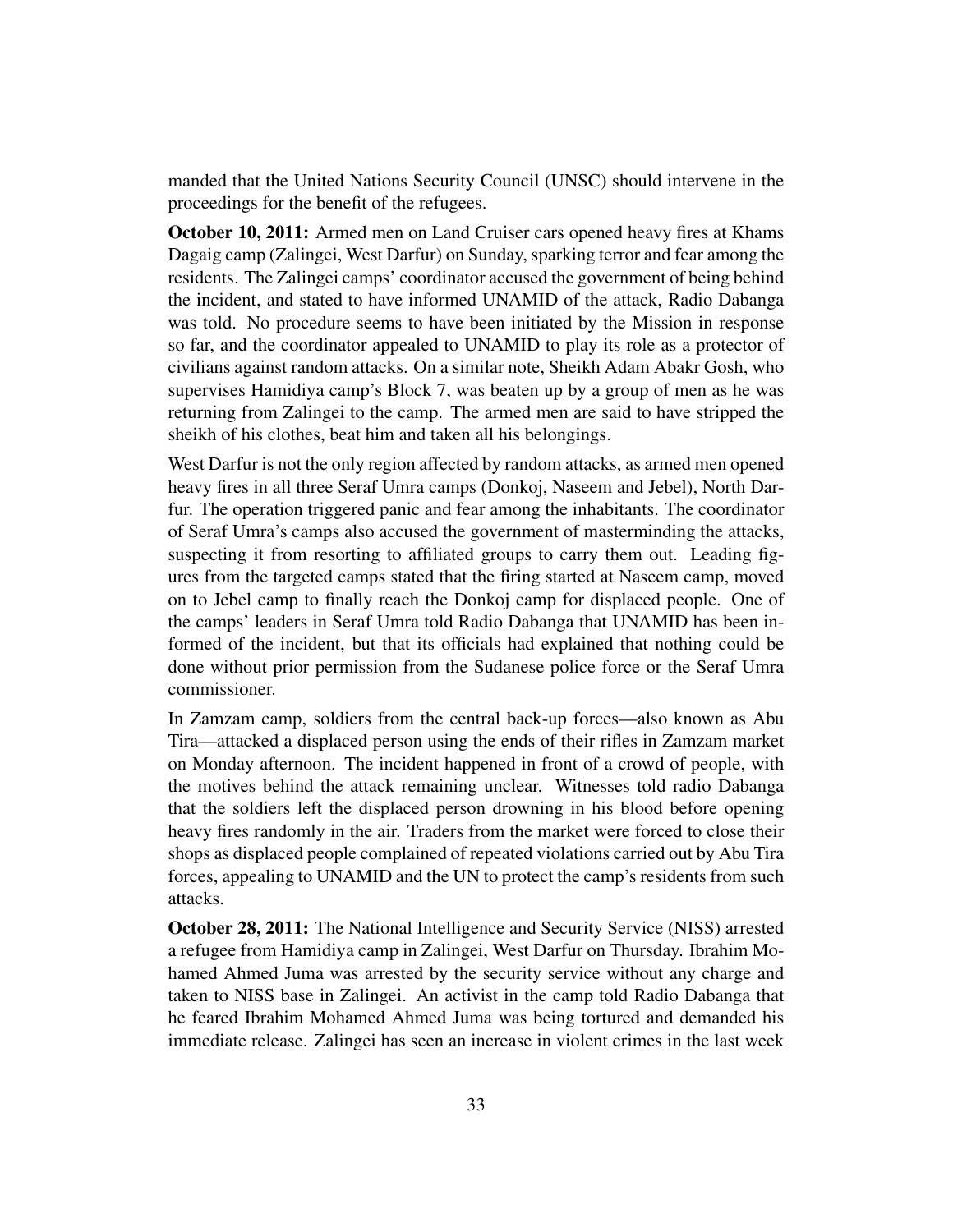manded that the United Nations Security Council (UNSC) should intervene in the proceedings for the benefit of the refugees.

**October 10, 2011:** Armed men on Land Cruiser cars opened heavy fires at Khams Dagaig camp (Zalingei, West Darfur) on Sunday, sparking terror and fear among the residents. The Zalingei camps' coordinator accused the government of being behind the incident, and stated to have informed UNAMID of the attack, Radio Dabanga was told. No procedure seems to have been initiated by the Mission in response so far, and the coordinator appealed to UNAMID to play its role as a protector of civilians against random attacks. On a similar note, Sheikh Adam Abakr Gosh, who supervises Hamidiya camp's Block 7, was beaten up by a group of men as he was returning from Zalingei to the camp. The armed men are said to have stripped the sheikh of his clothes, beat him and taken all his belongings.

West Darfur is not the only region affected by random attacks, as armed men opened heavy fires in all three Seraf Umra camps (Donkoj, Naseem and Jebel), North Darfur. The operation triggered panic and fear among the inhabitants. The coordinator of Seraf Umra's camps also accused the government of masterminding the attacks, suspecting it from resorting to affiliated groups to carry them out. Leading figures from the targeted camps stated that the firing started at Naseem camp, moved on to Jebel camp to finally reach the Donkoj camp for displaced people. One of the camps' leaders in Seraf Umra told Radio Dabanga that UNAMID has been informed of the incident, but that its officials had explained that nothing could be done without prior permission from the Sudanese police force or the Seraf Umra commissioner.

In Zamzam camp, soldiers from the central back-up forces—also known as Abu Tira—attacked a displaced person using the ends of their rifles in Zamzam market on Monday afternoon. The incident happened in front of a crowd of people, with the motives behind the attack remaining unclear. Witnesses told radio Dabanga that the soldiers left the displaced person drowning in his blood before opening heavy fires randomly in the air. Traders from the market were forced to close their shops as displaced people complained of repeated violations carried out by Abu Tira forces, appealing to UNAMID and the UN to protect the camp's residents from such attacks.

**October 28, 2011:** The National Intelligence and Security Service (NISS) arrested a refugee from Hamidiya camp in Zalingei, West Darfur on Thursday. Ibrahim Mohamed Ahmed Juma was arrested by the security service without any charge and taken to NISS base in Zalingei. An activist in the camp told Radio Dabanga that he feared Ibrahim Mohamed Ahmed Juma was being tortured and demanded his immediate release. Zalingei has seen an increase in violent crimes in the last week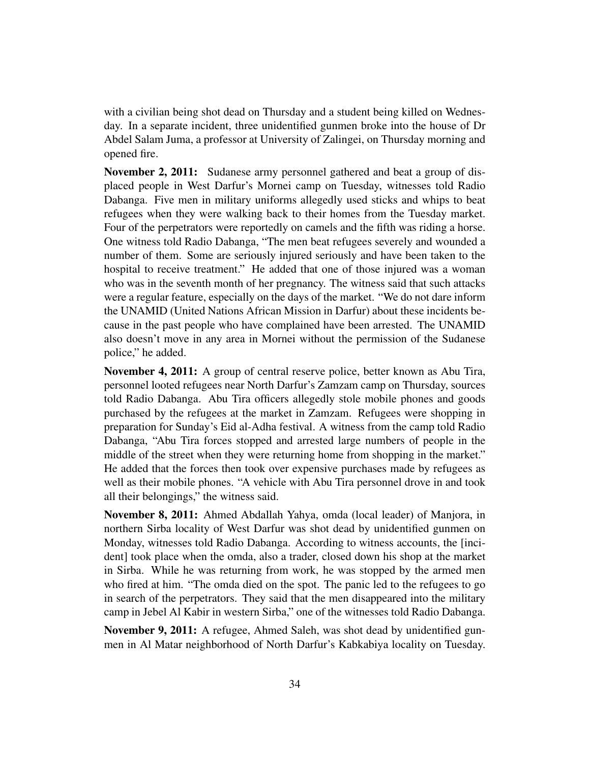with a civilian being shot dead on Thursday and a student being killed on Wednesday. In a separate incident, three unidentified gunmen broke into the house of Dr Abdel Salam Juma, a professor at University of Zalingei, on Thursday morning and opened fire.

**November 2, 2011:** Sudanese army personnel gathered and beat a group of displaced people in West Darfur's Mornei camp on Tuesday, witnesses told Radio Dabanga. Five men in military uniforms allegedly used sticks and whips to beat refugees when they were walking back to their homes from the Tuesday market. Four of the perpetrators were reportedly on camels and the fifth was riding a horse. One witness told Radio Dabanga, "The men beat refugees severely and wounded a number of them. Some are seriously injured seriously and have been taken to the hospital to receive treatment." He added that one of those injured was a woman who was in the seventh month of her pregnancy. The witness said that such attacks were a regular feature, especially on the days of the market. "We do not dare inform the UNAMID (United Nations African Mission in Darfur) about these incidents because in the past people who have complained have been arrested. The UNAMID also doesn't move in any area in Mornei without the permission of the Sudanese police," he added.

**November 4, 2011:** A group of central reserve police, better known as Abu Tira, personnel looted refugees near North Darfur's Zamzam camp on Thursday, sources told Radio Dabanga. Abu Tira officers allegedly stole mobile phones and goods purchased by the refugees at the market in Zamzam. Refugees were shopping in preparation for Sunday's Eid al-Adha festival. A witness from the camp told Radio Dabanga, "Abu Tira forces stopped and arrested large numbers of people in the middle of the street when they were returning home from shopping in the market." He added that the forces then took over expensive purchases made by refugees as well as their mobile phones. "A vehicle with Abu Tira personnel drove in and took all their belongings," the witness said.

**November 8, 2011:** Ahmed Abdallah Yahya, omda (local leader) of Manjora, in northern Sirba locality of West Darfur was shot dead by unidentified gunmen on Monday, witnesses told Radio Dabanga. According to witness accounts, the [incident] took place when the omda, also a trader, closed down his shop at the market in Sirba. While he was returning from work, he was stopped by the armed men who fired at him. "The omda died on the spot. The panic led to the refugees to go in search of the perpetrators. They said that the men disappeared into the military camp in Jebel Al Kabir in western Sirba," one of the witnesses told Radio Dabanga.

**November 9, 2011:** A refugee, Ahmed Saleh, was shot dead by unidentified gunmen in Al Matar neighborhood of North Darfur's Kabkabiya locality on Tuesday.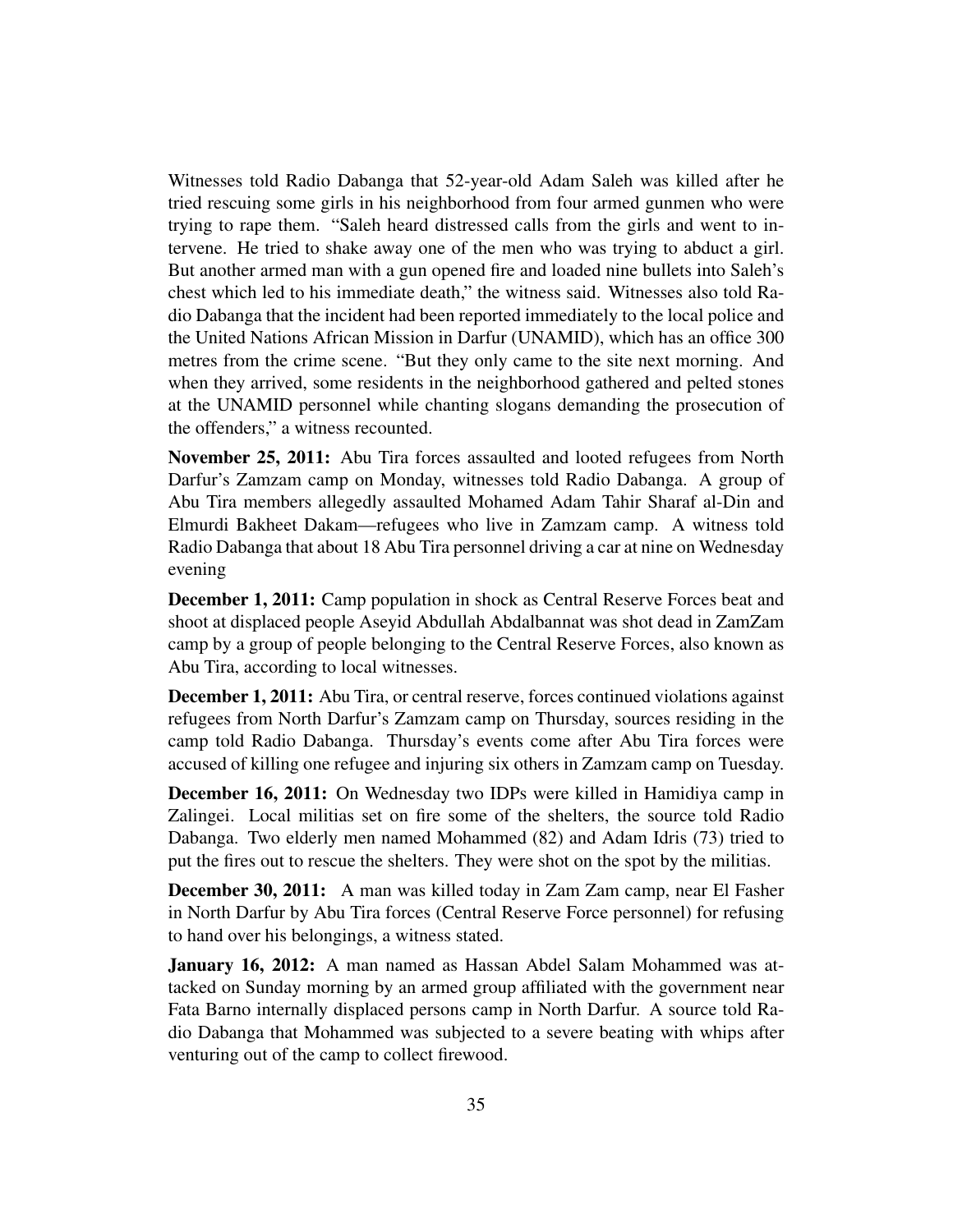Witnesses told Radio Dabanga that 52-year-old Adam Saleh was killed after he tried rescuing some girls in his neighborhood from four armed gunmen who were trying to rape them. "Saleh heard distressed calls from the girls and went to intervene. He tried to shake away one of the men who was trying to abduct a girl. But another armed man with a gun opened fire and loaded nine bullets into Saleh's chest which led to his immediate death," the witness said. Witnesses also told Radio Dabanga that the incident had been reported immediately to the local police and the United Nations African Mission in Darfur (UNAMID), which has an office 300 metres from the crime scene. "But they only came to the site next morning. And when they arrived, some residents in the neighborhood gathered and pelted stones at the UNAMID personnel while chanting slogans demanding the prosecution of the offenders," a witness recounted.

**November 25, 2011:** Abu Tira forces assaulted and looted refugees from North Darfur's Zamzam camp on Monday, witnesses told Radio Dabanga. A group of Abu Tira members allegedly assaulted Mohamed Adam Tahir Sharaf al-Din and Elmurdi Bakheet Dakam—refugees who live in Zamzam camp. A witness told Radio Dabanga that about 18 Abu Tira personnel driving a car at nine on Wednesday evening

**December 1, 2011:** Camp population in shock as Central Reserve Forces beat and shoot at displaced people Aseyid Abdullah Abdalbannat was shot dead in ZamZam camp by a group of people belonging to the Central Reserve Forces, also known as Abu Tira, according to local witnesses.

**December 1, 2011:** Abu Tira, or central reserve, forces continued violations against refugees from North Darfur's Zamzam camp on Thursday, sources residing in the camp told Radio Dabanga. Thursday's events come after Abu Tira forces were accused of killing one refugee and injuring six others in Zamzam camp on Tuesday.

**December 16, 2011:** On Wednesday two IDPs were killed in Hamidiya camp in Zalingei. Local militias set on fire some of the shelters, the source told Radio Dabanga. Two elderly men named Mohammed (82) and Adam Idris (73) tried to put the fires out to rescue the shelters. They were shot on the spot by the militias.

**December 30, 2011:** A man was killed today in Zam Zam camp, near El Fasher in North Darfur by Abu Tira forces (Central Reserve Force personnel) for refusing to hand over his belongings, a witness stated.

**January 16, 2012:** A man named as Hassan Abdel Salam Mohammed was attacked on Sunday morning by an armed group affiliated with the government near Fata Barno internally displaced persons camp in North Darfur. A source told Radio Dabanga that Mohammed was subjected to a severe beating with whips after venturing out of the camp to collect firewood.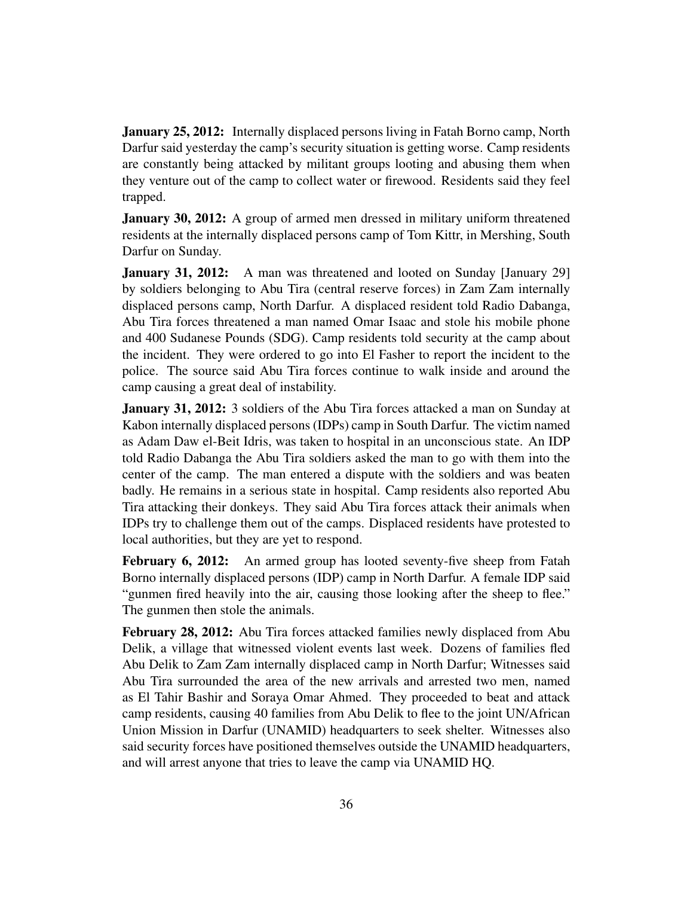**January 25, 2012:** Internally displaced persons living in Fatah Borno camp, North Darfur said yesterday the camp's security situation is getting worse. Camp residents are constantly being attacked by militant groups looting and abusing them when they venture out of the camp to collect water or firewood. Residents said they feel trapped.

**January 30, 2012:** A group of armed men dressed in military uniform threatened residents at the internally displaced persons camp of Tom Kittr, in Mershing, South Darfur on Sunday.

**January 31, 2012:** A man was threatened and looted on Sunday [January 29] by soldiers belonging to Abu Tira (central reserve forces) in Zam Zam internally displaced persons camp, North Darfur. A displaced resident told Radio Dabanga, Abu Tira forces threatened a man named Omar Isaac and stole his mobile phone and 400 Sudanese Pounds (SDG). Camp residents told security at the camp about the incident. They were ordered to go into El Fasher to report the incident to the police. The source said Abu Tira forces continue to walk inside and around the camp causing a great deal of instability.

**January 31, 2012:** 3 soldiers of the Abu Tira forces attacked a man on Sunday at Kabon internally displaced persons (IDPs) camp in South Darfur. The victim named as Adam Daw el-Beit Idris, was taken to hospital in an unconscious state. An IDP told Radio Dabanga the Abu Tira soldiers asked the man to go with them into the center of the camp. The man entered a dispute with the soldiers and was beaten badly. He remains in a serious state in hospital. Camp residents also reported Abu Tira attacking their donkeys. They said Abu Tira forces attack their animals when IDPs try to challenge them out of the camps. Displaced residents have protested to local authorities, but they are yet to respond.

**February 6, 2012:** An armed group has looted seventy-five sheep from Fatah Borno internally displaced persons (IDP) camp in North Darfur. A female IDP said "gunmen fired heavily into the air, causing those looking after the sheep to flee." The gunmen then stole the animals.

**February 28, 2012:** Abu Tira forces attacked families newly displaced from Abu Delik, a village that witnessed violent events last week. Dozens of families fled Abu Delik to Zam Zam internally displaced camp in North Darfur; Witnesses said Abu Tira surrounded the area of the new arrivals and arrested two men, named as El Tahir Bashir and Soraya Omar Ahmed. They proceeded to beat and attack camp residents, causing 40 families from Abu Delik to flee to the joint UN/African Union Mission in Darfur (UNAMID) headquarters to seek shelter. Witnesses also said security forces have positioned themselves outside the UNAMID headquarters, and will arrest anyone that tries to leave the camp via UNAMID HQ.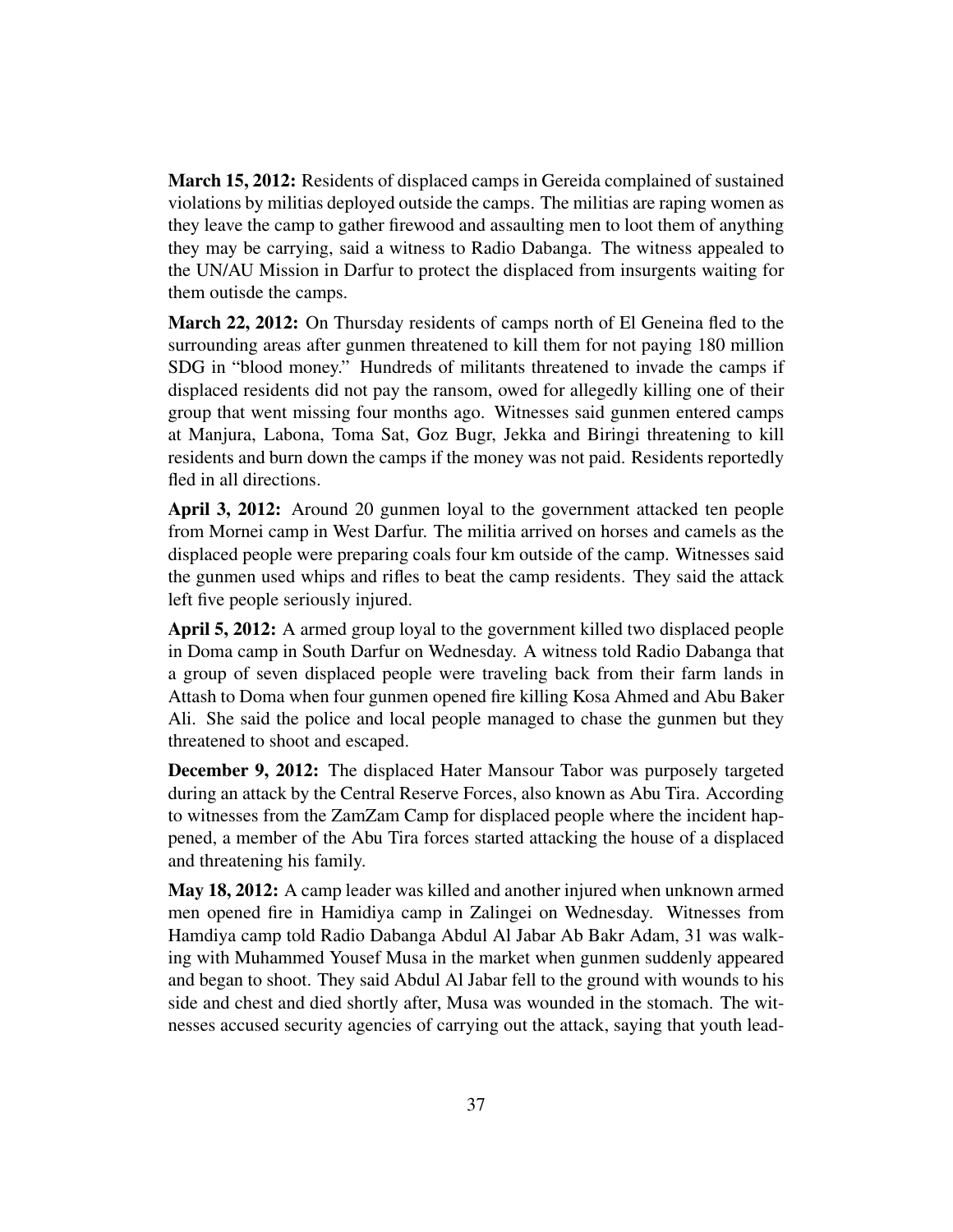**March 15, 2012:** Residents of displaced camps in Gereida complained of sustained violations by militias deployed outside the camps. The militias are raping women as they leave the camp to gather firewood and assaulting men to loot them of anything they may be carrying, said a witness to Radio Dabanga. The witness appealed to the UN/AU Mission in Darfur to protect the displaced from insurgents waiting for them outisde the camps.

**March 22, 2012:** On Thursday residents of camps north of El Geneina fled to the surrounding areas after gunmen threatened to kill them for not paying 180 million SDG in "blood money." Hundreds of militants threatened to invade the camps if displaced residents did not pay the ransom, owed for allegedly killing one of their group that went missing four months ago. Witnesses said gunmen entered camps at Manjura, Labona, Toma Sat, Goz Bugr, Jekka and Biringi threatening to kill residents and burn down the camps if the money was not paid. Residents reportedly fled in all directions.

**April 3, 2012:** Around 20 gunmen loyal to the government attacked ten people from Mornei camp in West Darfur. The militia arrived on horses and camels as the displaced people were preparing coals four km outside of the camp. Witnesses said the gunmen used whips and rifles to beat the camp residents. They said the attack left five people seriously injured.

**April 5, 2012:** A armed group loyal to the government killed two displaced people in Doma camp in South Darfur on Wednesday. A witness told Radio Dabanga that a group of seven displaced people were traveling back from their farm lands in Attash to Doma when four gunmen opened fire killing Kosa Ahmed and Abu Baker Ali. She said the police and local people managed to chase the gunmen but they threatened to shoot and escaped.

**December 9, 2012:** The displaced Hater Mansour Tabor was purposely targeted during an attack by the Central Reserve Forces, also known as Abu Tira. According to witnesses from the ZamZam Camp for displaced people where the incident happened, a member of the Abu Tira forces started attacking the house of a displaced and threatening his family.

**May 18, 2012:** A camp leader was killed and another injured when unknown armed men opened fire in Hamidiya camp in Zalingei on Wednesday. Witnesses from Hamdiya camp told Radio Dabanga Abdul Al Jabar Ab Bakr Adam, 31 was walking with Muhammed Yousef Musa in the market when gunmen suddenly appeared and began to shoot. They said Abdul Al Jabar fell to the ground with wounds to his side and chest and died shortly after, Musa was wounded in the stomach. The witnesses accused security agencies of carrying out the attack, saying that youth lead-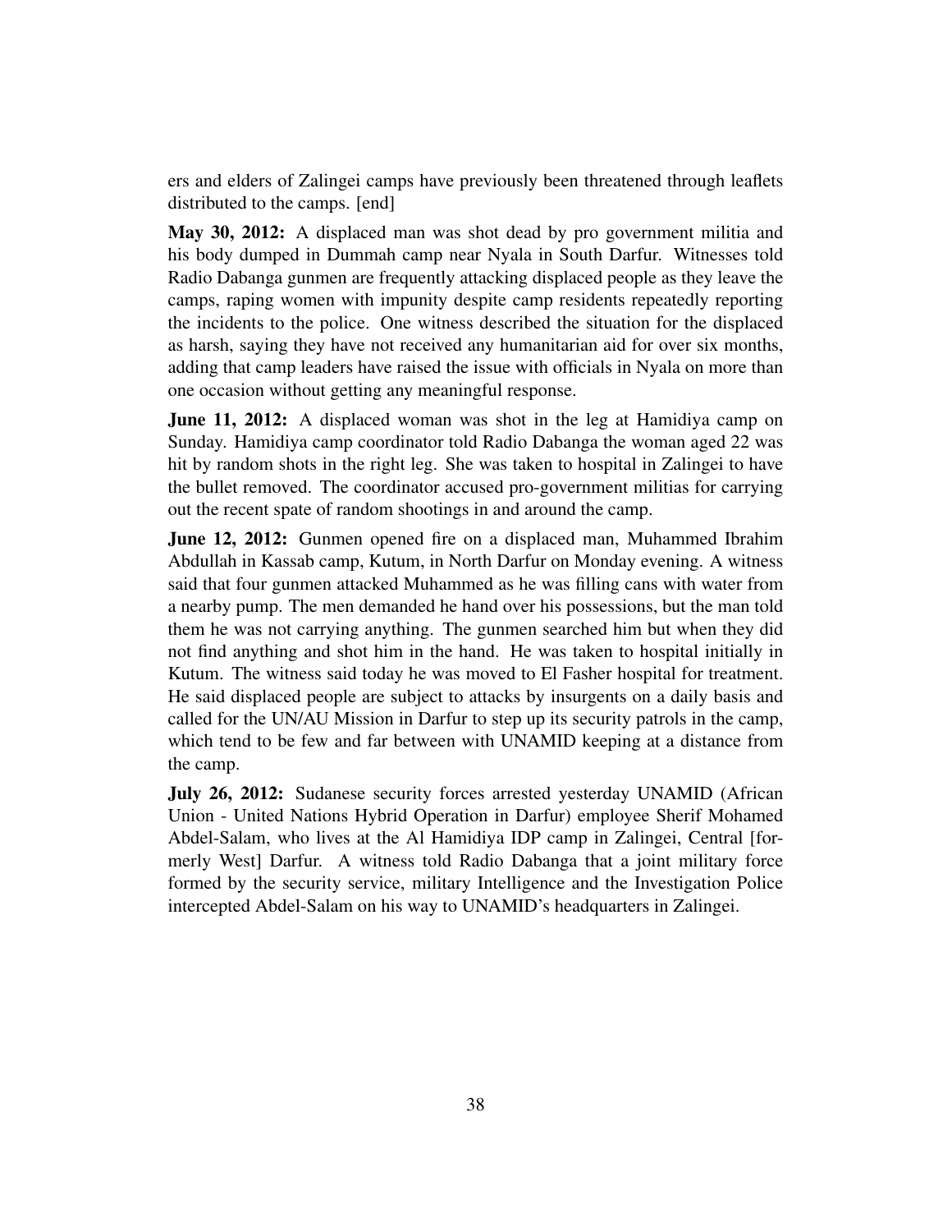ers and elders of Zalingei camps have previously been threatened through leaflets distributed to the camps. [end]

**May 30, 2012:** A displaced man was shot dead by pro government militia and his body dumped in Dummah camp near Nyala in South Darfur. Witnesses told Radio Dabanga gunmen are frequently attacking displaced people as they leave the camps, raping women with impunity despite camp residents repeatedly reporting the incidents to the police. One witness described the situation for the displaced as harsh, saying they have not received any humanitarian aid for over six months, adding that camp leaders have raised the issue with officials in Nyala on more than one occasion without getting any meaningful response.

**June 11, 2012:** A displaced woman was shot in the leg at Hamidiya camp on Sunday. Hamidiya camp coordinator told Radio Dabanga the woman aged 22 was hit by random shots in the right leg. She was taken to hospital in Zalingei to have the bullet removed. The coordinator accused pro-government militias for carrying out the recent spate of random shootings in and around the camp.

**June 12, 2012:** Gunmen opened fire on a displaced man, Muhammed Ibrahim Abdullah in Kassab camp, Kutum, in North Darfur on Monday evening. A witness said that four gunmen attacked Muhammed as he was filling cans with water from a nearby pump. The men demanded he hand over his possessions, but the man told them he was not carrying anything. The gunmen searched him but when they did not find anything and shot him in the hand. He was taken to hospital initially in Kutum. The witness said today he was moved to El Fasher hospital for treatment. He said displaced people are subject to attacks by insurgents on a daily basis and called for the UN/AU Mission in Darfur to step up its security patrols in the camp, which tend to be few and far between with UNAMID keeping at a distance from the camp.

**July 26, 2012:** Sudanese security forces arrested yesterday UNAMID (African Union - United Nations Hybrid Operation in Darfur) employee Sherif Mohamed Abdel-Salam, who lives at the Al Hamidiya IDP camp in Zalingei, Central [formerly West] Darfur. A witness told Radio Dabanga that a joint military force formed by the security service, military Intelligence and the Investigation Police intercepted Abdel-Salam on his way to UNAMID's headquarters in Zalingei.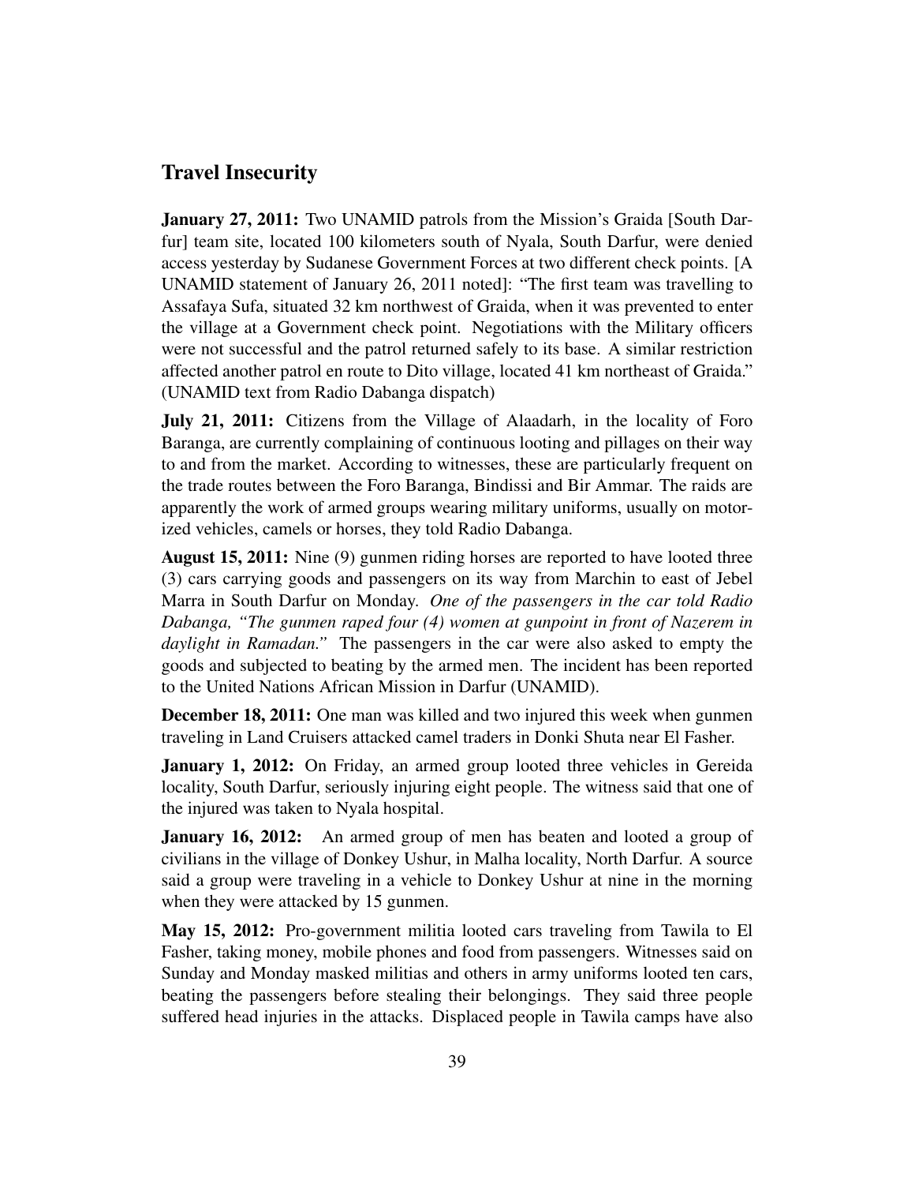## Travel Insecurity

**January 27, 2011:** Two UNAMID patrols from the Mission's Graida [South Darfur] team site, located 100 kilometers south of Nyala, South Darfur, were denied access yesterday by Sudanese Government Forces at two different check points. [A UNAMID statement of January 26, 2011 noted]: "The first team was travelling to Assafaya Sufa, situated 32 km northwest of Graida, when it was prevented to enter the village at a Government check point. Negotiations with the Military officers were not successful and the patrol returned safely to its base. A similar restriction affected another patrol en route to Dito village, located 41 km northeast of Graida." (UNAMID text from Radio Dabanga dispatch)

**July 21, 2011:** Citizens from the Village of Alaadarh, in the locality of Foro Baranga, are currently complaining of continuous looting and pillages on their way to and from the market. According to witnesses, these are particularly frequent on the trade routes between the Foro Baranga, Bindissi and Bir Ammar. The raids are apparently the work of armed groups wearing military uniforms, usually on motorized vehicles, camels or horses, they told Radio Dabanga.

**August 15, 2011:** Nine (9) gunmen riding horses are reported to have looted three (3) cars carrying goods and passengers on its way from Marchin to east of Jebel Marra in South Darfur on Monday. *One of the passengers in the car told Radio Dabanga, "The gunmen raped four (4) women at gunpoint in front of Nazerem in daylight in Ramadan."* The passengers in the car were also asked to empty the goods and subjected to beating by the armed men. The incident has been reported to the United Nations African Mission in Darfur (UNAMID).

**December 18, 2011:** One man was killed and two injured this week when gunmen traveling in Land Cruisers attacked camel traders in Donki Shuta near El Fasher.

**January 1, 2012:** On Friday, an armed group looted three vehicles in Gereida locality, South Darfur, seriously injuring eight people. The witness said that one of the injured was taken to Nyala hospital.

**January 16, 2012:** An armed group of men has beaten and looted a group of civilians in the village of Donkey Ushur, in Malha locality, North Darfur. A source said a group were traveling in a vehicle to Donkey Ushur at nine in the morning when they were attacked by 15 gunmen.

**May 15, 2012:** Pro-government militia looted cars traveling from Tawila to El Fasher, taking money, mobile phones and food from passengers. Witnesses said on Sunday and Monday masked militias and others in army uniforms looted ten cars, beating the passengers before stealing their belongings. They said three people suffered head injuries in the attacks. Displaced people in Tawila camps have also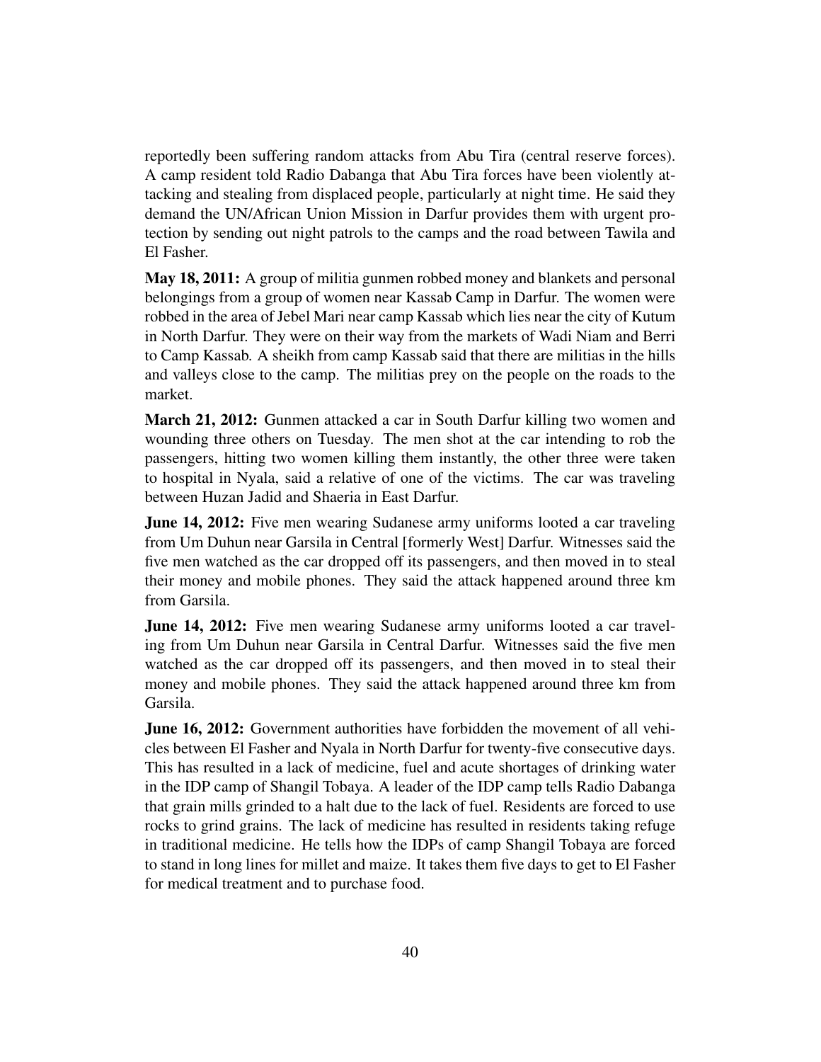reportedly been suffering random attacks from Abu Tira (central reserve forces). A camp resident told Radio Dabanga that Abu Tira forces have been violently attacking and stealing from displaced people, particularly at night time. He said they demand the UN/African Union Mission in Darfur provides them with urgent protection by sending out night patrols to the camps and the road between Tawila and El Fasher.

**May 18, 2011:** A group of militia gunmen robbed money and blankets and personal belongings from a group of women near Kassab Camp in Darfur. The women were robbed in the area of Jebel Mari near camp Kassab which lies near the city of Kutum in North Darfur. They were on their way from the markets of Wadi Niam and Berri to Camp Kassab. A sheikh from camp Kassab said that there are militias in the hills and valleys close to the camp. The militias prey on the people on the roads to the market.

**March 21, 2012:** Gunmen attacked a car in South Darfur killing two women and wounding three others on Tuesday. The men shot at the car intending to rob the passengers, hitting two women killing them instantly, the other three were taken to hospital in Nyala, said a relative of one of the victims. The car was traveling between Huzan Jadid and Shaeria in East Darfur.

**June 14, 2012:** Five men wearing Sudanese army uniforms looted a car traveling from Um Duhun near Garsila in Central [formerly West] Darfur. Witnesses said the five men watched as the car dropped off its passengers, and then moved in to steal their money and mobile phones. They said the attack happened around three km from Garsila.

**June 14, 2012:** Five men wearing Sudanese army uniforms looted a car traveling from Um Duhun near Garsila in Central Darfur. Witnesses said the five men watched as the car dropped off its passengers, and then moved in to steal their money and mobile phones. They said the attack happened around three km from Garsila.

**June 16, 2012:** Government authorities have forbidden the movement of all vehicles between El Fasher and Nyala in North Darfur for twenty-five consecutive days. This has resulted in a lack of medicine, fuel and acute shortages of drinking water in the IDP camp of Shangil Tobaya. A leader of the IDP camp tells Radio Dabanga that grain mills grinded to a halt due to the lack of fuel. Residents are forced to use rocks to grind grains. The lack of medicine has resulted in residents taking refuge in traditional medicine. He tells how the IDPs of camp Shangil Tobaya are forced to stand in long lines for millet and maize. It takes them five days to get to El Fasher for medical treatment and to purchase food.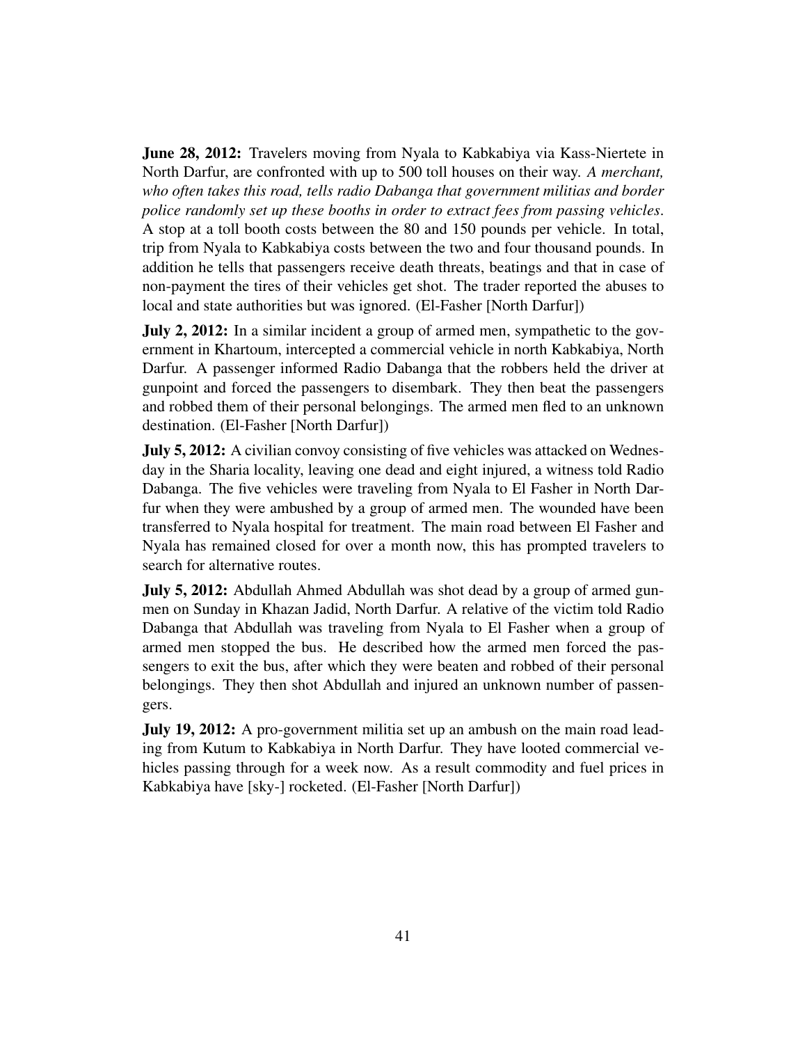**June 28, 2012:** Travelers moving from Nyala to Kabkabiya via Kass-Niertete in North Darfur, are confronted with up to 500 toll houses on their way. *A merchant, who often takes this road, tells radio Dabanga that government militias and border police randomly set up these booths in order to extract fees from passing vehicles.* A stop at a toll booth costs between the 80 and 150 pounds per vehicle. In total, trip from Nyala to Kabkabiya costs between the two and four thousand pounds. In addition he tells that passengers receive death threats, beatings and that in case of non-payment the tires of their vehicles get shot. The trader reported the abuses to local and state authorities but was ignored. (El-Fasher [North Darfur])

**July 2, 2012:** In a similar incident a group of armed men, sympathetic to the government in Khartoum, intercepted a commercial vehicle in north Kabkabiya, North Darfur. A passenger informed Radio Dabanga that the robbers held the driver at gunpoint and forced the passengers to disembark. They then beat the passengers and robbed them of their personal belongings. The armed men fled to an unknown destination. (El-Fasher [North Darfur])

**July 5, 2012:** A civilian convoy consisting of five vehicles was attacked on Wednesday in the Sharia locality, leaving one dead and eight injured, a witness told Radio Dabanga. The five vehicles were traveling from Nyala to El Fasher in North Darfur when they were ambushed by a group of armed men. The wounded have been transferred to Nyala hospital for treatment. The main road between El Fasher and Nyala has remained closed for over a month now, this has prompted travelers to search for alternative routes.

**July 5, 2012:** Abdullah Ahmed Abdullah was shot dead by a group of armed gunmen on Sunday in Khazan Jadid, North Darfur. A relative of the victim told Radio Dabanga that Abdullah was traveling from Nyala to El Fasher when a group of armed men stopped the bus. He described how the armed men forced the passengers to exit the bus, after which they were beaten and robbed of their personal belongings. They then shot Abdullah and injured an unknown number of passengers.

**July 19, 2012:** A pro-government militia set up an ambush on the main road leading from Kutum to Kabkabiya in North Darfur. They have looted commercial vehicles passing through for a week now. As a result commodity and fuel prices in Kabkabiya have [sky-] rocketed. (El-Fasher [North Darfur])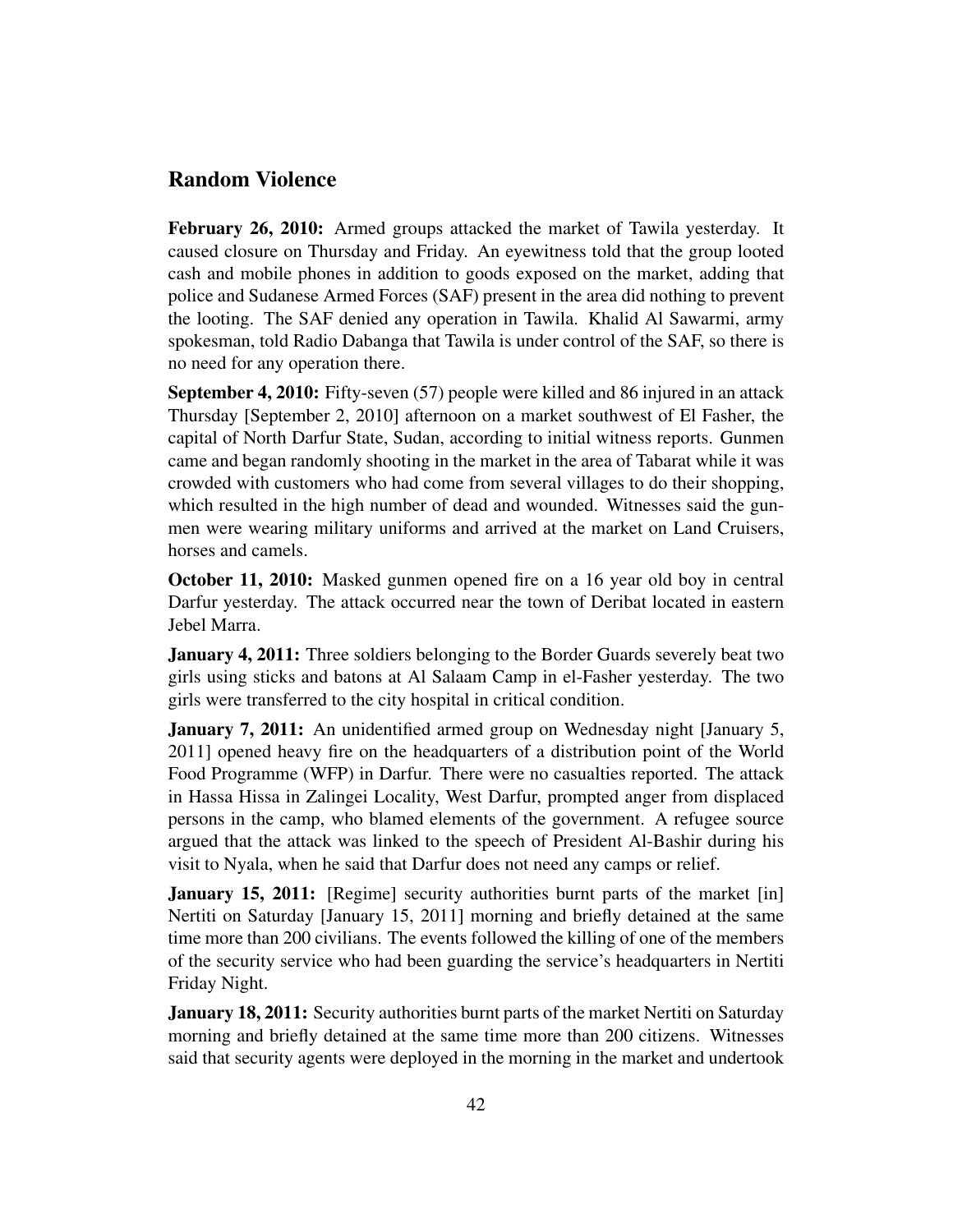## Random Violence

**February 26, 2010:** Armed groups attacked the market of Tawila yesterday. It caused closure on Thursday and Friday. An eyewitness told that the group looted cash and mobile phones in addition to goods exposed on the market, adding that police and Sudanese Armed Forces (SAF) present in the area did nothing to prevent the looting. The SAF denied any operation in Tawila. Khalid Al Sawarmi, army spokesman, told Radio Dabanga that Tawila is under control of the SAF, so there is no need for any operation there.

**September 4, 2010:** Fifty-seven (57) people were killed and 86 injured in an attack Thursday [September 2, 2010] afternoon on a market southwest of El Fasher, the capital of North Darfur State, Sudan, according to initial witness reports. Gunmen came and began randomly shooting in the market in the area of Tabarat while it was crowded with customers who had come from several villages to do their shopping, which resulted in the high number of dead and wounded. Witnesses said the gunmen were wearing military uniforms and arrived at the market on Land Cruisers, horses and camels.

**October 11, 2010:** Masked gunmen opened fire on a 16 year old boy in central Darfur yesterday. The attack occurred near the town of Deribat located in eastern Jebel Marra.

**January 4, 2011:** Three soldiers belonging to the Border Guards severely beat two girls using sticks and batons at Al Salaam Camp in el-Fasher yesterday. The two girls were transferred to the city hospital in critical condition.

**January 7, 2011:** An unidentified armed group on Wednesday night [January 5, 2011] opened heavy fire on the headquarters of a distribution point of the World Food Programme (WFP) in Darfur. There were no casualties reported. The attack in Hassa Hissa in Zalingei Locality, West Darfur, prompted anger from displaced persons in the camp, who blamed elements of the government. A refugee source argued that the attack was linked to the speech of President Al-Bashir during his visit to Nyala, when he said that Darfur does not need any camps or relief.

**January 15, 2011:** [Regime] security authorities burnt parts of the market [in] Nertiti on Saturday [January 15, 2011] morning and briefly detained at the same time more than 200 civilians. The events followed the killing of one of the members of the security service who had been guarding the service's headquarters in Nertiti Friday Night.

**January 18, 2011:** Security authorities burnt parts of the market Nertiti on Saturday morning and briefly detained at the same time more than 200 citizens. Witnesses said that security agents were deployed in the morning in the market and undertook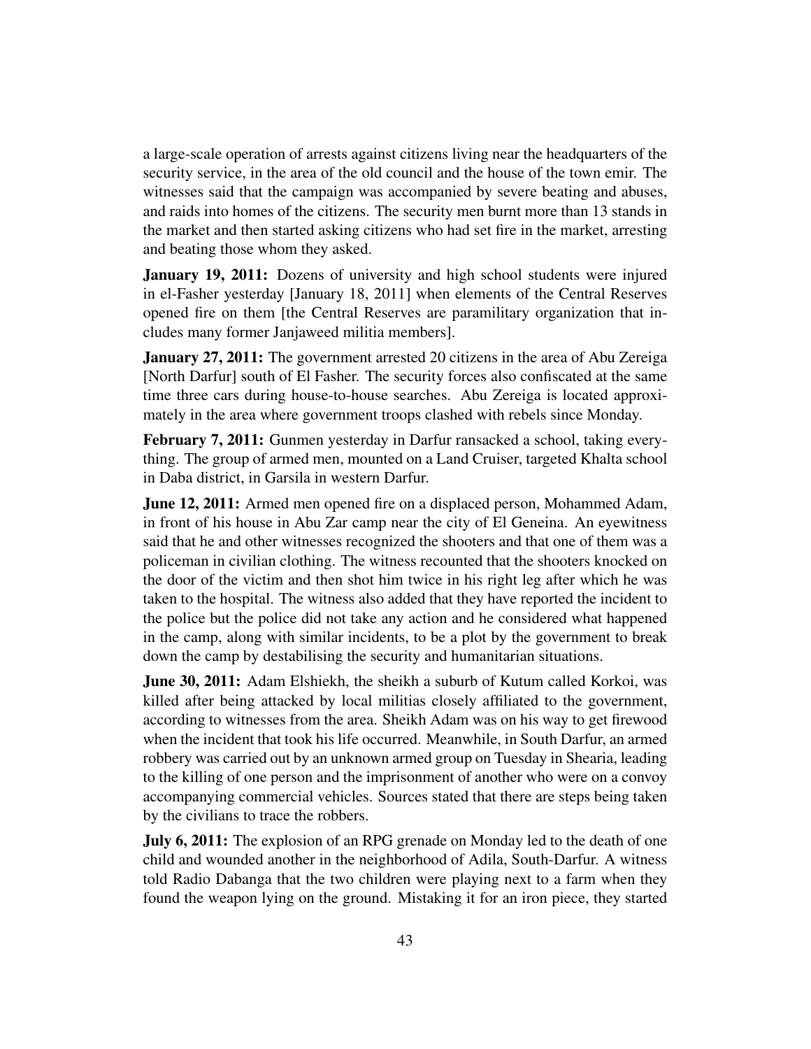a large-scale operation of arrests against citizens living near the headquarters of the security service, in the area of the old council and the house of the town emir. The witnesses said that the campaign was accompanied by severe beating and abuses, and raids into homes of the citizens. The security men burnt more than 13 stands in the market and then started asking citizens who had set fire in the market, arresting and beating those whom they asked.

**January 19, 2011:** Dozens of university and high school students were injured in el-Fasher yesterday [January 18, 2011] when elements of the Central Reserves opened fire on them [the Central Reserves are paramilitary organization that includes many former Janjaweed militia members].

**January 27, 2011:** The government arrested 20 citizens in the area of Abu Zereiga [North Darfur] south of El Fasher. The security forces also confiscated at the same time three cars during house-to-house searches. Abu Zereiga is located approximately in the area where government troops clashed with rebels since Monday.

**February 7, 2011:** Gunmen yesterday in Darfur ransacked a school, taking everything. The group of armed men, mounted on a Land Cruiser, targeted Khalta school in Daba district, in Garsila in western Darfur.

**June 12, 2011:** Armed men opened fire on a displaced person, Mohammed Adam, in front of his house in Abu Zar camp near the city of El Geneina. An eyewitness said that he and other witnesses recognized the shooters and that one of them was a policeman in civilian clothing. The witness recounted that the shooters knocked on the door of the victim and then shot him twice in his right leg after which he was taken to the hospital. The witness also added that they have reported the incident to the police but the police did not take any action and he considered what happened in the camp, along with similar incidents, to be a plot by the government to break down the camp by destabilising the security and humanitarian situations.

**June 30, 2011:** Adam Elshiekh, the sheikh a suburb of Kutum called Korkoi, was killed after being attacked by local militias closely affiliated to the government, according to witnesses from the area. Sheikh Adam was on his way to get firewood when the incident that took his life occurred. Meanwhile, in South Darfur, an armed robbery was carried out by an unknown armed group on Tuesday in Shearia, leading to the killing of one person and the imprisonment of another who were on a convoy accompanying commercial vehicles. Sources stated that there are steps being taken by the civilians to trace the robbers.

**July 6, 2011:** The explosion of an RPG grenade on Monday led to the death of one child and wounded another in the neighborhood of Adila, South-Darfur. A witness told Radio Dabanga that the two children were playing next to a farm when they found the weapon lying on the ground. Mistaking it for an iron piece, they started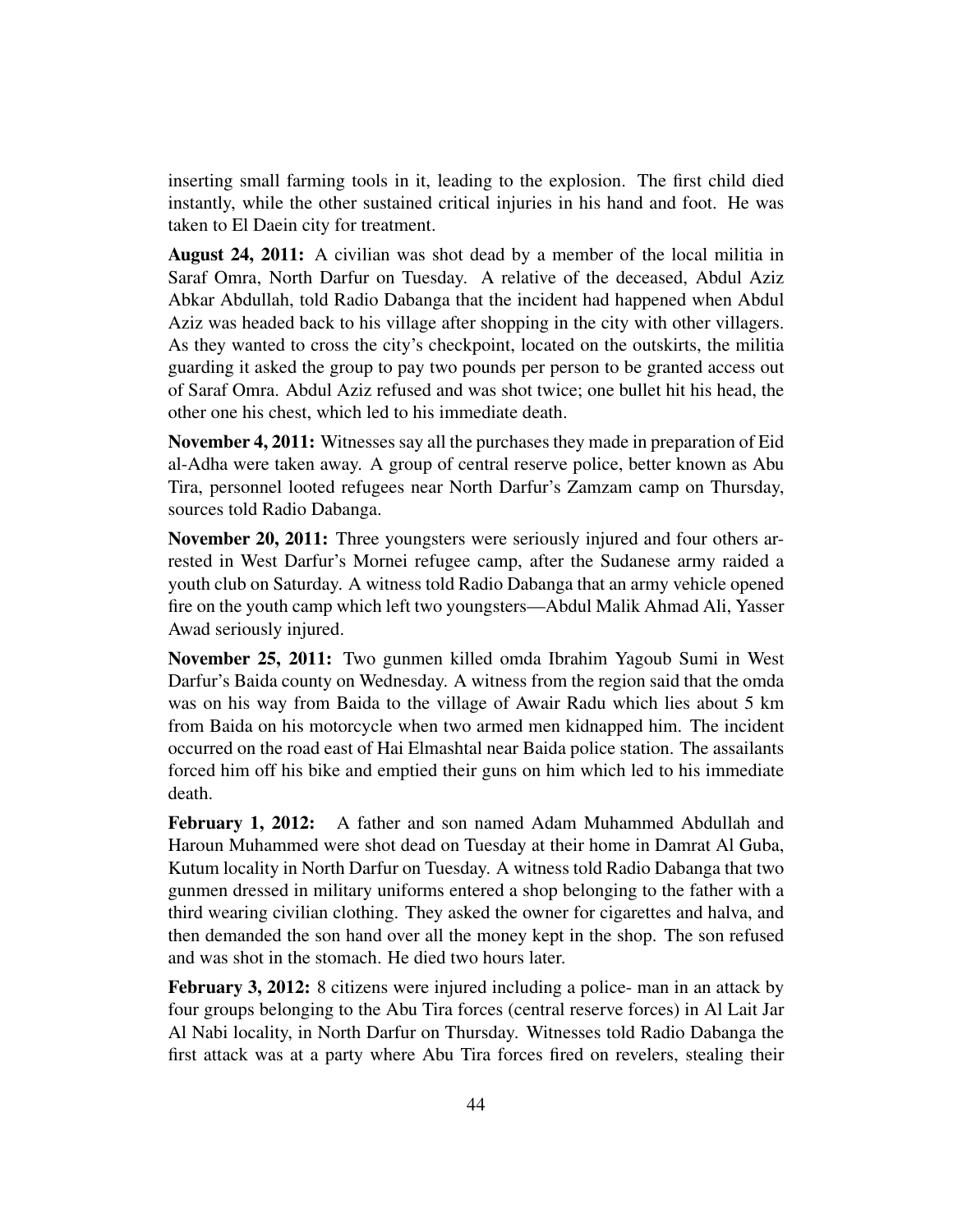inserting small farming tools in it, leading to the explosion. The first child died instantly, while the other sustained critical injuries in his hand and foot. He was taken to El Daein city for treatment.

**August 24, 2011:** A civilian was shot dead by a member of the local militia in Saraf Omra, North Darfur on Tuesday. A relative of the deceased, Abdul Aziz Abkar Abdullah, told Radio Dabanga that the incident had happened when Abdul Aziz was headed back to his village after shopping in the city with other villagers. As they wanted to cross the city's checkpoint, located on the outskirts, the militia guarding it asked the group to pay two pounds per person to be granted access out of Saraf Omra. Abdul Aziz refused and was shot twice; one bullet hit his head, the other one his chest, which led to his immediate death.

**November 4, 2011:** Witnesses say all the purchases they made in preparation of Eid al-Adha were taken away. A group of central reserve police, better known as Abu Tira, personnel looted refugees near North Darfur's Zamzam camp on Thursday, sources told Radio Dabanga.

**November 20, 2011:** Three youngsters were seriously injured and four others arrested in West Darfur's Mornei refugee camp, after the Sudanese army raided a youth club on Saturday. A witness told Radio Dabanga that an army vehicle opened fire on the youth camp which left two youngsters—Abdul Malik Ahmad Ali, Yasser Awad seriously injured.

**November 25, 2011:** Two gunmen killed omda Ibrahim Yagoub Sumi in West Darfur's Baida county on Wednesday. A witness from the region said that the omda was on his way from Baida to the village of Awair Radu which lies about 5 km from Baida on his motorcycle when two armed men kidnapped him. The incident occurred on the road east of Hai Elmashtal near Baida police station. The assailants forced him off his bike and emptied their guns on him which led to his immediate death.

**February 1, 2012:** A father and son named Adam Muhammed Abdullah and Haroun Muhammed were shot dead on Tuesday at their home in Damrat Al Guba, Kutum locality in North Darfur on Tuesday. A witness told Radio Dabanga that two gunmen dressed in military uniforms entered a shop belonging to the father with a third wearing civilian clothing. They asked the owner for cigarettes and halva, and then demanded the son hand over all the money kept in the shop. The son refused and was shot in the stomach. He died two hours later.

**February 3, 2012:** 8 citizens were injured including a police- man in an attack by four groups belonging to the Abu Tira forces (central reserve forces) in Al Lait Jar Al Nabi locality, in North Darfur on Thursday. Witnesses told Radio Dabanga the first attack was at a party where Abu Tira forces fired on revelers, stealing their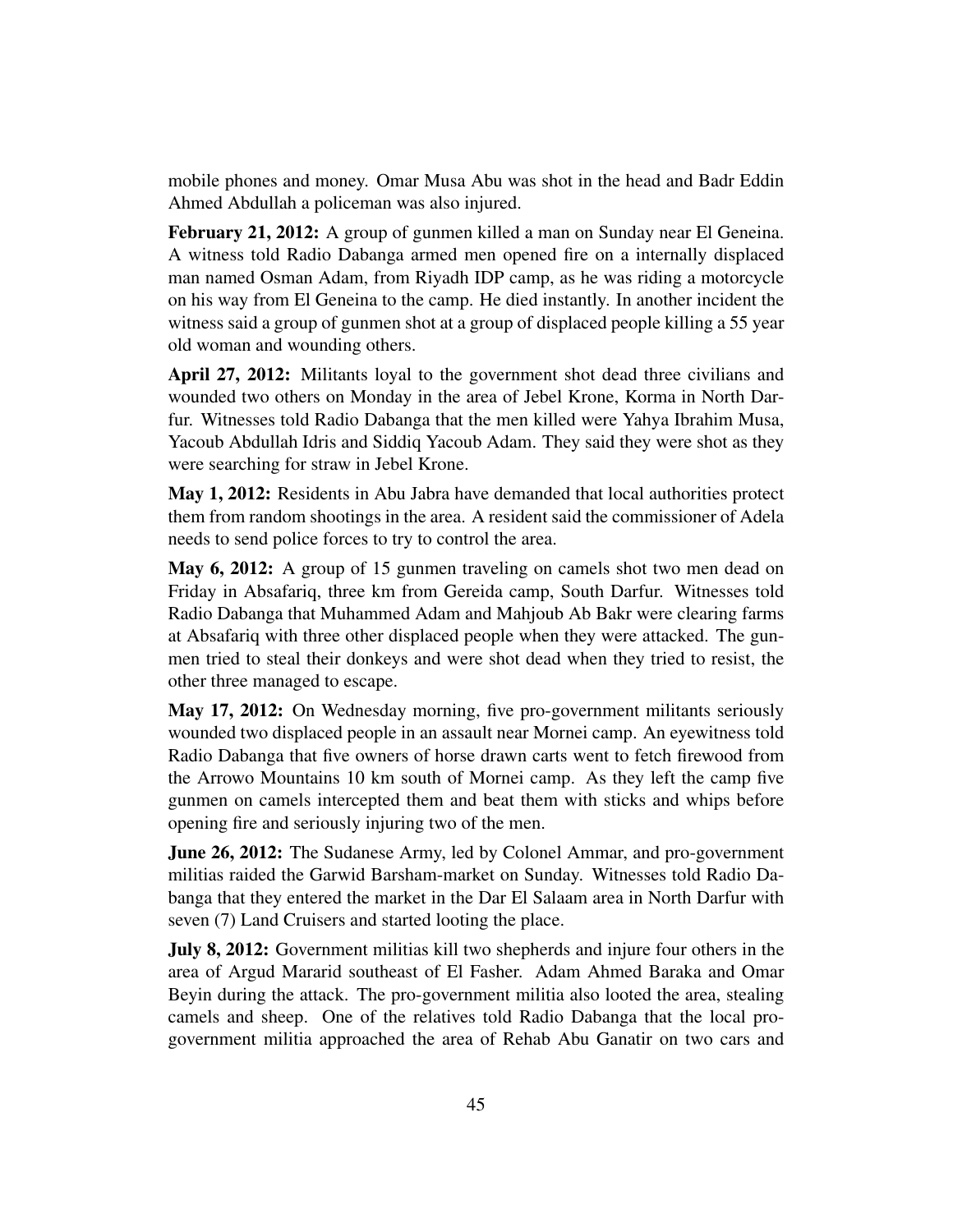mobile phones and money. Omar Musa Abu was shot in the head and Badr Eddin Ahmed Abdullah a policeman was also injured.

**February 21, 2012:** A group of gunmen killed a man on Sunday near El Geneina. A witness told Radio Dabanga armed men opened fire on a internally displaced man named Osman Adam, from Riyadh IDP camp, as he was riding a motorcycle on his way from El Geneina to the camp. He died instantly. In another incident the witness said a group of gunmen shot at a group of displaced people killing a 55 year old woman and wounding others.

**April 27, 2012:** Militants loyal to the government shot dead three civilians and wounded two others on Monday in the area of Jebel Krone, Korma in North Darfur. Witnesses told Radio Dabanga that the men killed were Yahya Ibrahim Musa, Yacoub Abdullah Idris and Siddiq Yacoub Adam. They said they were shot as they were searching for straw in Jebel Krone.

**May 1, 2012:** Residents in Abu Jabra have demanded that local authorities protect them from random shootings in the area. A resident said the commissioner of Adela needs to send police forces to try to control the area.

**May 6, 2012:** A group of 15 gunmen traveling on camels shot two men dead on Friday in Absafariq, three km from Gereida camp, South Darfur. Witnesses told Radio Dabanga that Muhammed Adam and Mahjoub Ab Bakr were clearing farms at Absafariq with three other displaced people when they were attacked. The gunmen tried to steal their donkeys and were shot dead when they tried to resist, the other three managed to escape.

**May 17, 2012:** On Wednesday morning, five pro-government militants seriously wounded two displaced people in an assault near Mornei camp. An eyewitness told Radio Dabanga that five owners of horse drawn carts went to fetch firewood from the Arrowo Mountains 10 km south of Mornei camp. As they left the camp five gunmen on camels intercepted them and beat them with sticks and whips before opening fire and seriously injuring two of the men.

**June 26, 2012:** The Sudanese Army, led by Colonel Ammar, and pro-government militias raided the Garwid Barsham-market on Sunday. Witnesses told Radio Dabanga that they entered the market in the Dar El Salaam area in North Darfur with seven (7) Land Cruisers and started looting the place.

**July 8, 2012:** Government militias kill two shepherds and injure four others in the area of Argud Mararid southeast of El Fasher. Adam Ahmed Baraka and Omar Beyin during the attack. The pro-government militia also looted the area, stealing camels and sheep. One of the relatives told Radio Dabanga that the local pro-government militia approached the area of Rehab Abu Ganatir on two cars and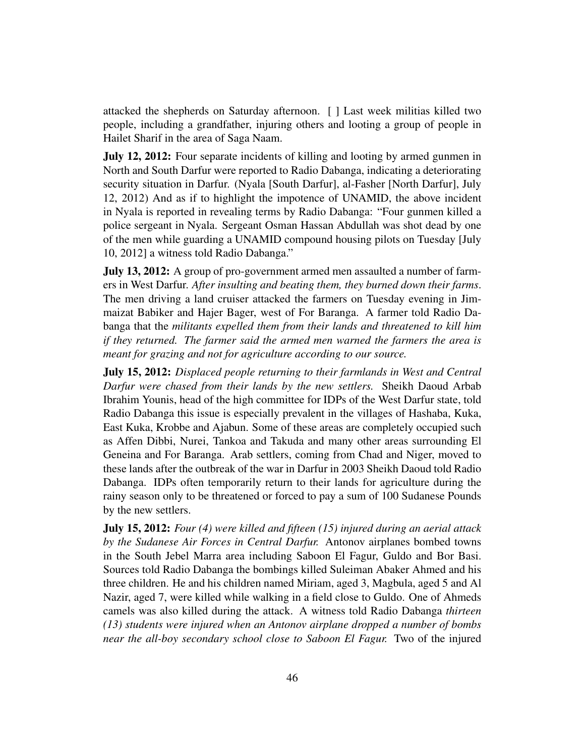attacked the shepherds on Saturday afternoon. [ ] Last week militias killed two people, including a grandfather, injuring others and looting a group of people in Hailet Sharif in the area of Saga Naam.

**July 12, 2012:** Four separate incidents of killing and looting by armed gunmen in North and South Darfur were reported to Radio Dabanga, indicating a deteriorating security situation in Darfur. (Nyala [South Darfur], al-Fasher [North Darfur], July 12, 2012) And as if to highlight the impotence of UNAMID, the above incident in Nyala is reported in revealing terms by Radio Dabanga: "Four gunmen killed a police sergeant in Nyala. Sergeant Osman Hassan Abdullah was shot dead by one of the men while guarding a UNAMID compound housing pilots on Tuesday [July 10, 2012] a witness told Radio Dabanga."

**July 13, 2012:** A group of pro-government armed men assaulted a number of farmers in West Darfur. *After insulting and beating them, they burned down their farms*. The men driving a land cruiser attacked the farmers on Tuesday evening in Jimmaizat Babiker and Hajer Bager, west of For Baranga. A farmer told Radio Dabanga that the *militants expelled them from their lands and threatened to kill him if they returned. The farmer said the armed men warned the farmers the area is meant for grazing and not for agriculture according to our source.*

**July 15, 2012:** *Displaced people returning to their farmlands in West and Central Darfur were chased from their lands by the new settlers.* Sheikh Daoud Arbab Ibrahim Younis, head of the high committee for IDPs of the West Darfur state, told Radio Dabanga this issue is especially prevalent in the villages of Hashaba, Kuka, East Kuka, Krobbe and Ajabun. Some of these areas are completely occupied such as Affen Dibbi, Nurei, Tankoa and Takuda and many other areas surrounding El Geneina and For Baranga. Arab settlers, coming from Chad and Niger, moved to these lands after the outbreak of the war in Darfur in 2003 Sheikh Daoud told Radio Dabanga. IDPs often temporarily return to their lands for agriculture during the rainy season only to be threatened or forced to pay a sum of 100 Sudanese Pounds by the new settlers.

**July 15, 2012:** *Four (4) were killed and fifteen (15) injured during an aerial attack by the Sudanese Air Forces in Central Darfur.* Antonov airplanes bombed towns in the South Jebel Marra area including Saboon El Fagur, Guldo and Bor Basi. Sources told Radio Dabanga the bombings killed Suleiman Abaker Ahmed and his three children. He and his children named Miriam, aged 3, Magbula, aged 5 and Al Nazir, aged 7, were killed while walking in a field close to Guldo. One of Ahmeds camels was also killed during the attack. A witness told Radio Dabanga *thirteen (13) students were injured when an Antonov airplane dropped a number of bombs near the all-boy secondary school close to Saboon El Fagur.* Two of the injured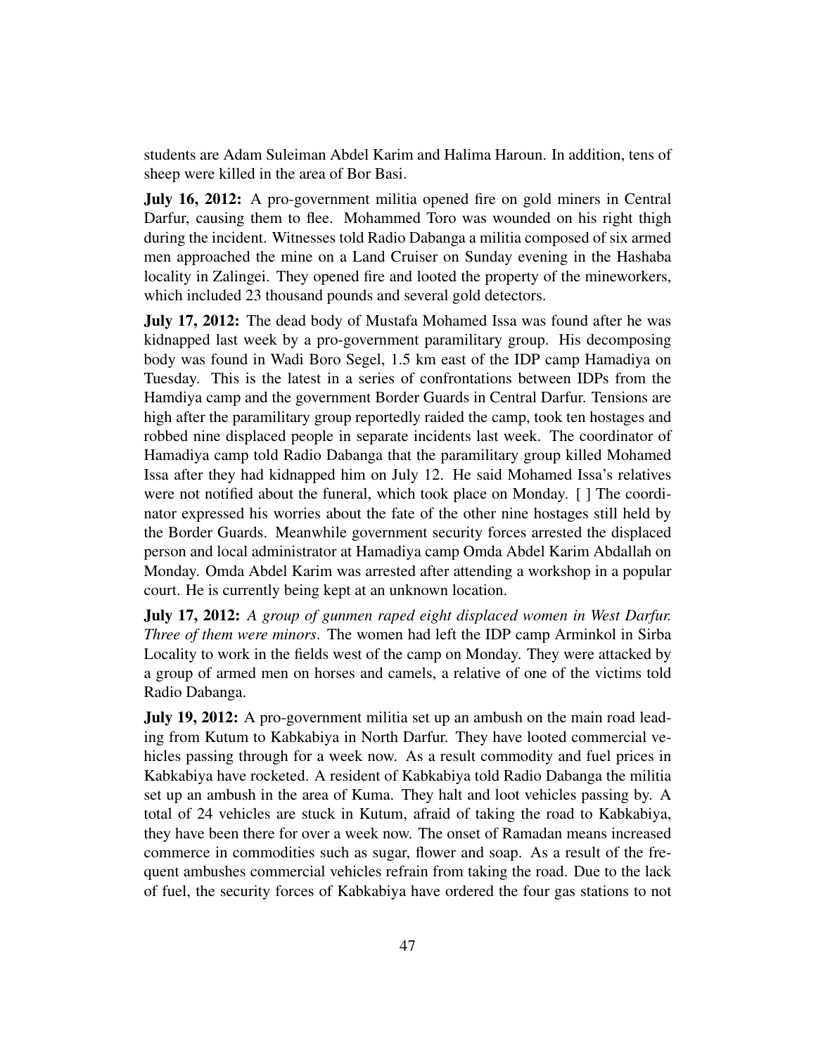students are Adam Suleiman Abdel Karim and Halima Haroun. In addition, tens of sheep were killed in the area of Bor Basi.

**July 16, 2012:** A pro-government militia opened fire on gold miners in Central Darfur, causing them to flee. Mohammed Toro was wounded on his right thigh during the incident. Witnesses told Radio Dabanga a militia composed of six armed men approached the mine on a Land Cruiser on Sunday evening in the Hashaba locality in Zalingei. They opened fire and looted the property of the mineworkers, which included 23 thousand pounds and several gold detectors.

**July 17, 2012:** The dead body of Mustafa Mohamed Issa was found after he was kidnapped last week by a pro-government paramilitary group. His decomposing body was found in Wadi Boro Segel, 1.5 km east of the IDP camp Hamadiya on Tuesday. This is the latest in a series of confrontations between IDPs from the Hamdiya camp and the government Border Guards in Central Darfur. Tensions are high after the paramilitary group reportedly raided the camp, took ten hostages and robbed nine displaced people in separate incidents last week. The coordinator of Hamadiya camp told Radio Dabanga that the paramilitary group killed Mohamed Issa after they had kidnapped him on July 12. He said Mohamed Issa's relatives were not notified about the funeral, which took place on Monday. [ ] The coordinator expressed his worries about the fate of the other nine hostages still held by the Border Guards. Meanwhile government security forces arrested the displaced person and local administrator at Hamadiya camp Omda Abdel Karim Abdallah on Monday. Omda Abdel Karim was arrested after attending a workshop in a popular court. He is currently being kept at an unknown location.

**July 17, 2012:** *A group of gunmen raped eight displaced women in West Darfur. Three of them were minors*. The women had left the IDP camp Arminkol in Sirba Locality to work in the fields west of the camp on Monday. They were attacked by a group of armed men on horses and camels, a relative of one of the victims told Radio Dabanga.

**July 19, 2012:** A pro-government militia set up an ambush on the main road leading from Kutum to Kabkabiya in North Darfur. They have looted commercial vehicles passing through for a week now. As a result commodity and fuel prices in Kabkabiya have rocketed. A resident of Kabkabiya told Radio Dabanga the militia set up an ambush in the area of Kuma. They halt and loot vehicles passing by. A total of 24 vehicles are stuck in Kutum, afraid of taking the road to Kabkabiya, they have been there for over a week now. The onset of Ramadan means increased commerce in commodities such as sugar, flower and soap. As a result of the frequent ambushes commercial vehicles refrain from taking the road. Due to the lack of fuel, the security forces of Kabkabiya have ordered the four gas stations to not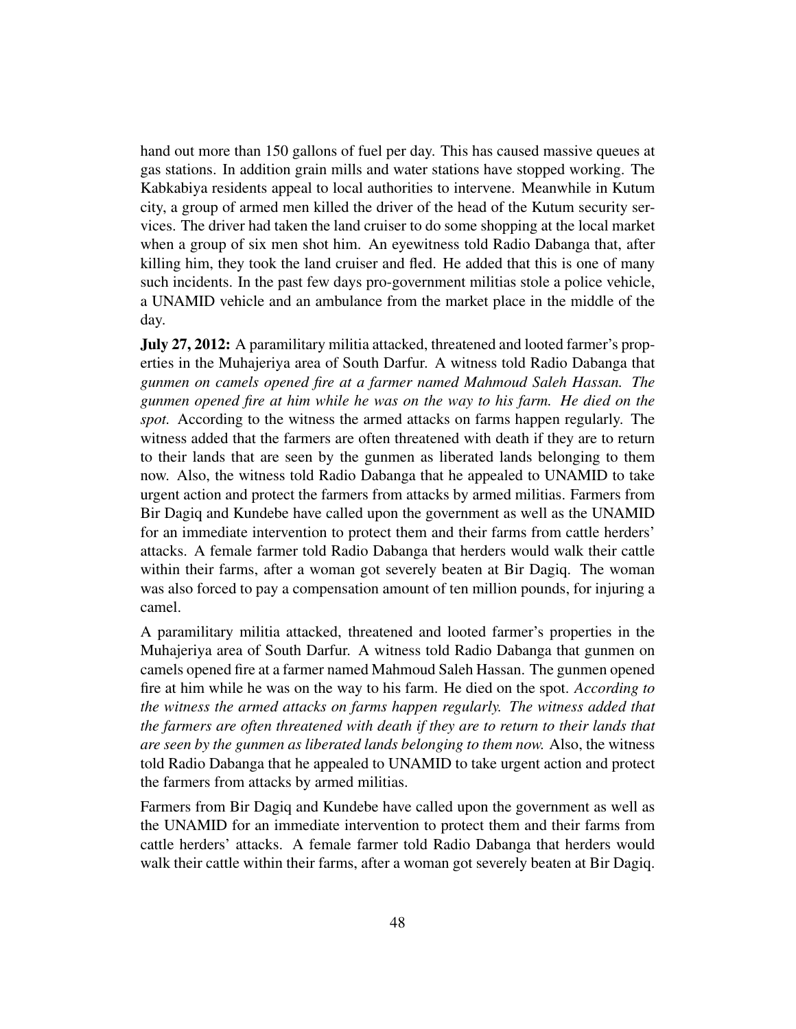hand out more than 150 gallons of fuel per day. This has caused massive queues at gas stations. In addition grain mills and water stations have stopped working. The Kabkabiya residents appeal to local authorities to intervene. Meanwhile in Kutum city, a group of armed men killed the driver of the head of the Kutum security services. The driver had taken the land cruiser to do some shopping at the local market when a group of six men shot him. An eyewitness told Radio Dabanga that, after killing him, they took the land cruiser and fled. He added that this is one of many such incidents. In the past few days pro-government militias stole a police vehicle, a UNAMID vehicle and an ambulance from the market place in the middle of the day.

**July 27, 2012:** A paramilitary militia attacked, threatened and looted farmer's properties in the Muhajeriya area of South Darfur. A witness told Radio Dabanga that *gunmen on camels opened fire at a farmer named Mahmoud Saleh Hassan. The gunmen opened fire at him while he was on the way to his farm. He died on the spot.* According to the witness the armed attacks on farms happen regularly. The witness added that the farmers are often threatened with death if they are to return to their lands that are seen by the gunmen as liberated lands belonging to them now. Also, the witness told Radio Dabanga that he appealed to UNAMID to take urgent action and protect the farmers from attacks by armed militias. Farmers from Bir Dagiq and Kundebe have called upon the government as well as the UNAMID for an immediate intervention to protect them and their farms from cattle herders' attacks. A female farmer told Radio Dabanga that herders would walk their cattle within their farms, after a woman got severely beaten at Bir Dagiq. The woman was also forced to pay a compensation amount of ten million pounds, for injuring a camel.

A paramilitary militia attacked, threatened and looted farmer's properties in the Muhajeriya area of South Darfur. A witness told Radio Dabanga that gunmen on camels opened fire at a farmer named Mahmoud Saleh Hassan. The gunmen opened fire at him while he was on the way to his farm. He died on the spot. *According to the witness the armed attacks on farms happen regularly. The witness added that the farmers are often threatened with death if they are to return to their lands that are seen by the gunmen as liberated lands belonging to them now.* Also, the witness told Radio Dabanga that he appealed to UNAMID to take urgent action and protect the farmers from attacks by armed militias.

Farmers from Bir Dagiq and Kundebe have called upon the government as well as the UNAMID for an immediate intervention to protect them and their farms from cattle herders' attacks. A female farmer told Radio Dabanga that herders would walk their cattle within their farms, after a woman got severely beaten at Bir Dagiq.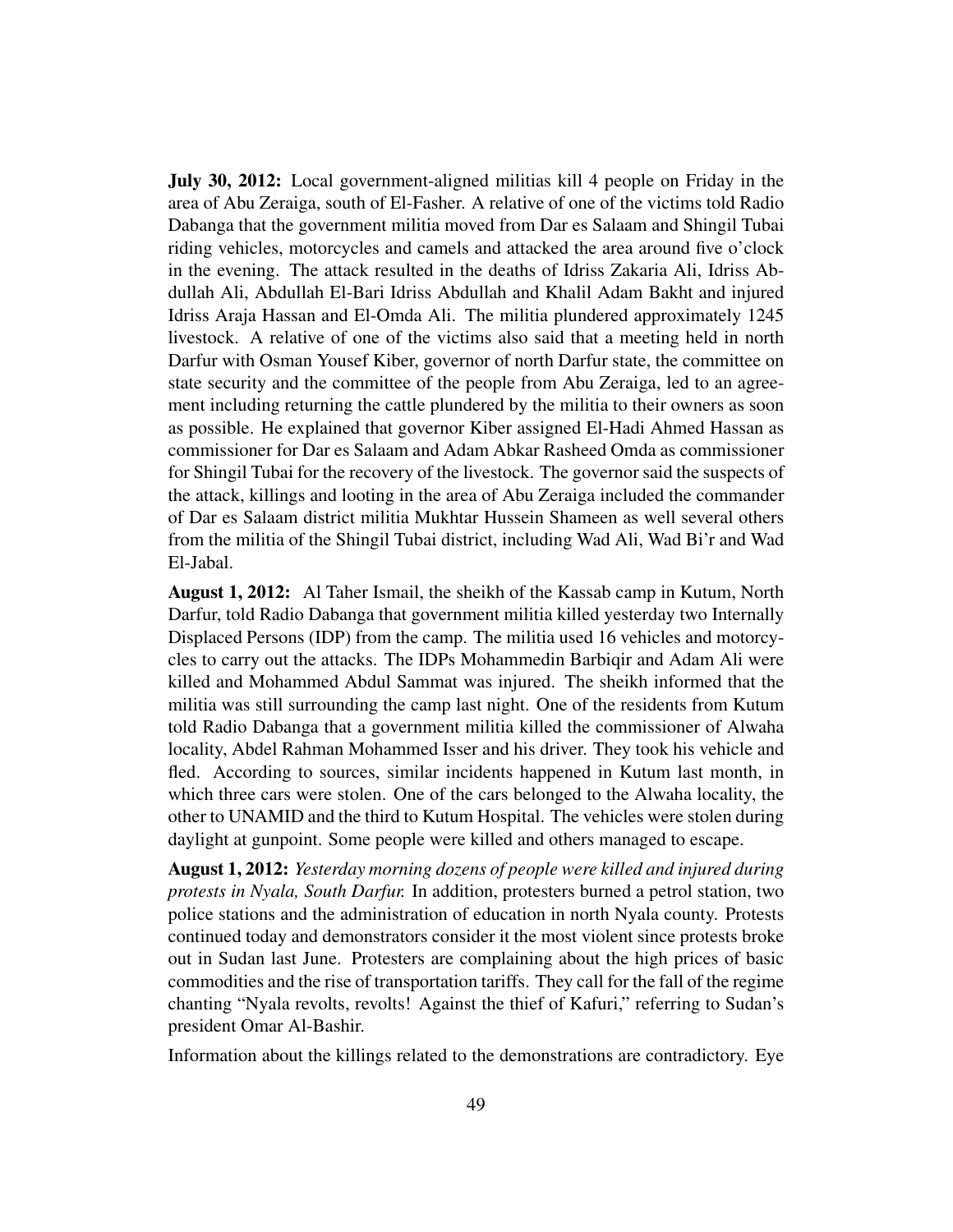**July 30, 2012:** Local government-aligned militias kill 4 people on Friday in the area of Abu Zeraiga, south of El-Fasher. A relative of one of the victims told Radio Dabanga that the government militia moved from Dar es Salaam and Shingil Tubai riding vehicles, motorcycles and camels and attacked the area around five o'clock in the evening. The attack resulted in the deaths of Idriss Zakaria Ali, Idriss Abdullah Ali, Abdullah El-Bari Idriss Abdullah and Khalil Adam Bakht and injured Idriss Araja Hassan and El-Omda Ali. The militia plundered approximately 1245 livestock. A relative of one of the victims also said that a meeting held in north Darfur with Osman Yousef Kiber, governor of north Darfur state, the committee on state security and the committee of the people from Abu Zeraiga, led to an agreement including returning the cattle plundered by the militia to their owners as soon as possible. He explained that governor Kiber assigned El-Hadi Ahmed Hassan as commissioner for Dar es Salaam and Adam Abkar Rasheed Omda as commissioner for Shingil Tubai for the recovery of the livestock. The governor said the suspects of the attack, killings and looting in the area of Abu Zeraiga included the commander of Dar es Salaam district militia Mukhtar Hussein Shameen as well several others from the militia of the Shingil Tubai district, including Wad Ali, Wad Bi'r and Wad El-Jabal.

**August 1, 2012:** Al Taher Ismail, the sheikh of the Kassab camp in Kutum, North Darfur, told Radio Dabanga that government militia killed yesterday two Internally Displaced Persons (IDP) from the camp. The militia used 16 vehicles and motorcycles to carry out the attacks. The IDPs Mohammedin Barbiqir and Adam Ali were killed and Mohammed Abdul Sammat was injured. The sheikh informed that the militia was still surrounding the camp last night. One of the residents from Kutum told Radio Dabanga that a government militia killed the commissioner of Alwaha locality, Abdel Rahman Mohammed Isser and his driver. They took his vehicle and fled. According to sources, similar incidents happened in Kutum last month, in which three cars were stolen. One of the cars belonged to the Alwaha locality, the other to UNAMID and the third to Kutum Hospital. The vehicles were stolen during daylight at gunpoint. Some people were killed and others managed to escape.

**August 1, 2012:** *Yesterday morning dozens of people were killed and injured during protests in Nyala, South Darfur.* In addition, protesters burned a petrol station, two police stations and the administration of education in north Nyala county. Protests continued today and demonstrators consider it the most violent since protests broke out in Sudan last June. Protesters are complaining about the high prices of basic commodities and the rise of transportation tariffs. They call for the fall of the regime chanting "Nyala revolts, revolts! Against the thief of Kafuri," referring to Sudan's president Omar Al-Bashir.

Information about the killings related to the demonstrations are contradictory. Eye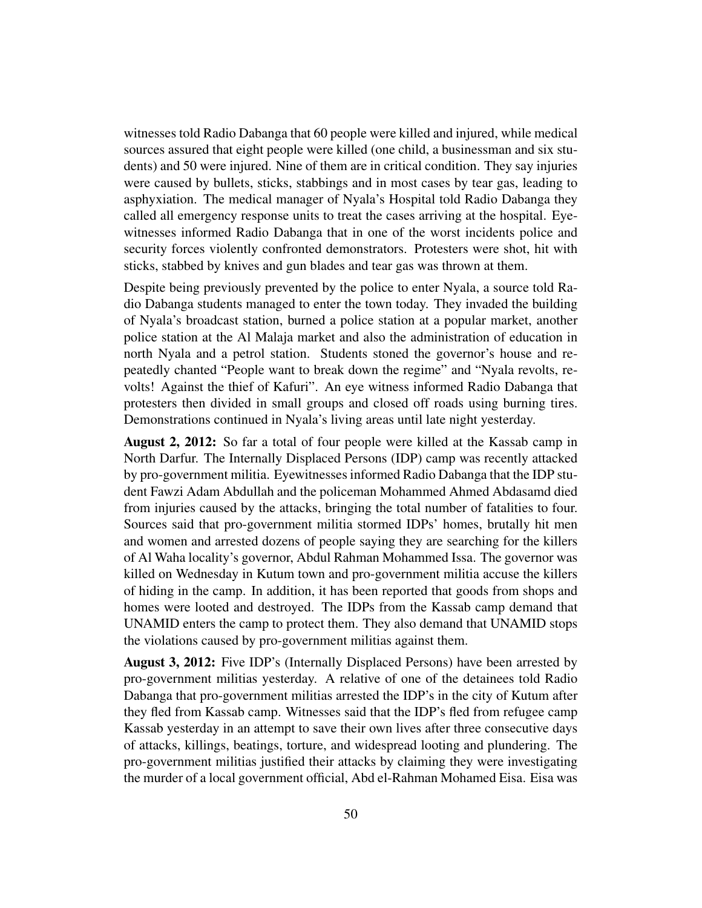witnesses told Radio Dabanga that 60 people were killed and injured, while medical sources assured that eight people were killed (one child, a businessman and six students) and 50 were injured. Nine of them are in critical condition. They say injuries were caused by bullets, sticks, stabbings and in most cases by tear gas, leading to asphyxiation. The medical manager of Nyala's Hospital told Radio Dabanga they called all emergency response units to treat the cases arriving at the hospital. Eyewitnesses informed Radio Dabanga that in one of the worst incidents police and security forces violently confronted demonstrators. Protesters were shot, hit with sticks, stabbed by knives and gun blades and tear gas was thrown at them.

Despite being previously prevented by the police to enter Nyala, a source told Radio Dabanga students managed to enter the town today. They invaded the building of Nyala's broadcast station, burned a police station at a popular market, another police station at the Al Malaja market and also the administration of education in north Nyala and a petrol station. Students stoned the governor's house and repeatedly chanted "People want to break down the regime" and "Nyala revolts, revolts! Against the thief of Kafuri". An eye witness informed Radio Dabanga that protesters then divided in small groups and closed off roads using burning tires. Demonstrations continued in Nyala's living areas until late night yesterday.

**August 2, 2012:** So far a total of four people were killed at the Kassab camp in North Darfur. The Internally Displaced Persons (IDP) camp was recently attacked by pro-government militia. Eyewitnesses informed Radio Dabanga that the IDP student Fawzi Adam Abdullah and the policeman Mohammed Ahmed Abdasamd died from injuries caused by the attacks, bringing the total number of fatalities to four. Sources said that pro-government militia stormed IDPs' homes, brutally hit men and women and arrested dozens of people saying they are searching for the killers of Al Waha locality's governor, Abdul Rahman Mohammed Issa. The governor was killed on Wednesday in Kutum town and pro-government militia accuse the killers of hiding in the camp. In addition, it has been reported that goods from shops and homes were looted and destroyed. The IDPs from the Kassab camp demand that UNAMID enters the camp to protect them. They also demand that UNAMID stops the violations caused by pro-government militias against them.

**August 3, 2012:** Five IDP's (Internally Displaced Persons) have been arrested by pro-government militias yesterday. A relative of one of the detainees told Radio Dabanga that pro-government militias arrested the IDP's in the city of Kutum after they fled from Kassab camp. Witnesses said that the IDP's fled from refugee camp Kassab yesterday in an attempt to save their own lives after three consecutive days of attacks, killings, beatings, torture, and widespread looting and plundering. The pro-government militias justified their attacks by claiming they were investigating the murder of a local government official, Abd el-Rahman Mohamed Eisa. Eisa was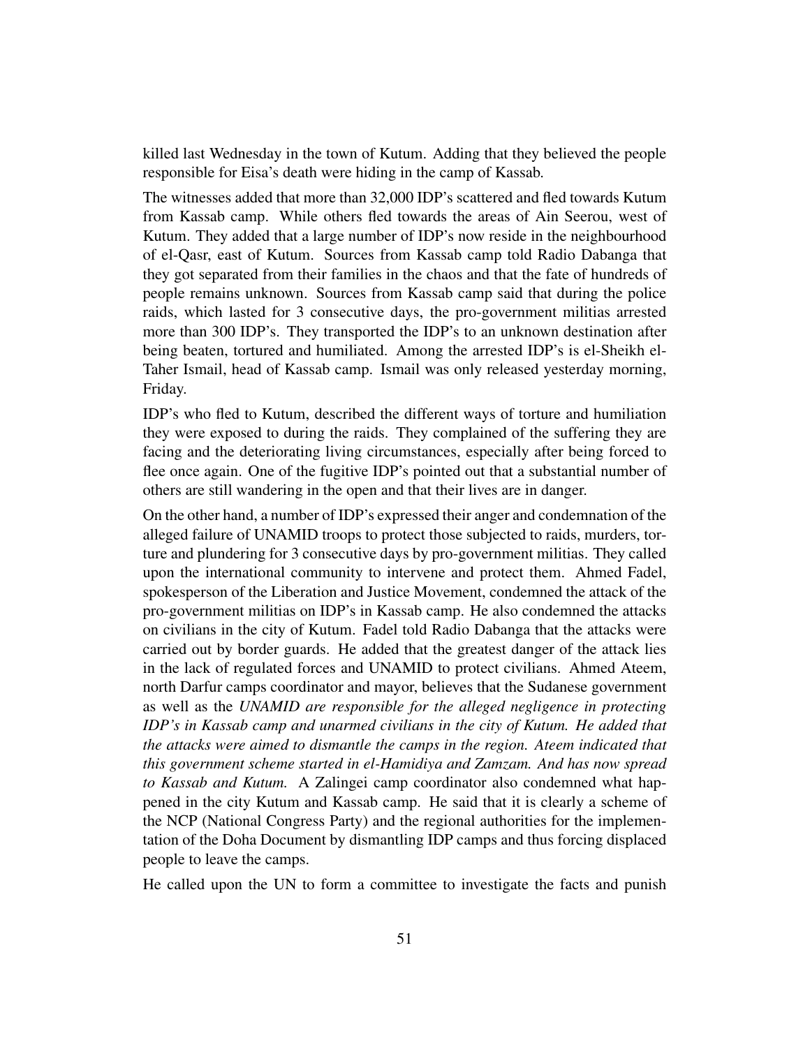killed last Wednesday in the town of Kutum. Adding that they believed the people responsible for Eisa's death were hiding in the camp of Kassab.

The witnesses added that more than 32,000 IDP's scattered and fled towards Kutum from Kassab camp. While others fled towards the areas of Ain Seerou, west of Kutum. They added that a large number of IDP's now reside in the neighbourhood of el-Qasr, east of Kutum. Sources from Kassab camp told Radio Dabanga that they got separated from their families in the chaos and that the fate of hundreds of people remains unknown. Sources from Kassab camp said that during the police raids, which lasted for 3 consecutive days, the pro-government militias arrested more than 300 IDP's. They transported the IDP's to an unknown destination after being beaten, tortured and humiliated. Among the arrested IDP's is el-Sheikh el-Taher Ismail, head of Kassab camp. Ismail was only released yesterday morning, Friday.

IDP's who fled to Kutum, described the different ways of torture and humiliation they were exposed to during the raids. They complained of the suffering they are facing and the deteriorating living circumstances, especially after being forced to flee once again. One of the fugitive IDP's pointed out that a substantial number of others are still wandering in the open and that their lives are in danger.

On the other hand, a number of IDP's expressed their anger and condemnation of the alleged failure of UNAMID troops to protect those subjected to raids, murders, torture and plundering for 3 consecutive days by pro-government militias. They called upon the international community to intervene and protect them. Ahmed Fadel, spokesperson of the Liberation and Justice Movement, condemned the attack of the pro-government militias on IDP's in Kassab camp. He also condemned the attacks on civilians in the city of Kutum. Fadel told Radio Dabanga that the attacks were carried out by border guards. He added that the greatest danger of the attack lies in the lack of regulated forces and UNAMID to protect civilians. Ahmed Ateem, north Darfur camps coordinator and mayor, believes that the Sudanese government as well as the *UNAMID are responsible for the alleged negligence in protecting IDP's in Kassab camp and unarmed civilians in the city of Kutum. He added that the attacks were aimed to dismantle the camps in the region. Ateem indicated that this government scheme started in el-Hamidiya and Zamzam. And has now spread to Kassab and Kutum.* A Zalingei camp coordinator also condemned what happened in the city Kutum and Kassab camp. He said that it is clearly a scheme of the NCP (National Congress Party) and the regional authorities for the implementation of the Doha Document by dismantling IDP camps and thus forcing displaced people to leave the camps.

He called upon the UN to form a committee to investigate the facts and punish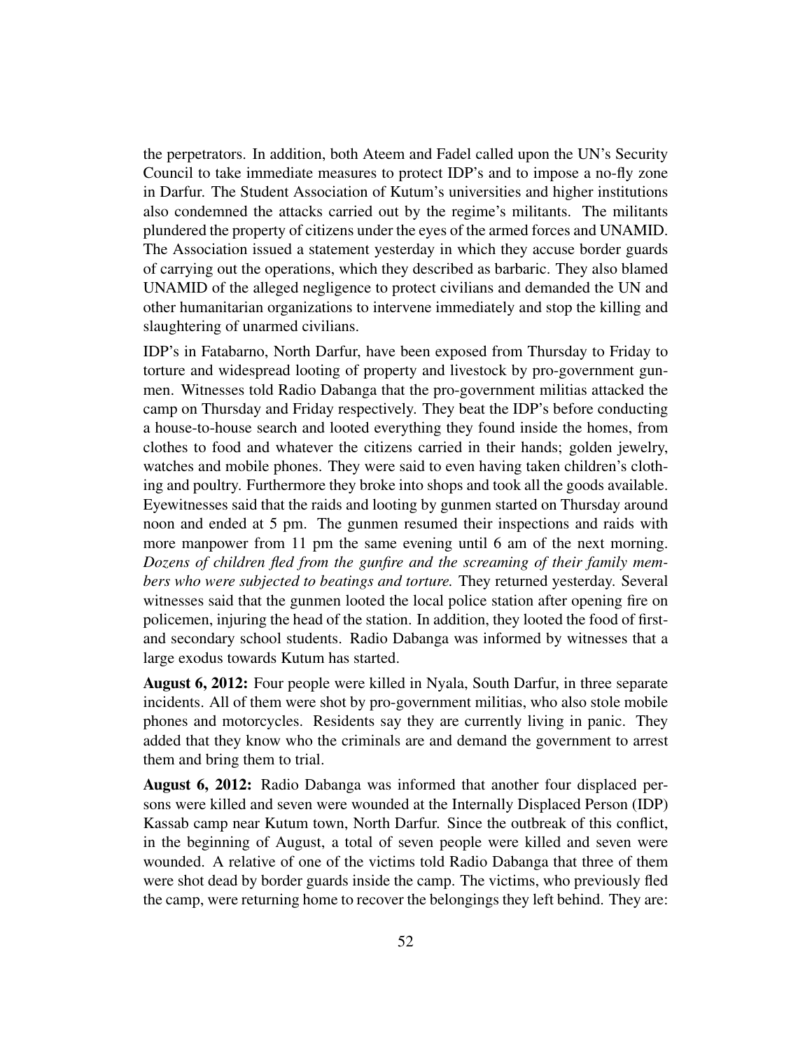the perpetrators. In addition, both Ateem and Fadel called upon the UN's Security Council to take immediate measures to protect IDP's and to impose a no-fly zone in Darfur. The Student Association of Kutum's universities and higher institutions also condemned the attacks carried out by the regime's militants. The militants plundered the property of citizens under the eyes of the armed forces and UNAMID. The Association issued a statement yesterday in which they accuse border guards of carrying out the operations, which they described as barbaric. They also blamed UNAMID of the alleged negligence to protect civilians and demanded the UN and other humanitarian organizations to intervene immediately and stop the killing and slaughtering of unarmed civilians.

IDP's in Fatabarno, North Darfur, have been exposed from Thursday to Friday to torture and widespread looting of property and livestock by pro-government gunmen. Witnesses told Radio Dabanga that the pro-government militias attacked the camp on Thursday and Friday respectively. They beat the IDP's before conducting a house-to-house search and looted everything they found inside the homes, from clothes to food and whatever the citizens carried in their hands; golden jewelry, watches and mobile phones. They were said to even having taken children's clothing and poultry. Furthermore they broke into shops and took all the goods available. Eyewitnesses said that the raids and looting by gunmen started on Thursday around noon and ended at 5 pm. The gunmen resumed their inspections and raids with more manpower from 11 pm the same evening until 6 am of the next morning. *Dozens of children fled from the gunfire and the screaming of their family members who were subjected to beatings and torture.* They returned yesterday. Several witnesses said that the gunmen looted the local police station after opening fire on policemen, injuring the head of the station. In addition, they looted the food of first- and secondary school students. Radio Dabanga was informed by witnesses that a large exodus towards Kutum has started.

**August 6, 2012:** Four people were killed in Nyala, South Darfur, in three separate incidents. All of them were shot by pro-government militias, who also stole mobile phones and motorcycles. Residents say they are currently living in panic. They added that they know who the criminals are and demand the government to arrest them and bring them to trial.

**August 6, 2012:** Radio Dabanga was informed that another four displaced persons were killed and seven were wounded at the Internally Displaced Person (IDP) Kassab camp near Kutum town, North Darfur. Since the outbreak of this conflict, in the beginning of August, a total of seven people were killed and seven were wounded. A relative of one of the victims told Radio Dabanga that three of them were shot dead by border guards inside the camp. The victims, who previously fled the camp, were returning home to recover the belongings they left behind. They are: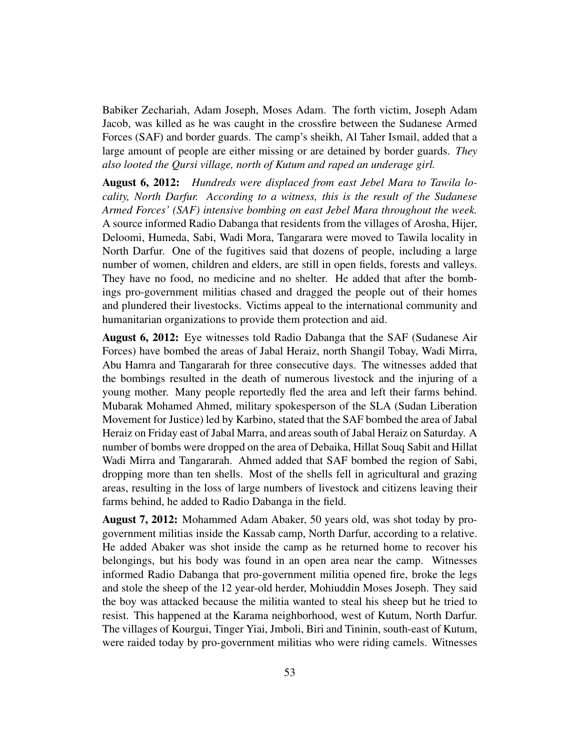Babiker Zechariah, Adam Joseph, Moses Adam. The forth victim, Joseph Adam Jacob, was killed as he was caught in the crossfire between the Sudanese Armed Forces (SAF) and border guards. The camp's sheikh, Al Taher Ismail, added that a large amount of people are either missing or are detained by border guards. *They also looted the Qursi village, north of Kutum and raped an underage girl.*

**August 6, 2012:** *Hundreds were displaced from east Jebel Mara to Tawila locality, North Darfur. According to a witness, this is the result of the Sudanese Armed Forces' (SAF) intensive bombing on east Jebel Mara throughout the week.* A source informed Radio Dabanga that residents from the villages of Arosha, Hijer, Deloomi, Humeda, Sabi, Wadi Mora, Tangarara were moved to Tawila locality in North Darfur. One of the fugitives said that dozens of people, including a large number of women, children and elders, are still in open fields, forests and valleys. They have no food, no medicine and no shelter. He added that after the bombings pro-government militias chased and dragged the people out of their homes and plundered their livestocks. Victims appeal to the international community and humanitarian organizations to provide them protection and aid.

**August 6, 2012:** Eye witnesses told Radio Dabanga that the SAF (Sudanese Air Forces) have bombed the areas of Jabal Heraiz, north Shangil Tobay, Wadi Mirra, Abu Hamra and Tangararah for three consecutive days. The witnesses added that the bombings resulted in the death of numerous livestock and the injuring of a young mother. Many people reportedly fled the area and left their farms behind. Mubarak Mohamed Ahmed, military spokesperson of the SLA (Sudan Liberation Movement for Justice) led by Karbino, stated that the SAF bombed the area of Jabal Heraiz on Friday east of Jabal Marra, and areas south of Jabal Heraiz on Saturday. A number of bombs were dropped on the area of Debaika, Hillat Souq Sabit and Hillat Wadi Mirra and Tangararah. Ahmed added that SAF bombed the region of Sabi, dropping more than ten shells. Most of the shells fell in agricultural and grazing areas, resulting in the loss of large numbers of livestock and citizens leaving their farms behind, he added to Radio Dabanga in the field.

**August 7, 2012:** Mohammed Adam Abaker, 50 years old, was shot today by pro-government militias inside the Kassab camp, North Darfur, according to a relative. He added Abaker was shot inside the camp as he returned home to recover his belongings, but his body was found in an open area near the camp. Witnesses informed Radio Dabanga that pro-government militia opened fire, broke the legs and stole the sheep of the 12 year-old herder, Mohiuddin Moses Joseph. They said the boy was attacked because the militia wanted to steal his sheep but he tried to resist. This happened at the Karama neighborhood, west of Kutum, North Darfur. The villages of Kourgui, Tinger Yiai, Jmboli, Biri and Tininin, south-east of Kutum, were raided today by pro-government militias who were riding camels. Witnesses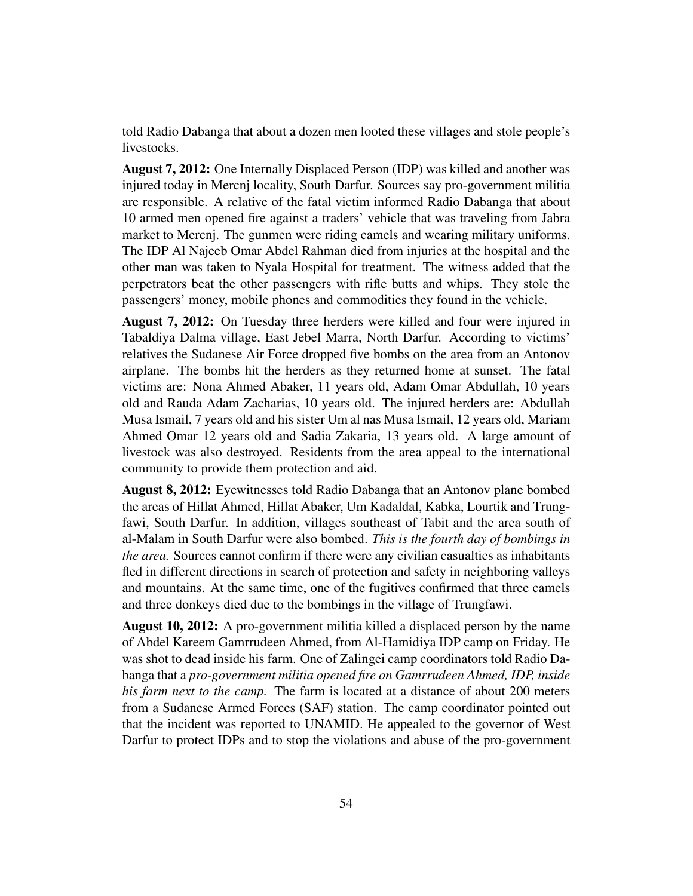told Radio Dabanga that about a dozen men looted these villages and stole people's livestocks.

**August 7, 2012:** One Internally Displaced Person (IDP) was killed and another was injured today in Mercnj locality, South Darfur. Sources say pro-government militia are responsible. A relative of the fatal victim informed Radio Dabanga that about 10 armed men opened fire against a traders' vehicle that was traveling from Jabra market to Mercnj. The gunmen were riding camels and wearing military uniforms. The IDP Al Najeeb Omar Abdel Rahman died from injuries at the hospital and the other man was taken to Nyala Hospital for treatment. The witness added that the perpetrators beat the other passengers with rifle butts and whips. They stole the passengers' money, mobile phones and commodities they found in the vehicle.

**August 7, 2012:** On Tuesday three herders were killed and four were injured in Tabaldiya Dalma village, East Jebel Marra, North Darfur. According to victims' relatives the Sudanese Air Force dropped five bombs on the area from an Antonov airplane. The bombs hit the herders as they returned home at sunset. The fatal victims are: Nona Ahmed Abaker, 11 years old, Adam Omar Abdullah, 10 years old and Rauda Adam Zacharias, 10 years old. The injured herders are: Abdullah Musa Ismail, 7 years old and his sister Um al nas Musa Ismail, 12 years old, Mariam Ahmed Omar 12 years old and Sadia Zakaria, 13 years old. A large amount of livestock was also destroyed. Residents from the area appeal to the international community to provide them protection and aid.

**August 8, 2012:** Eyewitnesses told Radio Dabanga that an Antonov plane bombed the areas of Hillat Ahmed, Hillat Abaker, Um Kadaldal, Kabka, Lourtik and Trungfawi, South Darfur. In addition, villages southeast of Tabit and the area south of al-Malam in South Darfur were also bombed. *This is the fourth day of bombings in the area.* Sources cannot confirm if there were any civilian casualties as inhabitants fled in different directions in search of protection and safety in neighboring valleys and mountains. At the same time, one of the fugitives confirmed that three camels and three donkeys died due to the bombings in the village of Trungfawi.

**August 10, 2012:** A pro-government militia killed a displaced person by the name of Abdel Kareem Gamrrudeen Ahmed, from Al-Hamidiya IDP camp on Friday. He was shot to dead inside his farm. One of Zalingei camp coordinators told Radio Dabanga that a *pro-government militia opened fire on Gamrrudeen Ahmed, IDP, inside his farm next to the camp.* The farm is located at a distance of about 200 meters from a Sudanese Armed Forces (SAF) station. The camp coordinator pointed out that the incident was reported to UNAMID. He appealed to the governor of West Darfur to protect IDPs and to stop the violations and abuse of the pro-government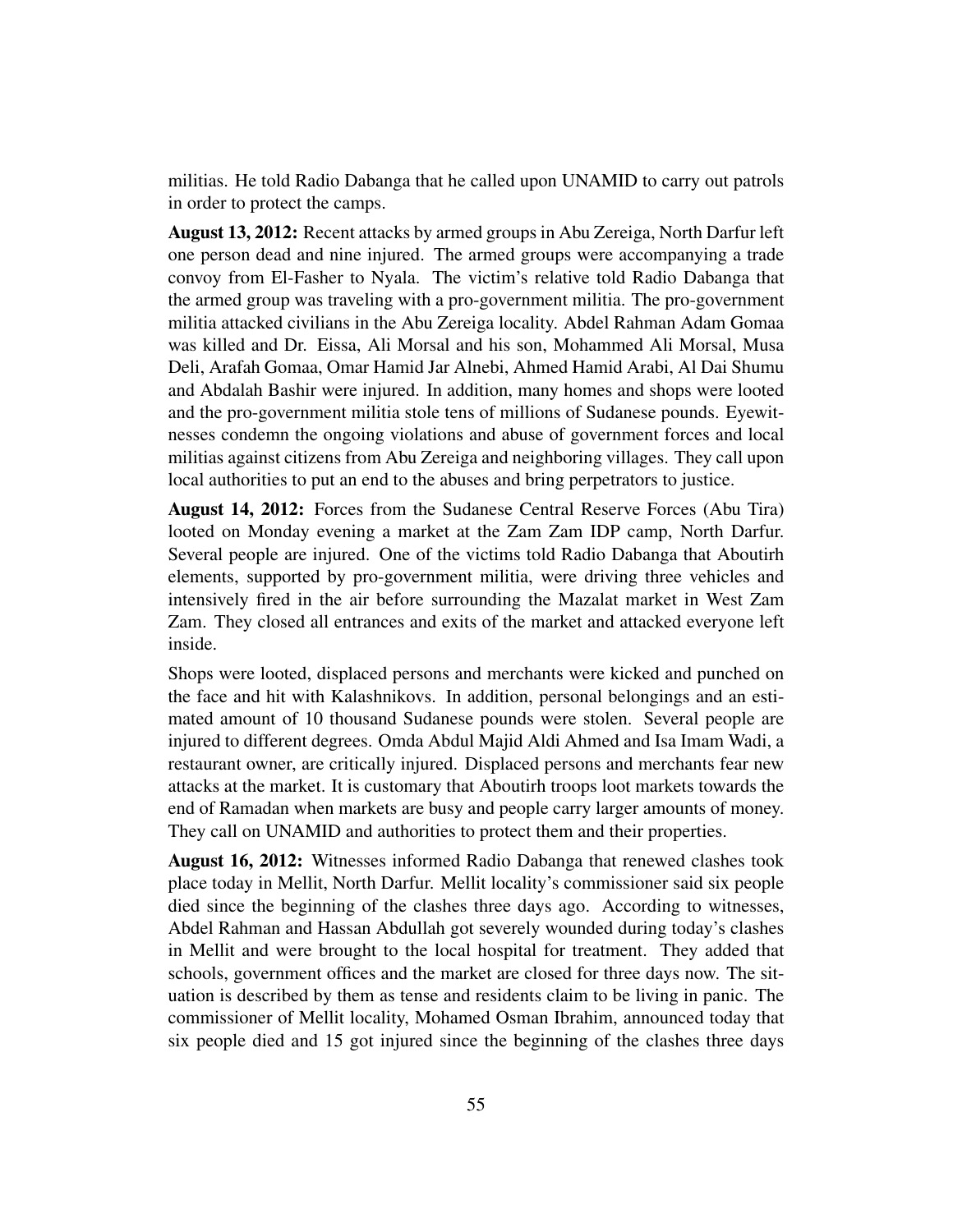militias. He told Radio Dabanga that he called upon UNAMID to carry out patrols in order to protect the camps.

**August 13, 2012:** Recent attacks by armed groups in Abu Zereiga, North Darfur left one person dead and nine injured. The armed groups were accompanying a trade convoy from El-Fasher to Nyala. The victim's relative told Radio Dabanga that the armed group was traveling with a pro-government militia. The pro-government militia attacked civilians in the Abu Zereiga locality. Abdel Rahman Adam Gomaa was killed and Dr. Eissa, Ali Morsal and his son, Mohammed Ali Morsal, Musa Deli, Arafah Gomaa, Omar Hamid Jar Alnebi, Ahmed Hamid Arabi, Al Dai Shumu and Abdalah Bashir were injured. In addition, many homes and shops were looted and the pro-government militia stole tens of millions of Sudanese pounds. Eyewitnesses condemn the ongoing violations and abuse of government forces and local militias against citizens from Abu Zereiga and neighboring villages. They call upon local authorities to put an end to the abuses and bring perpetrators to justice.

**August 14, 2012:** Forces from the Sudanese Central Reserve Forces (Abu Tira) looted on Monday evening a market at the Zam Zam IDP camp, North Darfur. Several people are injured. One of the victims told Radio Dabanga that Aboutirh elements, supported by pro-government militia, were driving three vehicles and intensively fired in the air before surrounding the Mazalat market in West Zam Zam. They closed all entrances and exits of the market and attacked everyone left inside.

Shops were looted, displaced persons and merchants were kicked and punched on the face and hit with Kalashnikovs. In addition, personal belongings and an estimated amount of 10 thousand Sudanese pounds were stolen. Several people are injured to different degrees. Omda Abdul Majid Aldi Ahmed and Isa Imam Wadi, a restaurant owner, are critically injured. Displaced persons and merchants fear new attacks at the market. It is customary that Aboutirh troops loot markets towards the end of Ramadan when markets are busy and people carry larger amounts of money. They call on UNAMID and authorities to protect them and their properties.

**August 16, 2012:** Witnesses informed Radio Dabanga that renewed clashes took place today in Mellit, North Darfur. Mellit locality's commissioner said six people died since the beginning of the clashes three days ago. According to witnesses, Abdel Rahman and Hassan Abdullah got severely wounded during today's clashes in Mellit and were brought to the local hospital for treatment. They added that schools, government offices and the market are closed for three days now. The situation is described by them as tense and residents claim to be living in panic. The commissioner of Mellit locality, Mohamed Osman Ibrahim, announced today that six people died and 15 got injured since the beginning of the clashes three days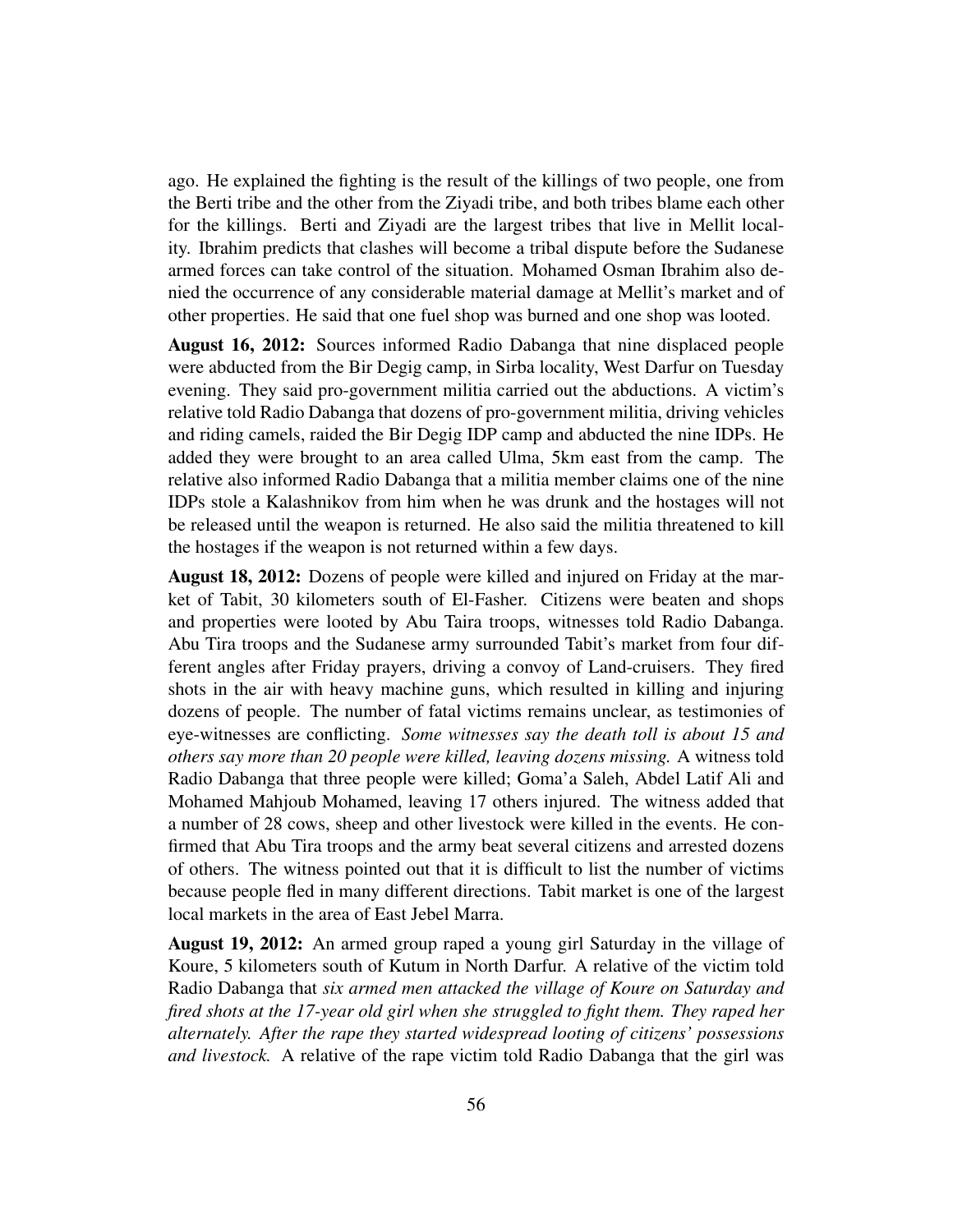ago. He explained the fighting is the result of the killings of two people, one from the Berti tribe and the other from the Ziyadi tribe, and both tribes blame each other for the killings. Berti and Ziyadi are the largest tribes that live in Mellit locality. Ibrahim predicts that clashes will become a tribal dispute before the Sudanese armed forces can take control of the situation. Mohamed Osman Ibrahim also denied the occurrence of any considerable material damage at Mellit's market and of other properties. He said that one fuel shop was burned and one shop was looted.

**August 16, 2012:** Sources informed Radio Dabanga that nine displaced people were abducted from the Bir Degig camp, in Sirba locality, West Darfur on Tuesday evening. They said pro-government militia carried out the abductions. A victim's relative told Radio Dabanga that dozens of pro-government militia, driving vehicles and riding camels, raided the Bir Degig IDP camp and abducted the nine IDPs. He added they were brought to an area called Ulma, 5km east from the camp. The relative also informed Radio Dabanga that a militia member claims one of the nine IDPs stole a Kalashnikov from him when he was drunk and the hostages will not be released until the weapon is returned. He also said the militia threatened to kill the hostages if the weapon is not returned within a few days.

**August 18, 2012:** Dozens of people were killed and injured on Friday at the market of Tabit, 30 kilometers south of El-Fasher. Citizens were beaten and shops and properties were looted by Abu Taira troops, witnesses told Radio Dabanga. Abu Tira troops and the Sudanese army surrounded Tabit's market from four different angles after Friday prayers, driving a convoy of Land-cruisers. They fired shots in the air with heavy machine guns, which resulted in killing and injuring dozens of people. The number of fatal victims remains unclear, as testimonies of eye-witnesses are conflicting. *Some witnesses say the death toll is about 15 and others say more than 20 people were killed, leaving dozens missing.* A witness told Radio Dabanga that three people were killed; Goma'a Saleh, Abdel Latif Ali and Mohamed Mahjoub Mohamed, leaving 17 others injured. The witness added that a number of 28 cows, sheep and other livestock were killed in the events. He confirmed that Abu Tira troops and the army beat several citizens and arrested dozens of others. The witness pointed out that it is difficult to list the number of victims because people fled in many different directions. Tabit market is one of the largest local markets in the area of East Jebel Marra.

**August 19, 2012:** An armed group raped a young girl Saturday in the village of Koure, 5 kilometers south of Kutum in North Darfur. A relative of the victim told Radio Dabanga that *six armed men attacked the village of Koure on Saturday and fired shots at the 17-year old girl when she struggled to fight them. They raped her alternately. After the rape they started widespread looting of citizens' possessions and livestock.* A relative of the rape victim told Radio Dabanga that the girl was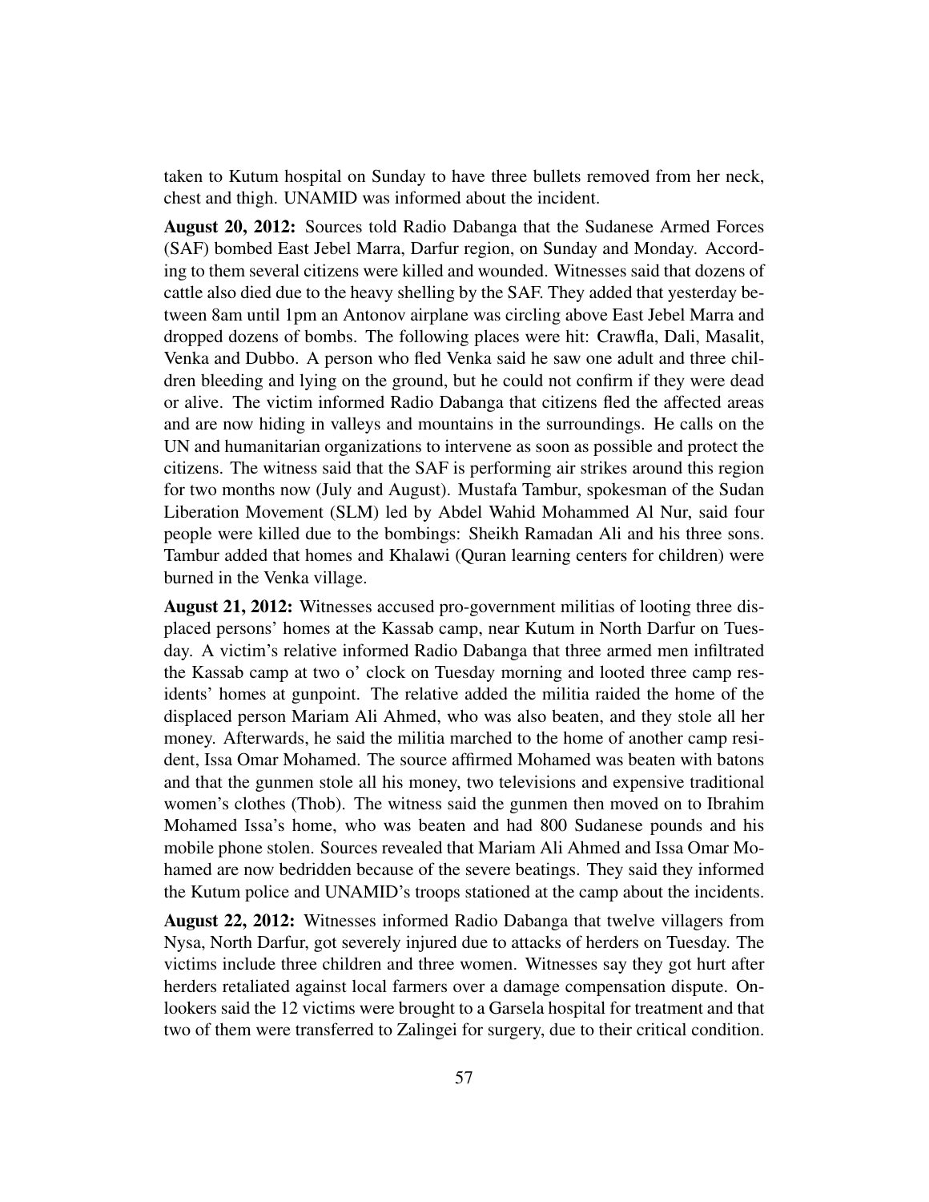taken to Kutum hospital on Sunday to have three bullets removed from her neck, chest and thigh. UNAMID was informed about the incident.

**August 20, 2012:** Sources told Radio Dabanga that the Sudanese Armed Forces (SAF) bombed East Jebel Marra, Darfur region, on Sunday and Monday. According to them several citizens were killed and wounded. Witnesses said that dozens of cattle also died due to the heavy shelling by the SAF. They added that yesterday between 8am until 1pm an Antonov airplane was circling above East Jebel Marra and dropped dozens of bombs. The following places were hit: Crawfla, Dali, Masalit, Venka and Dubbo. A person who fled Venka said he saw one adult and three children bleeding and lying on the ground, but he could not confirm if they were dead or alive. The victim informed Radio Dabanga that citizens fled the affected areas and are now hiding in valleys and mountains in the surroundings. He calls on the UN and humanitarian organizations to intervene as soon as possible and protect the citizens. The witness said that the SAF is performing air strikes around this region for two months now (July and August). Mustafa Tambur, spokesman of the Sudan Liberation Movement (SLM) led by Abdel Wahid Mohammed Al Nur, said four people were killed due to the bombings: Sheikh Ramadan Ali and his three sons. Tambur added that homes and Khalawi (Quran learning centers for children) were burned in the Venka village.

**August 21, 2012:** Witnesses accused pro-government militias of looting three displaced persons' homes at the Kassab camp, near Kutum in North Darfur on Tuesday. A victim's relative informed Radio Dabanga that three armed men infiltrated the Kassab camp at two o' clock on Tuesday morning and looted three camp residents' homes at gunpoint. The relative added the militia raided the home of the displaced person Mariam Ali Ahmed, who was also beaten, and they stole all her money. Afterwards, he said the militia marched to the home of another camp resident, Issa Omar Mohamed. The source affirmed Mohamed was beaten with batons and that the gunmen stole all his money, two televisions and expensive traditional women's clothes (Thob). The witness said the gunmen then moved on to Ibrahim Mohamed Issa's home, who was beaten and had 800 Sudanese pounds and his mobile phone stolen. Sources revealed that Mariam Ali Ahmed and Issa Omar Mohamed are now bedridden because of the severe beatings. They said they informed the Kutum police and UNAMID's troops stationed at the camp about the incidents.

**August 22, 2012:** Witnesses informed Radio Dabanga that twelve villagers from Nysa, North Darfur, got severely injured due to attacks of herders on Tuesday. The victims include three children and three women. Witnesses say they got hurt after herders retaliated against local farmers over a damage compensation dispute. Onlookers said the 12 victims were brought to a Garsela hospital for treatment and that two of them were transferred to Zalingei for surgery, due to their critical condition.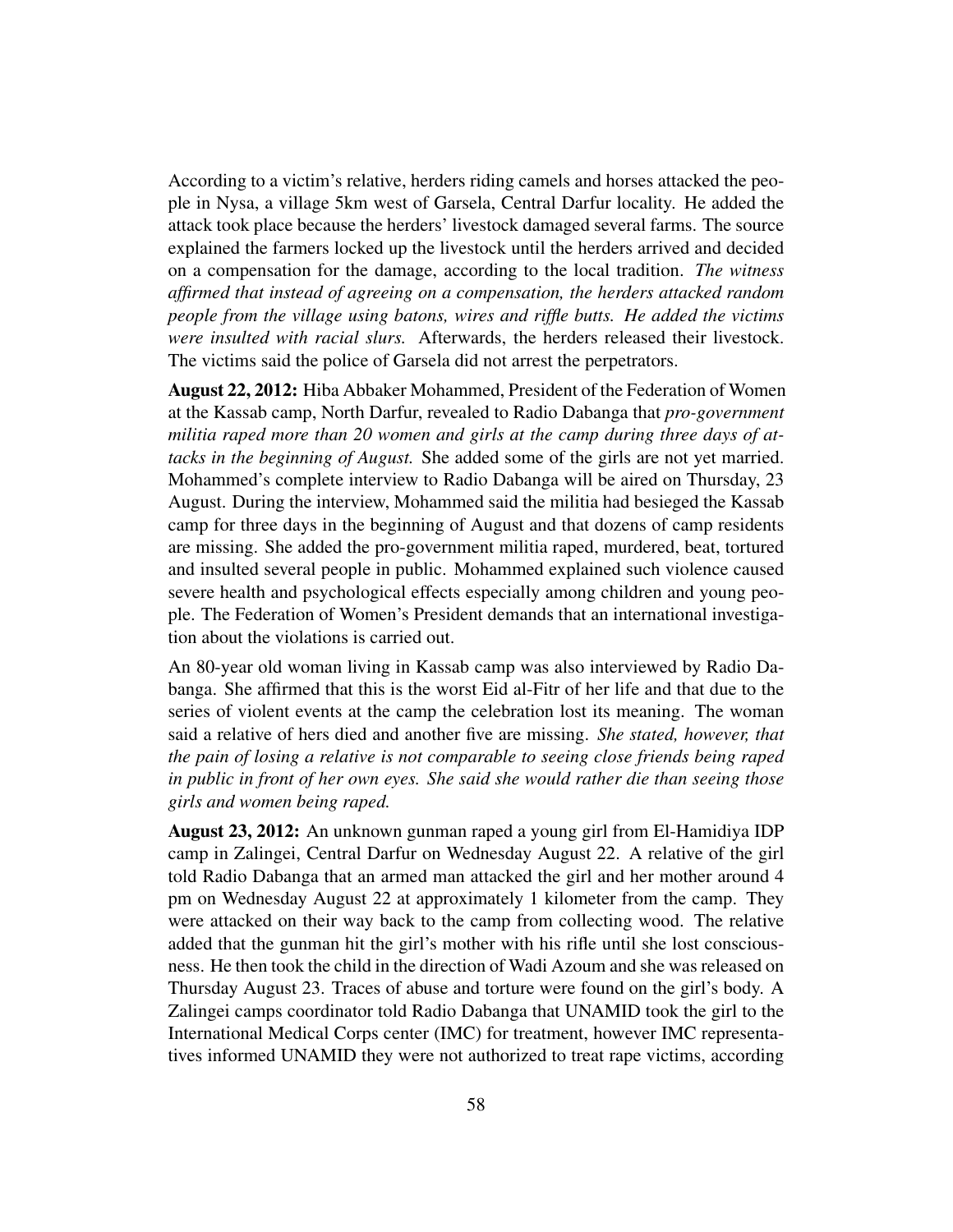According to a victim's relative, herders riding camels and horses attacked the people in Nysa, a village 5km west of Garsela, Central Darfur locality. He added the attack took place because the herders' livestock damaged several farms. The source explained the farmers locked up the livestock until the herders arrived and decided on a compensation for the damage, according to the local tradition. *The witness affirmed that instead of agreeing on a compensation, the herders attacked random people from the village using batons, wires and riffle butts. He added the victims were insulted with racial slurs.* Afterwards, the herders released their livestock. The victims said the police of Garsela did not arrest the perpetrators.

**August 22, 2012:** Hiba Abbaker Mohammed, President of the Federation of Women at the Kassab camp, North Darfur, revealed to Radio Dabanga that *pro-government militia raped more than 20 women and girls at the camp during three days of attacks in the beginning of August.* She added some of the girls are not yet married. Mohammed's complete interview to Radio Dabanga will be aired on Thursday, 23 August. During the interview, Mohammed said the militia had besieged the Kassab camp for three days in the beginning of August and that dozens of camp residents are missing. She added the pro-government militia raped, murdered, beat, tortured and insulted several people in public. Mohammed explained such violence caused severe health and psychological effects especially among children and young people. The Federation of Women's President demands that an international investigation about the violations is carried out.

An 80-year old woman living in Kassab camp was also interviewed by Radio Dabanga. She affirmed that this is the worst Eid al-Fitr of her life and that due to the series of violent events at the camp the celebration lost its meaning. The woman said a relative of hers died and another five are missing. *She stated, however, that the pain of losing a relative is not comparable to seeing close friends being raped in public in front of her own eyes. She said she would rather die than seeing those girls and women being raped.*

**August 23, 2012:** An unknown gunman raped a young girl from El-Hamidiya IDP camp in Zalingei, Central Darfur on Wednesday August 22. A relative of the girl told Radio Dabanga that an armed man attacked the girl and her mother around 4 pm on Wednesday August 22 at approximately 1 kilometer from the camp. They were attacked on their way back to the camp from collecting wood. The relative added that the gunman hit the girl's mother with his rifle until she lost consciousness. He then took the child in the direction of Wadi Azoum and she was released on Thursday August 23. Traces of abuse and torture were found on the girl's body. A Zalingei camps coordinator told Radio Dabanga that UNAMID took the girl to the International Medical Corps center (IMC) for treatment, however IMC representatives informed UNAMID they were not authorized to treat rape victims, according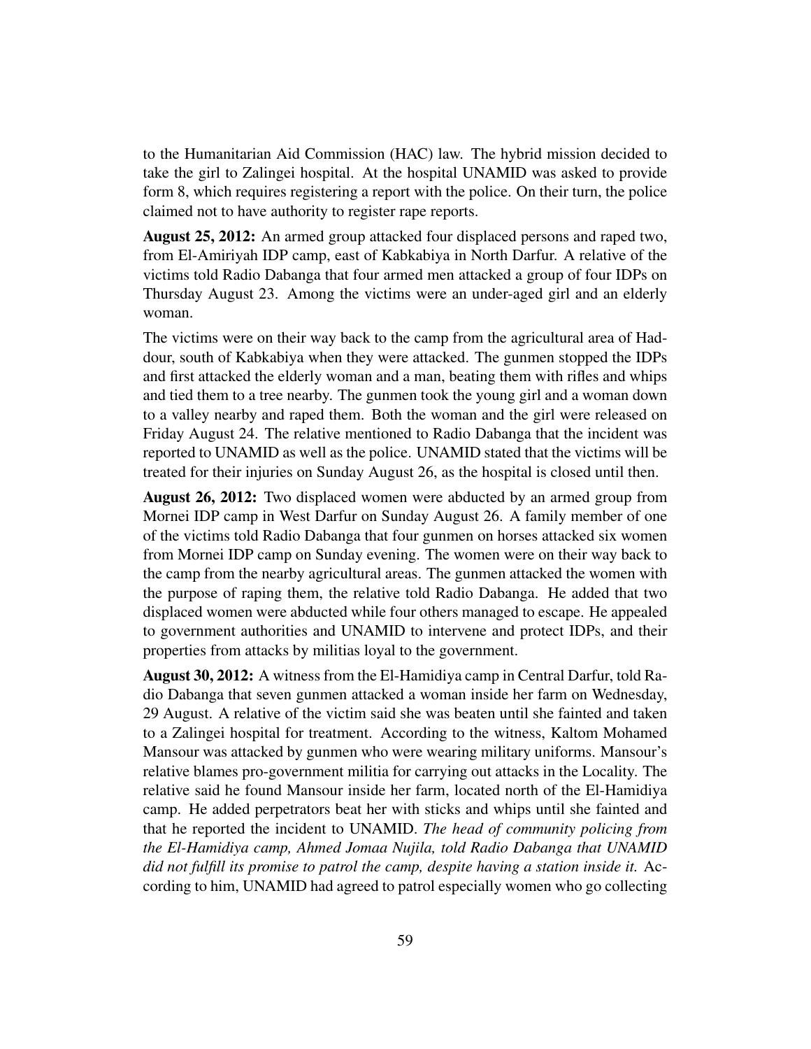to the Humanitarian Aid Commission (HAC) law. The hybrid mission decided to take the girl to Zalingei hospital. At the hospital UNAMID was asked to provide form 8, which requires registering a report with the police. On their turn, the police claimed not to have authority to register rape reports.

**August 25, 2012:** An armed group attacked four displaced persons and raped two, from El-Amiriyah IDP camp, east of Kabkabiya in North Darfur. A relative of the victims told Radio Dabanga that four armed men attacked a group of four IDPs on Thursday August 23. Among the victims were an under-aged girl and an elderly woman.

The victims were on their way back to the camp from the agricultural area of Haddour, south of Kabkabiya when they were attacked. The gunmen stopped the IDPs and first attacked the elderly woman and a man, beating them with rifles and whips and tied them to a tree nearby. The gunmen took the young girl and a woman down to a valley nearby and raped them. Both the woman and the girl were released on Friday August 24. The relative mentioned to Radio Dabanga that the incident was reported to UNAMID as well as the police. UNAMID stated that the victims will be treated for their injuries on Sunday August 26, as the hospital is closed until then.

**August 26, 2012:** Two displaced women were abducted by an armed group from Mornei IDP camp in West Darfur on Sunday August 26. A family member of one of the victims told Radio Dabanga that four gunmen on horses attacked six women from Mornei IDP camp on Sunday evening. The women were on their way back to the camp from the nearby agricultural areas. The gunmen attacked the women with the purpose of raping them, the relative told Radio Dabanga. He added that two displaced women were abducted while four others managed to escape. He appealed to government authorities and UNAMID to intervene and protect IDPs, and their properties from attacks by militias loyal to the government.

**August 30, 2012:** A witness from the El-Hamidiya camp in Central Darfur, told Radio Dabanga that seven gunmen attacked a woman inside her farm on Wednesday, 29 August. A relative of the victim said she was beaten until she fainted and taken to a Zalingei hospital for treatment. According to the witness, Kaltom Mohamed Mansour was attacked by gunmen who were wearing military uniforms. Mansour's relative blames pro-government militia for carrying out attacks in the Locality. The relative said he found Mansour inside her farm, located north of the El-Hamidiya camp. He added perpetrators beat her with sticks and whips until she fainted and that he reported the incident to UNAMID. *The head of community policing from the El-Hamidiya camp, Ahmed Jomaa Nujila, told Radio Dabanga that UNAMID did not fulfill its promise to patrol the camp, despite having a station inside it.* According to him, UNAMID had agreed to patrol especially women who go collecting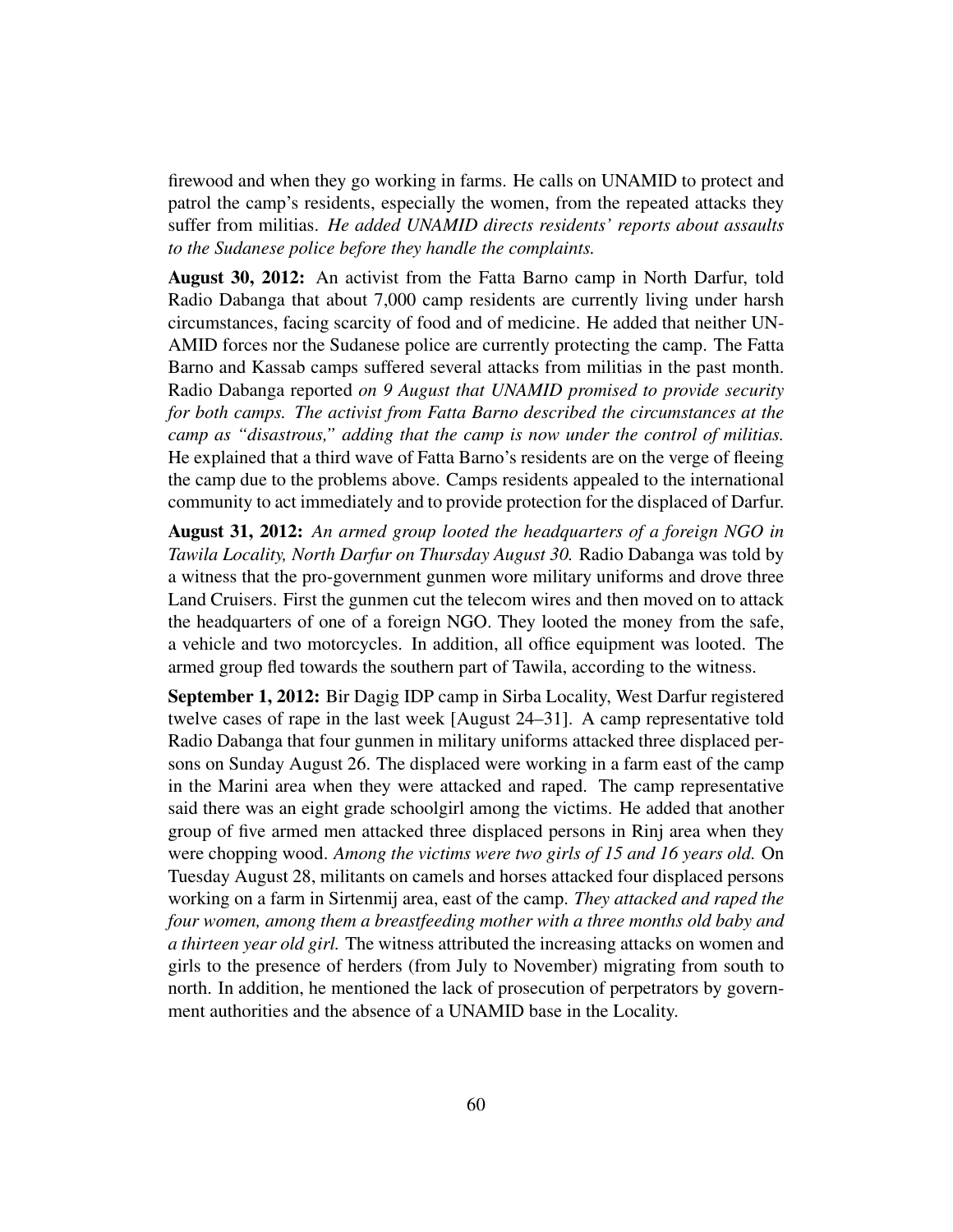firewood and when they go working in farms. He calls on UNAMID to protect and patrol the camp's residents, especially the women, from the repeated attacks they suffer from militias. *He added UNAMID directs residents' reports about assaults to the Sudanese police before they handle the complaints.*

**August 30, 2012:** An activist from the Fatta Barno camp in North Darfur, told Radio Dabanga that about 7,000 camp residents are currently living under harsh circumstances, facing scarcity of food and of medicine. He added that neither UNAMID forces nor the Sudanese police are currently protecting the camp. The Fatta Barno and Kassab camps suffered several attacks from militias in the past month. Radio Dabanga reported *on 9 August that UNAMID promised to provide security for both camps. The activist from Fatta Barno described the circumstances at the camp as "disastrous," adding that the camp is now under the control of militias.* He explained that a third wave of Fatta Barno's residents are on the verge of fleeing the camp due to the problems above. Camps residents appealed to the international community to act immediately and to provide protection for the displaced of Darfur.

**August 31, 2012:** *An armed group looted the headquarters of a foreign NGO in Tawila Locality, North Darfur on Thursday August 30.* Radio Dabanga was told by a witness that the pro-government gunmen wore military uniforms and drove three Land Cruisers. First the gunmen cut the telecom wires and then moved on to attack the headquarters of one of a foreign NGO. They looted the money from the safe, a vehicle and two motorcycles. In addition, all office equipment was looted. The armed group fled towards the southern part of Tawila, according to the witness.

**September 1, 2012:** Bir Dagig IDP camp in Sirba Locality, West Darfur registered twelve cases of rape in the last week [August 24–31]. A camp representative told Radio Dabanga that four gunmen in military uniforms attacked three displaced persons on Sunday August 26. The displaced were working in a farm east of the camp in the Marini area when they were attacked and raped. The camp representative said there was an eight grade schoolgirl among the victims. He added that another group of five armed men attacked three displaced persons in Rinj area when they were chopping wood. *Among the victims were two girls of 15 and 16 years old.* On Tuesday August 28, militants on camels and horses attacked four displaced persons working on a farm in Sirtenmij area, east of the camp. *They attacked and raped the four women, among them a breastfeeding mother with a three months old baby and a thirteen year old girl.* The witness attributed the increasing attacks on women and girls to the presence of herders (from July to November) migrating from south to north. In addition, he mentioned the lack of prosecution of perpetrators by government authorities and the absence of a UNAMID base in the Locality.